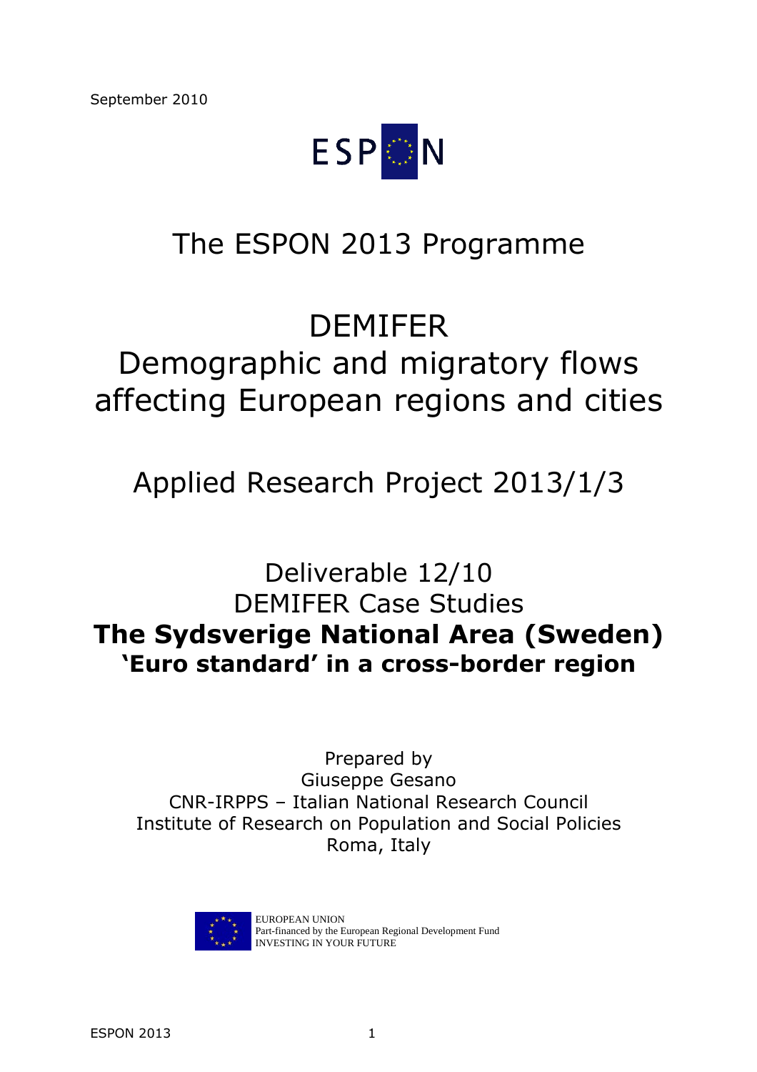September 2010

ESPON

# The ESPON 2013 Programme

# DEMIFER
# Demographic and migratory flows affecting European regions and cities

## Applied Research Project 2013/1/3

## Deliverable 12/10
## DEMIFER Case Studies
## **The Sydsverige National Area (Sweden)**
### **'Euro standard' in a cross-border region**

Prepared by
Giuseppe Gesano
CNR-IRPPS – Italian National Research Council
Institute of Research on Population and Social Policies
Roma, Italy

EUROPEAN UNION
Part-financed by the European Regional Development Fund
INVESTING IN YOUR FUTURE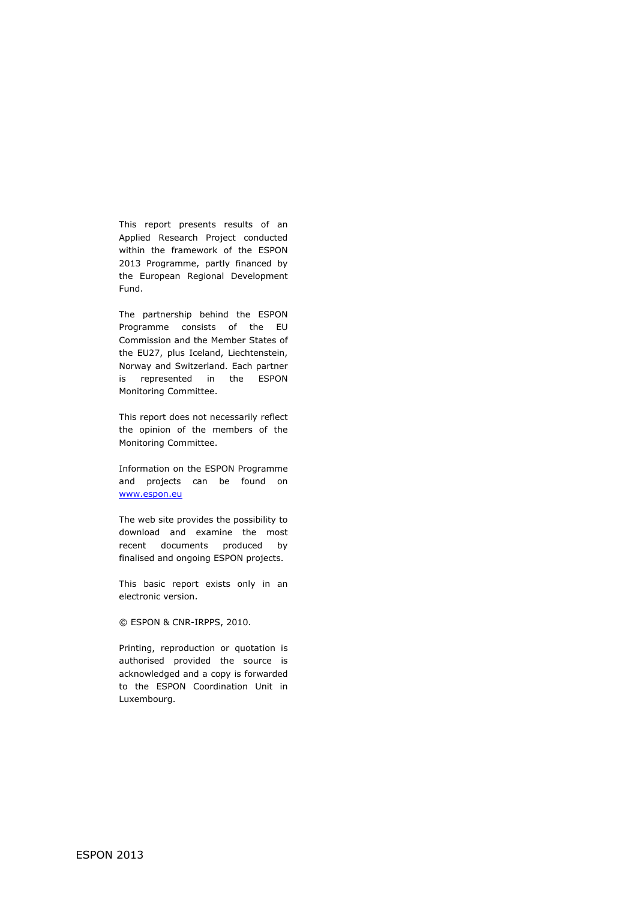This report presents results of an Applied Research Project conducted within the framework of the ESPON 2013 Programme, partly financed by the European Regional Development Fund.

The partnership behind the ESPON Programme consists of the EU Commission and the Member States of the EU27, plus Iceland, Liechtenstein, Norway and Switzerland. Each partner is represented in the ESPON Monitoring Committee.

This report does not necessarily reflect the opinion of the members of the Monitoring Committee.

Information on the ESPON Programme and projects can be found on [www.espon.eu](http://www.espon.eu)

The web site provides the possibility to download and examine the most recent documents produced by finalised and ongoing ESPON projects.

This basic report exists only in an electronic version.

© ESPON & CNR-IRPPS, 2010.

Printing, reproduction or quotation is authorised provided the source is acknowledged and a copy is forwarded to the ESPON Coordination Unit in Luxembourg.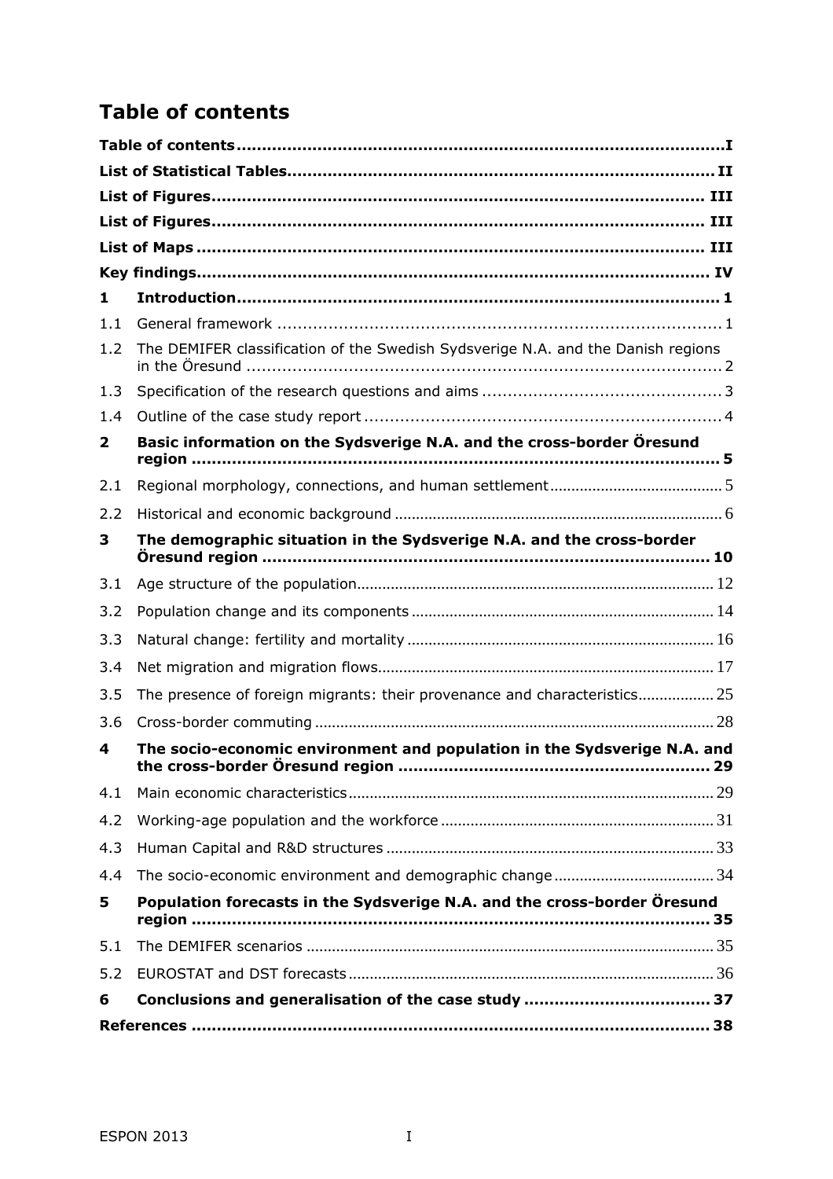# Table of contents

| | | |
|---|---|---|
| **Table of contents** | | **I** |
| **List of Statistical Tables** | | **II** |
| **List of Figures** | | **III** |
| **List of Figures** | | **III** |
| **List of Maps** | | **III** |
| **Key findings** | | **IV** |
| **1** | **Introduction** | **1** |
| 1.1 | General framework | 1 |
| 1.2 | The DEMIFER classification of the Swedish Sydsverige N.A. and the Danish regions in the Öresund | 2 |
| 1.3 | Specification of the research questions and aims | 3 |
| 1.4 | Outline of the case study report | 4 |
| **2** | **Basic information on the Sydsverige N.A. and the cross-border Öresund region** | **5** |
| 2.1 | Regional morphology, connections, and human settlement | 5 |
| 2.2 | Historical and economic background | 6 |
| **3** | **The demographic situation in the Sydsverige N.A. and the cross-border Öresund region** | **10** |
| 3.1 | Age structure of the population | 12 |
| 3.2 | Population change and its components | 14 |
| 3.3 | Natural change: fertility and mortality | 16 |
| 3.4 | Net migration and migration flows | 17 |
| 3.5 | The presence of foreign migrants: their provenance and characteristics | 25 |
| 3.6 | Cross-border commuting | 28 |
| **4** | **The socio-economic environment and population in the Sydsverige N.A. and the cross-border Öresund region** | **29** |
| 4.1 | Main economic characteristics | 29 |
| 4.2 | Working-age population and the workforce | 31 |
| 4.3 | Human Capital and R&D structures | 33 |
| 4.4 | The socio-economic environment and demographic change | 34 |
| **5** | **Population forecasts in the Sydsverige N.A. and the cross-border Öresund region** | **35** |
| 5.1 | The DEMIFER scenarios | 35 |
| 5.2 | EUROSTAT and DST forecasts | 36 |
| **6** | **Conclusions and generalisation of the case study** | **37** |
| **References** | | **38** |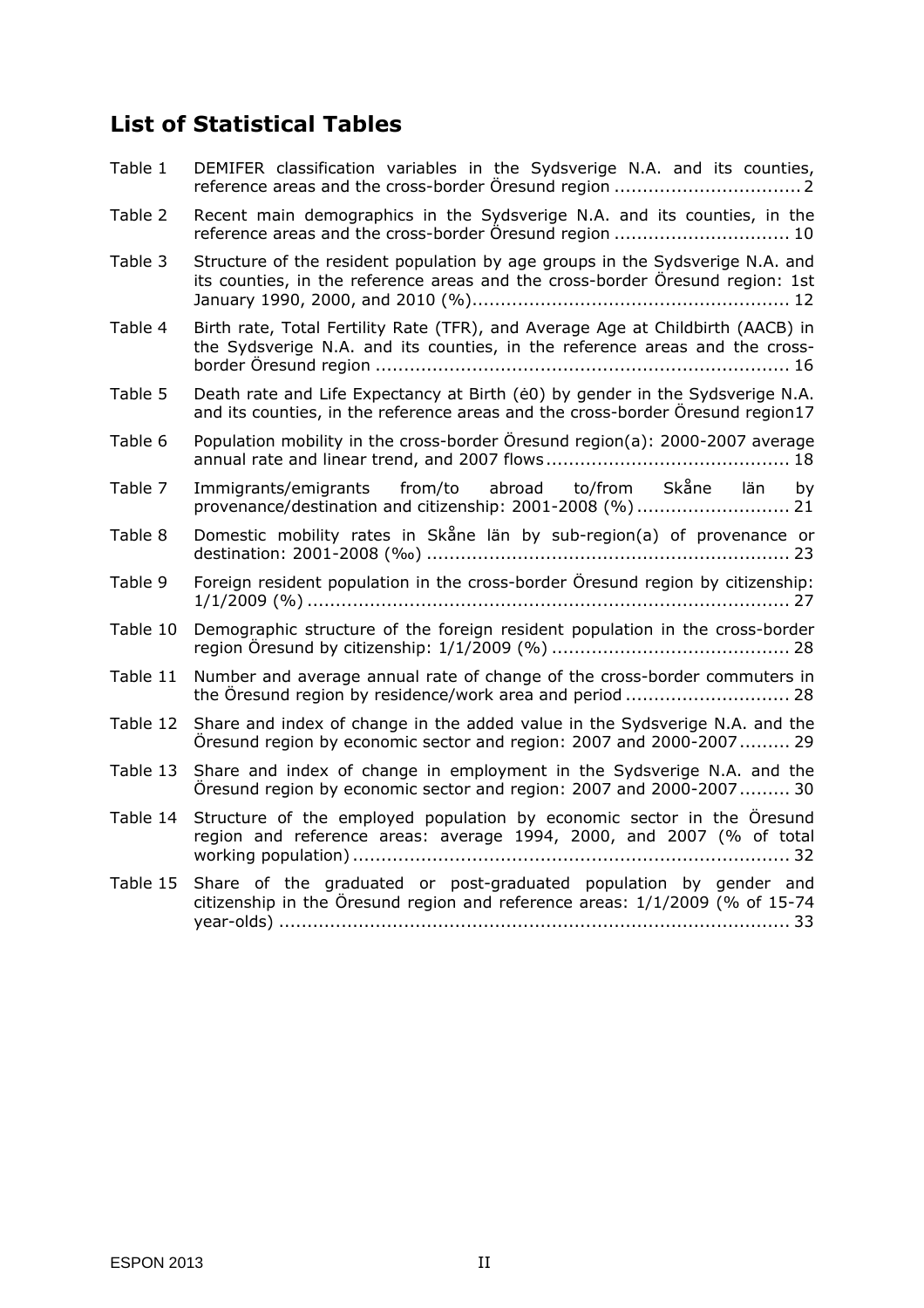## List of Statistical Tables

| | | |
|---|---|---|
| Table 1 | DEMIFER classification variables in the Sydsverige N.A. and its counties, reference areas and the cross-border Öresund region | 2 |
| Table 2 | Recent main demographics in the Sydsverige N.A. and its counties, in the reference areas and the cross-border Öresund region | 10 |
| Table 3 | Structure of the resident population by age groups in the Sydsverige N.A. and its counties, in the reference areas and the cross-border Öresund region: 1st January 1990, 2000, and 2010 (%) | 12 |
| Table 4 | Birth rate, Total Fertility Rate (TFR), and Average Age at Childbirth (AACB) in the Sydsverige N.A. and its counties, in the reference areas and the cross-border Öresund region | 16 |
| Table 5 | Death rate and Life Expectancy at Birth (ė0) by gender in the Sydsverige N.A. and its counties, in the reference areas and the cross-border Öresund region | 17 |
| Table 6 | Population mobility in the cross-border Öresund region(a): 2000-2007 average annual rate and linear trend, and 2007 flows | 18 |
| Table 7 | Immigrants/emigrants from/to abroad to/from Skåne län by provenance/destination and citizenship: 2001-2008 (%) | 21 |
| Table 8 | Domestic mobility rates in Skåne län by sub-region(a) of provenance or destination: 2001-2008 (‰) | 23 |
| Table 9 | Foreign resident population in the cross-border Öresund region by citizenship: 1/1/2009 (%) | 27 |
| Table 10 | Demographic structure of the foreign resident population in the cross-border region Öresund by citizenship: 1/1/2009 (%) | 28 |
| Table 11 | Number and average annual rate of change of the cross-border commuters in the Öresund region by residence/work area and period | 28 |
| Table 12 | Share and index of change in the added value in the Sydsverige N.A. and the Öresund region by economic sector and region: 2007 and 2000-2007 | 29 |
| Table 13 | Share and index of change in employment in the Sydsverige N.A. and the Öresund region by economic sector and region: 2007 and 2000-2007 | 30 |
| Table 14 | Structure of the employed population by economic sector in the Öresund region and reference areas: average 1994, 2000, and 2007 (% of total working population) | 32 |
| Table 15 | Share of the graduated or post-graduated population by gender and citizenship in the Öresund region and reference areas: 1/1/2009 (% of 15-74 year-olds) | 33 |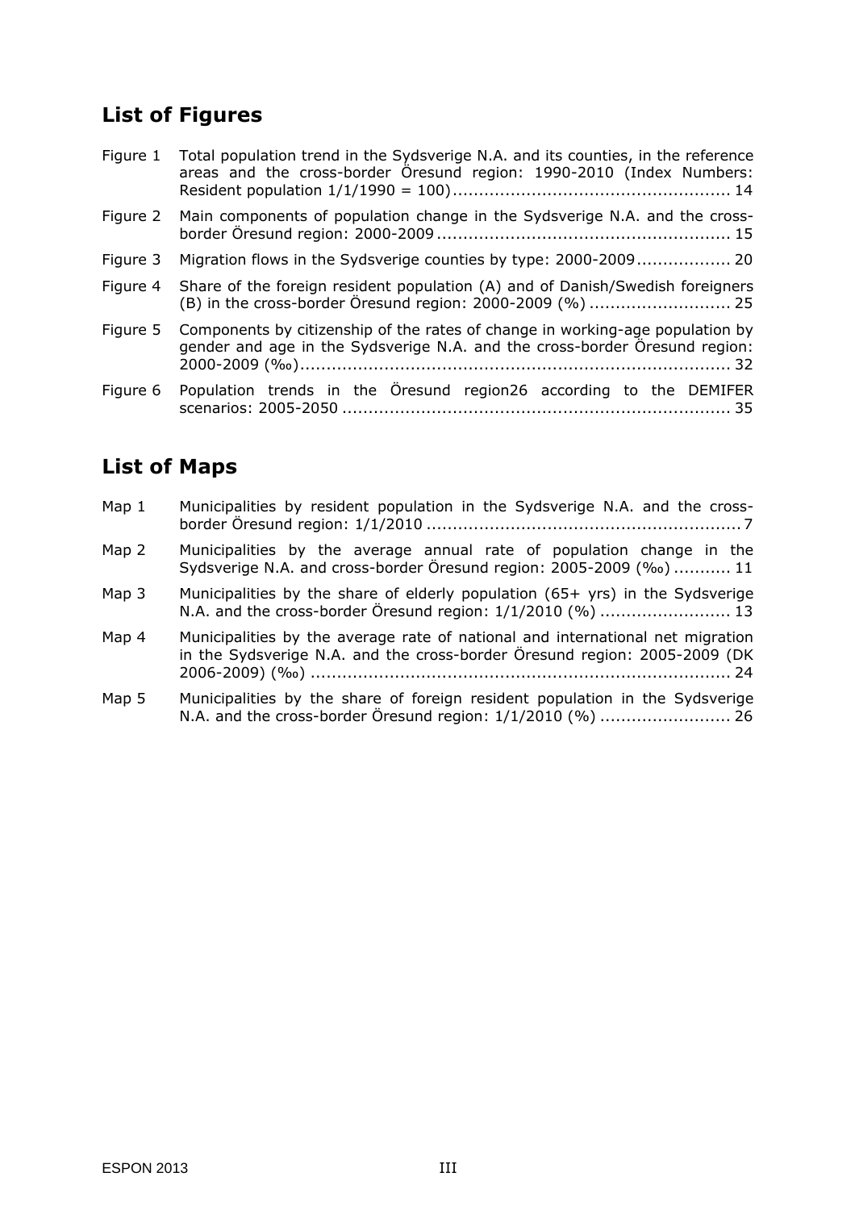## List of Figures

Figure 1 Total population trend in the Sydsverige N.A. and its counties, in the reference areas and the cross-border Öresund region: 1990-2010 (Index Numbers: Resident population 1/1/1990 = 100) ..................................................... 14

Figure 2 Main components of population change in the Sydsverige N.A. and the cross-border Öresund region: 2000-2009 ........................................................ 15

Figure 3 Migration flows in the Sydsverige counties by type: 2000-2009 .................. 20

Figure 4 Share of the foreign resident population (A) and of Danish/Swedish foreigners (B) in the cross-border Öresund region: 2000-2009 (%) ........................... 25

Figure 5 Components by citizenship of the rates of change in working-age population by gender and age in the Sydsverige N.A. and the cross-border Öresund region: 2000-2009 (‰) ................................................................................. 32

Figure 6 Population trends in the Öresund region26 according to the DEMIFER scenarios: 2005-2050 ......................................................................... 35

## List of Maps

Map 1 Municipalities by resident population in the Sydsverige N.A. and the cross-border Öresund region: 1/1/2010 ............................................................ 7

Map 2 Municipalities by the average annual rate of population change in the Sydsverige N.A. and cross-border Öresund region: 2005-2009 (‰) ........... 11

Map 3 Municipalities by the share of elderly population (65+ yrs) in the Sydsverige N.A. and the cross-border Öresund region: 1/1/2010 (%) ......................... 13

Map 4 Municipalities by the average rate of national and international net migration in the Sydsverige N.A. and the cross-border Öresund region: 2005-2009 (DK 2006-2009) (‰) ............................................................................... 24

Map 5 Municipalities by the share of foreign resident population in the Sydsverige N.A. and the cross-border Öresund region: 1/1/2010 (%) ......................... 26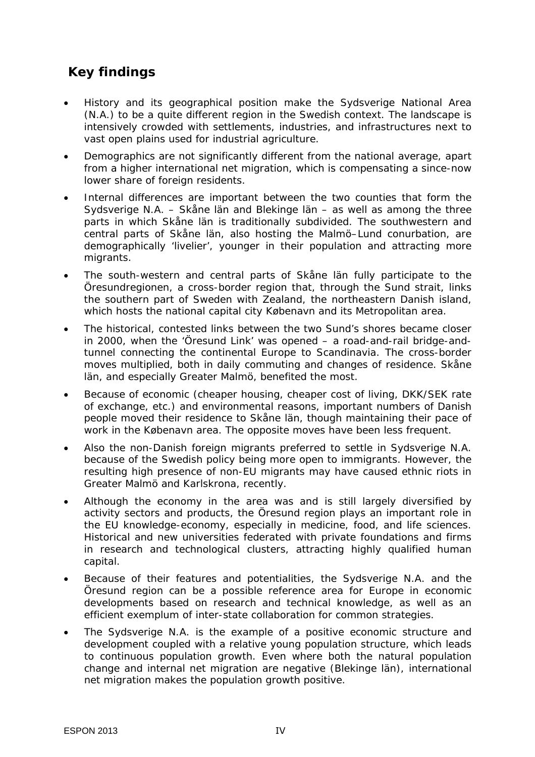## Key findings

- History and its geographical position make the Sydsverige National Area (N.A.) to be a quite different region in the Swedish context. The landscape is intensively crowded with settlements, industries, and infrastructures next to vast open plains used for industrial agriculture.
- Demographics are not significantly different from the national average, apart from a higher international net migration, which is compensating a since-now lower share of foreign residents.
- Internal differences are important between the two counties that form the Sydsverige N.A. – Skåne län and Blekinge län – as well as among the three parts in which Skåne län is traditionally subdivided. The southwestern and central parts of Skåne län, also hosting the Malmö–Lund conurbation, are demographically 'livelier', younger in their population and attracting more migrants.
- The south-western and central parts of Skåne län fully participate to the Öresundregionen, a cross-border region that, through the Sund strait, links the southern part of Sweden with Zealand, the northeastern Danish island, which hosts the national capital city København and its Metropolitan area.
- The historical, contested links between the two Sund's shores became closer in 2000, when the 'Öresund Link' was opened – a road-and-rail bridge-and-tunnel connecting the continental Europe to Scandinavia. The cross-border moves multiplied, both in daily commuting and changes of residence. Skåne län, and especially Greater Malmö, benefited the most.
- Because of economic (cheaper housing, cheaper cost of living, DKK/SEK rate of exchange, etc.) and environmental reasons, important numbers of Danish people moved their residence to Skåne län, though maintaining their pace of work in the København area. The opposite moves have been less frequent.
- Also the non-Danish foreign migrants preferred to settle in Sydsverige N.A. because of the Swedish policy being more open to immigrants. However, the resulting high presence of non-EU migrants may have caused ethnic riots in Greater Malmö and Karlskrona, recently.
- Although the economy in the area was and is still largely diversified by activity sectors and products, the Öresund region plays an important role in the EU knowledge-economy, especially in medicine, food, and life sciences. Historical and new universities federated with private foundations and firms in research and technological clusters, attracting highly qualified human capital.
- Because of their features and potentialities, the Sydsverige N.A. and the Öresund region can be a possible reference area for Europe in economic developments based on research and technical knowledge, as well as an efficient exemplum of inter-state collaboration for common strategies.
- The Sydsverige N.A. is the example of a positive economic structure and development coupled with a relative young population structure, which leads to continuous population growth. Even where both the natural population change and internal net migration are negative (Blekinge län), international net migration makes the population growth positive.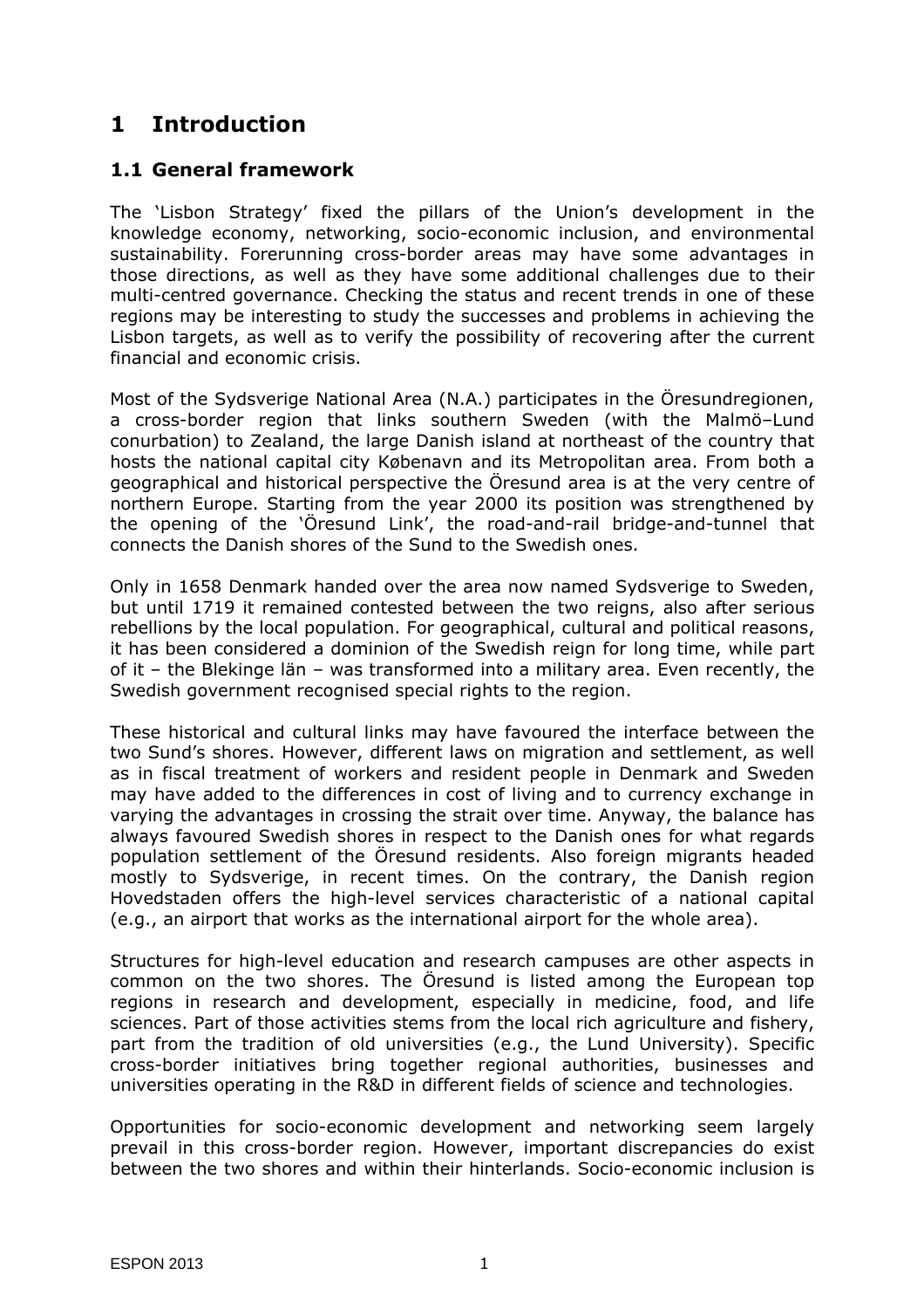# 1 Introduction

## 1.1 General framework

The 'Lisbon Strategy' fixed the pillars of the Union's development in the knowledge economy, networking, socio-economic inclusion, and environmental sustainability. Forerunning cross-border areas may have some advantages in those directions, as well as they have some additional challenges due to their multi-centred governance. Checking the status and recent trends in one of these regions may be interesting to study the successes and problems in achieving the Lisbon targets, as well as to verify the possibility of recovering after the current financial and economic crisis.

Most of the Sydsverige National Area (N.A.) participates in the Öresundregionen, a cross-border region that links southern Sweden (with the Malmö–Lund conurbation) to Zealand, the large Danish island at northeast of the country that hosts the national capital city København and its Metropolitan area. From both a geographical and historical perspective the Öresund area is at the very centre of northern Europe. Starting from the year 2000 its position was strengthened by the opening of the 'Öresund Link', the road-and-rail bridge-and-tunnel that connects the Danish shores of the Sund to the Swedish ones.

Only in 1658 Denmark handed over the area now named Sydsverige to Sweden, but until 1719 it remained contested between the two reigns, also after serious rebellions by the local population. For geographical, cultural and political reasons, it has been considered a dominion of the Swedish reign for long time, while part of it – the Blekinge län – was transformed into a military area. Even recently, the Swedish government recognised special rights to the region.

These historical and cultural links may have favoured the interface between the two Sund's shores. However, different laws on migration and settlement, as well as in fiscal treatment of workers and resident people in Denmark and Sweden may have added to the differences in cost of living and to currency exchange in varying the advantages in crossing the strait over time. Anyway, the balance has always favoured Swedish shores in respect to the Danish ones for what regards population settlement of the Öresund residents. Also foreign migrants headed mostly to Sydsverige, in recent times. On the contrary, the Danish region Hovedstaden offers the high-level services characteristic of a national capital (e.g., an airport that works as the international airport for the whole area).

Structures for high-level education and research campuses are other aspects in common on the two shores. The Öresund is listed among the European top regions in research and development, especially in medicine, food, and life sciences. Part of those activities stems from the local rich agriculture and fishery, part from the tradition of old universities (e.g., the Lund University). Specific cross-border initiatives bring together regional authorities, businesses and universities operating in the R&D in different fields of science and technologies.

Opportunities for socio-economic development and networking seem largely prevail in this cross-border region. However, important discrepancies do exist between the two shores and within their hinterlands. Socio-economic inclusion is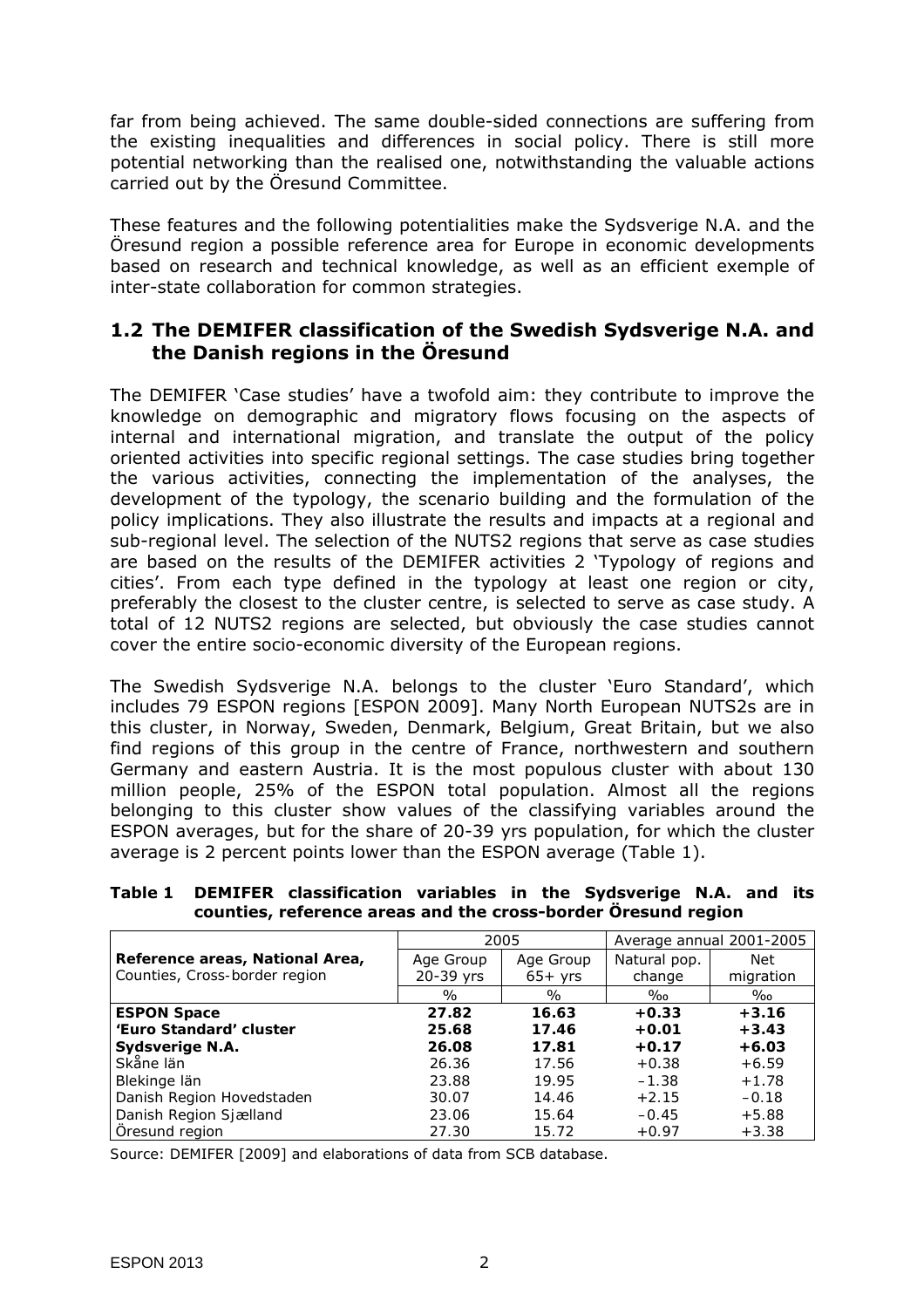far from being achieved. The same double-sided connections are suffering from the existing inequalities and differences in social policy. There is still more potential networking than the realised one, notwithstanding the valuable actions carried out by the Öresund Committee.

These features and the following potentialities make the Sydsverige N.A. and the Öresund region a possible reference area for Europe in economic developments based on research and technical knowledge, as well as an efficient exemple of inter-state collaboration for common strategies.

## 1.2 The DEMIFER classification of the Swedish Sydsverige N.A. and the Danish regions in the Öresund

The DEMIFER 'Case studies' have a twofold aim: they contribute to improve the knowledge on demographic and migratory flows focusing on the aspects of internal and international migration, and translate the output of the policy oriented activities into specific regional settings. The case studies bring together the various activities, connecting the implementation of the analyses, the development of the typology, the scenario building and the formulation of the policy implications. They also illustrate the results and impacts at a regional and sub-regional level. The selection of the NUTS2 regions that serve as case studies are based on the results of the DEMIFER activities 2 'Typology of regions and cities'. From each type defined in the typology at least one region or city, preferably the closest to the cluster centre, is selected to serve as case study. A total of 12 NUTS2 regions are selected, but obviously the case studies cannot cover the entire socio-economic diversity of the European regions.

The Swedish Sydsverige N.A. belongs to the cluster 'Euro Standard', which includes 79 ESPON regions [ESPON 2009]. Many North European NUTS2s are in this cluster, in Norway, Sweden, Denmark, Belgium, Great Britain, but we also find regions of this group in the centre of France, northwestern and southern Germany and eastern Austria. It is the most populous cluster with about 130 million people, 25% of the ESPON total population. Almost all the regions belonging to this cluster show values of the classifying variables around the ESPON averages, but for the share of 20-39 yrs population, for which the cluster average is 2 percent points lower than the ESPON average (Table 1).

**Table 1 DEMIFER classification variables in the Sydsverige N.A. and its counties, reference areas and the cross-border Öresund region**

| Reference areas, National Area, Counties, Cross-border region | 2005 | | Average annual 2001-2005 | |
|---|---|---|---|---|
| | Age Group 20-39 yrs | Age Group 65+ yrs | Natural pop. change | Net migration |
| | % | % | ‰ | ‰ |
| **ESPON Space** | **27.82** | **16.63** | **+0.33** | **+3.16** |
| **'Euro Standard' cluster** | **25.68** | **17.46** | **+0.01** | **+3.43** |
| **Sydsverige N.A.** | **26.08** | **17.81** | **+0.17** | **+6.03** |
| Skåne län | 26.36 | 17.56 | +0.38 | +6.59 |
| Blekinge län | 23.88 | 19.95 | −1.38 | +1.78 |
| Danish Region Hovedstaden | 30.07 | 14.46 | +2.15 | −0.18 |
| Danish Region Sjælland | 23.06 | 15.64 | −0.45 | +5.88 |
| Öresund region | 27.30 | 15.72 | +0.97 | +3.38 |

Source: DEMIFER [2009] and elaborations of data from SCB database.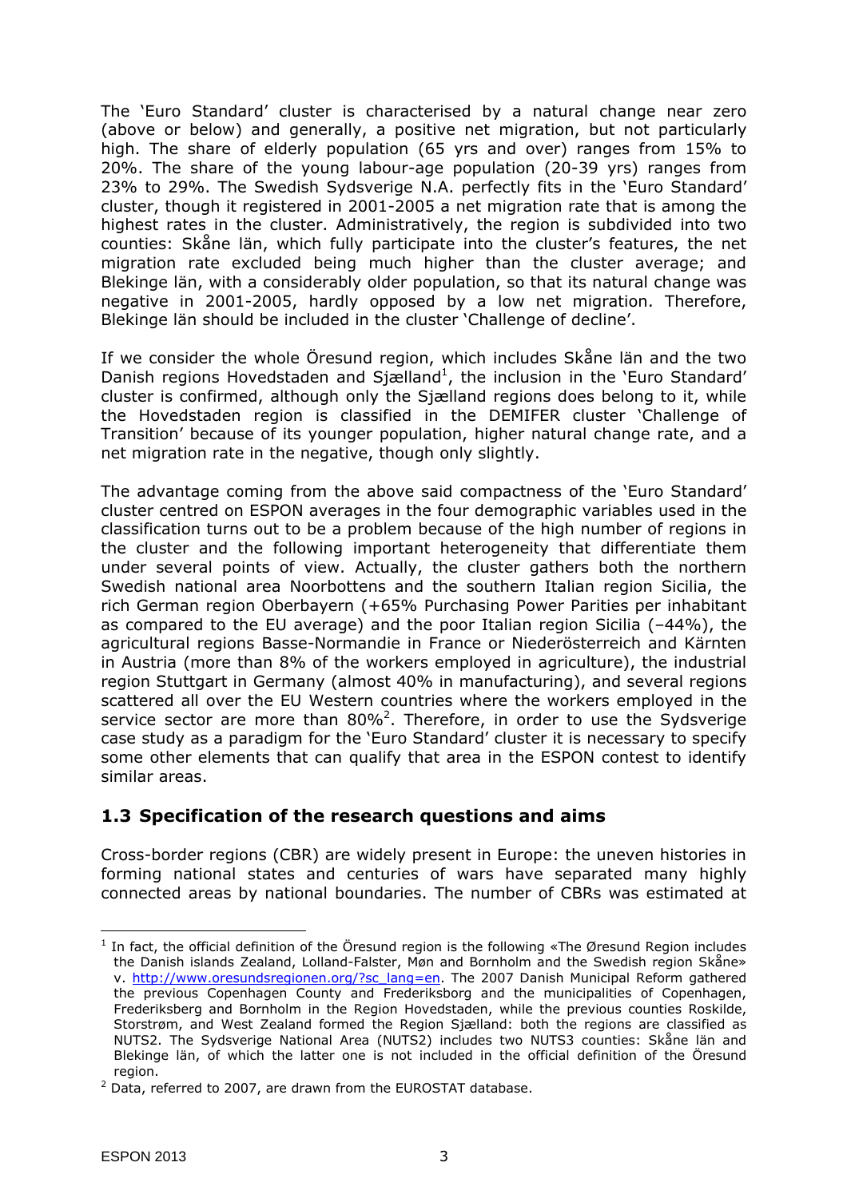The 'Euro Standard' cluster is characterised by a natural change near zero (above or below) and generally, a positive net migration, but not particularly high. The share of elderly population (65 yrs and over) ranges from 15% to 20%. The share of the young labour-age population (20-39 yrs) ranges from 23% to 29%. The Swedish Sydsverige N.A. perfectly fits in the 'Euro Standard' cluster, though it registered in 2001-2005 a net migration rate that is among the highest rates in the cluster. Administratively, the region is subdivided into two counties: Skåne län, which fully participate into the cluster's features, the net migration rate excluded being much higher than the cluster average; and Blekinge län, with a considerably older population, so that its natural change was negative in 2001-2005, hardly opposed by a low net migration. Therefore, Blekinge län should be included in the cluster 'Challenge of decline'.

If we consider the whole Öresund region, which includes Skåne län and the two Danish regions Hovedstaden and Sjælland[1], the inclusion in the 'Euro Standard' cluster is confirmed, although only the Sjælland regions does belong to it, while the Hovedstaden region is classified in the DEMIFER cluster 'Challenge of Transition' because of its younger population, higher natural change rate, and a net migration rate in the negative, though only slightly.

The advantage coming from the above said compactness of the 'Euro Standard' cluster centred on ESPON averages in the four demographic variables used in the classification turns out to be a problem because of the high number of regions in the cluster and the following important heterogeneity that differentiate them under several points of view. Actually, the cluster gathers both the northern Swedish national area Noorbottens and the southern Italian region Sicilia, the rich German region Oberbayern (+65% Purchasing Power Parities per inhabitant as compared to the EU average) and the poor Italian region Sicilia (–44%), the agricultural regions Basse-Normandie in France or Niederösterreich and Kärnten in Austria (more than 8% of the workers employed in agriculture), the industrial region Stuttgart in Germany (almost 40% in manufacturing), and several regions scattered all over the EU Western countries where the workers employed in the service sector are more than 80%[2]. Therefore, in order to use the Sydsverige case study as a paradigm for the 'Euro Standard' cluster it is necessary to specify some other elements that can qualify that area in the ESPON contest to identify similar areas.

## 1.3 Specification of the research questions and aims

Cross-border regions (CBR) are widely present in Europe: the uneven histories in forming national states and centuries of wars have separated many highly connected areas by national boundaries. The number of CBRs was estimated at

---

[1] In fact, the official definition of the Öresund region is the following «The Øresund Region includes the Danish islands Zealand, Lolland-Falster, Møn and Bornholm and the Swedish region Skåne» v. http://www.oresundsregionen.org/?sc_lang=en. The 2007 Danish Municipal Reform gathered the previous Copenhagen County and Frederiksborg and the municipalities of Copenhagen, Frederiksberg and Bornholm in the Region Hovedstaden, while the previous counties Roskilde, Storstrøm, and West Zealand formed the Region Sjælland: both the regions are classified as NUTS2. The Sydsverige National Area (NUTS2) includes two NUTS3 counties: Skåne län and Blekinge län, of which the latter one is not included in the official definition of the Öresund region.

[2] Data, referred to 2007, are drawn from the EUROSTAT database.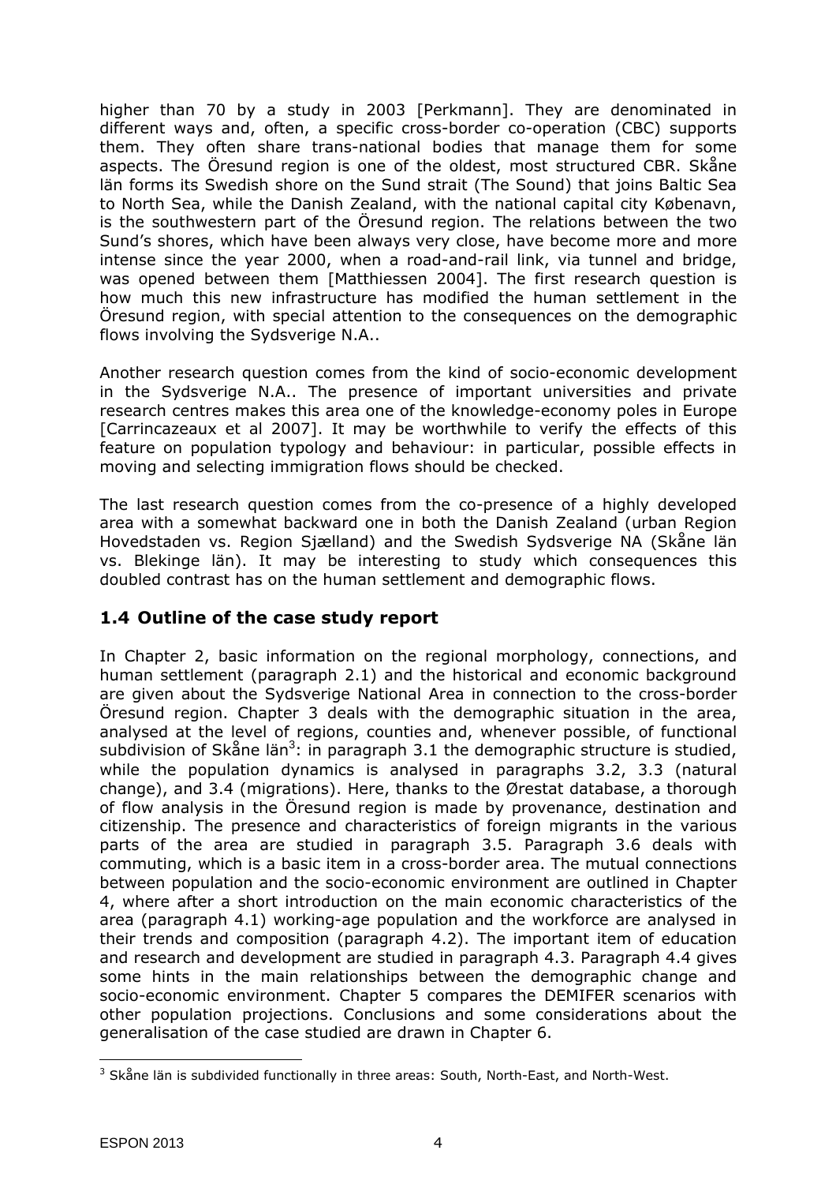higher than 70 by a study in 2003 [Perkmann]. They are denominated in different ways and, often, a specific cross-border co-operation (CBC) supports them. They often share trans-national bodies that manage them for some aspects. The Öresund region is one of the oldest, most structured CBR. Skåne län forms its Swedish shore on the Sund strait (The Sound) that joins Baltic Sea to North Sea, while the Danish Zealand, with the national capital city København, is the southwestern part of the Öresund region. The relations between the two Sund's shores, which have been always very close, have become more and more intense since the year 2000, when a road-and-rail link, via tunnel and bridge, was opened between them [Matthiessen 2004]. The first research question is how much this new infrastructure has modified the human settlement in the Öresund region, with special attention to the consequences on the demographic flows involving the Sydsverige N.A..

Another research question comes from the kind of socio-economic development in the Sydsverige N.A.. The presence of important universities and private research centres makes this area one of the knowledge-economy poles in Europe [Carrincazeaux et al 2007]. It may be worthwhile to verify the effects of this feature on population typology and behaviour: in particular, possible effects in moving and selecting immigration flows should be checked.

The last research question comes from the co-presence of a highly developed area with a somewhat backward one in both the Danish Zealand (urban Region Hovedstaden vs. Region Sjælland) and the Swedish Sydsverige NA (Skåne län vs. Blekinge län). It may be interesting to study which consequences this doubled contrast has on the human settlement and demographic flows.

## 1.4 Outline of the case study report

In Chapter 2, basic information on the regional morphology, connections, and human settlement (paragraph 2.1) and the historical and economic background are given about the Sydsverige National Area in connection to the cross-border Öresund region. Chapter 3 deals with the demographic situation in the area, analysed at the level of regions, counties and, whenever possible, of functional subdivision of Skåne län[3]: in paragraph 3.1 the demographic structure is studied, while the population dynamics is analysed in paragraphs 3.2, 3.3 (natural change), and 3.4 (migrations). Here, thanks to the Ørestat database, a thorough of flow analysis in the Öresund region is made by provenance, destination and citizenship. The presence and characteristics of foreign migrants in the various parts of the area are studied in paragraph 3.5. Paragraph 3.6 deals with commuting, which is a basic item in a cross-border area. The mutual connections between population and the socio-economic environment are outlined in Chapter 4, where after a short introduction on the main economic characteristics of the area (paragraph 4.1) working-age population and the workforce are analysed in their trends and composition (paragraph 4.2). The important item of education and research and development are studied in paragraph 4.3. Paragraph 4.4 gives some hints in the main relationships between the demographic change and socio-economic environment. Chapter 5 compares the DEMIFER scenarios with other population projections. Conclusions and some considerations about the generalisation of the case studied are drawn in Chapter 6.

[3] Skåne län is subdivided functionally in three areas: South, North-East, and North-West.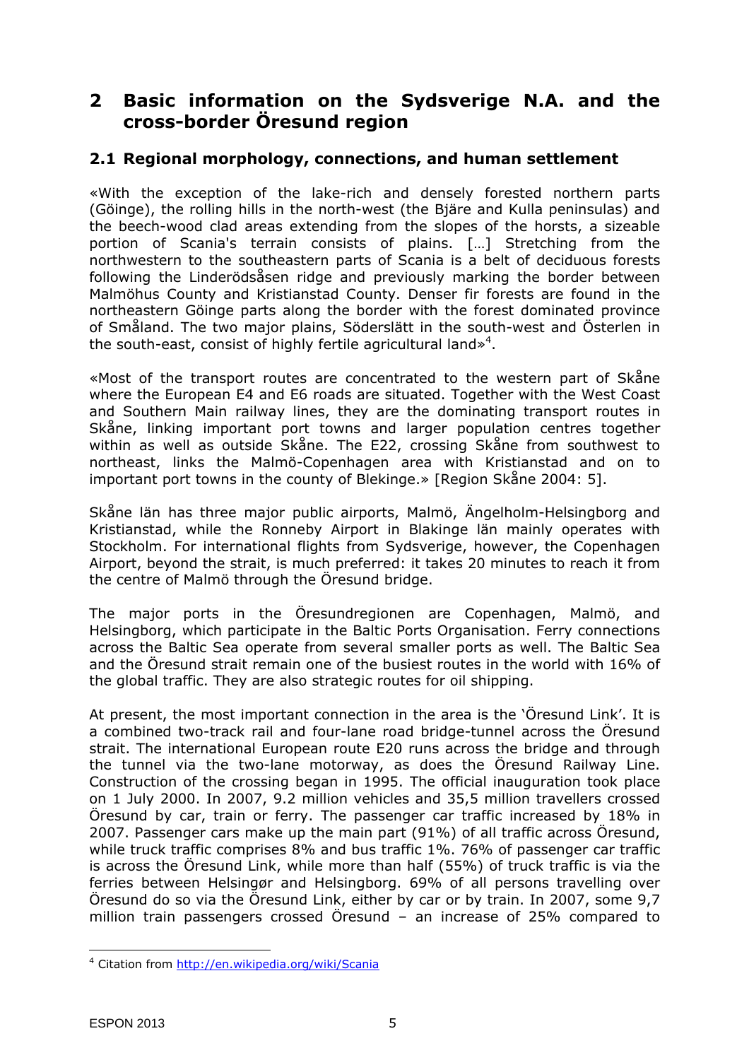# 2 Basic information on the Sydsverige N.A. and the cross-border Öresund region

## 2.1 Regional morphology, connections, and human settlement

«With the exception of the lake-rich and densely forested northern parts (Göinge), the rolling hills in the north-west (the Bjäre and Kulla peninsulas) and the beech-wood clad areas extending from the slopes of the horsts, a sizeable portion of Scania's terrain consists of plains. […] Stretching from the northwestern to the southeastern parts of Scania is a belt of deciduous forests following the Linderödsåsen ridge and previously marking the border between Malmöhus County and Kristianstad County. Denser fir forests are found in the northeastern Göinge parts along the border with the forest dominated province of Småland. The two major plains, Söderslätt in the south-west and Österlen in the south-east, consist of highly fertile agricultural land»[4].

«Most of the transport routes are concentrated to the western part of Skåne where the European E4 and E6 roads are situated. Together with the West Coast and Southern Main railway lines, they are the dominating transport routes in Skåne, linking important port towns and larger population centres together within as well as outside Skåne. The E22, crossing Skåne from southwest to northeast, links the Malmö-Copenhagen area with Kristianstad and on to important port towns in the county of Blekinge.» [Region Skåne 2004: 5].

Skåne län has three major public airports, Malmö, Ängelholm-Helsingborg and Kristianstad, while the Ronneby Airport in Blakinge län mainly operates with Stockholm. For international flights from Sydsverige, however, the Copenhagen Airport, beyond the strait, is much preferred: it takes 20 minutes to reach it from the centre of Malmö through the Öresund bridge.

The major ports in the Öresundregionen are Copenhagen, Malmö, and Helsingborg, which participate in the Baltic Ports Organisation. Ferry connections across the Baltic Sea operate from several smaller ports as well. The Baltic Sea and the Öresund strait remain one of the busiest routes in the world with 16% of the global traffic. They are also strategic routes for oil shipping.

At present, the most important connection in the area is the 'Öresund Link'. It is a combined two-track rail and four-lane road bridge-tunnel across the Öresund strait. The international European route E20 runs across the bridge and through the tunnel via the two-lane motorway, as does the Öresund Railway Line. Construction of the crossing began in 1995. The official inauguration took place on 1 July 2000. In 2007, 9.2 million vehicles and 35,5 million travellers crossed Öresund by car, train or ferry. The passenger car traffic increased by 18% in 2007. Passenger cars make up the main part (91%) of all traffic across Öresund, while truck traffic comprises 8% and bus traffic 1%. 76% of passenger car traffic is across the Öresund Link, while more than half (55%) of truck traffic is via the ferries between Helsingør and Helsingborg. 69% of all persons travelling over Öresund do so via the Öresund Link, either by car or by train. In 2007, some 9,7 million train passengers crossed Öresund – an increase of 25% compared to

---

[4] Citation from http://en.wikipedia.org/wiki/Scania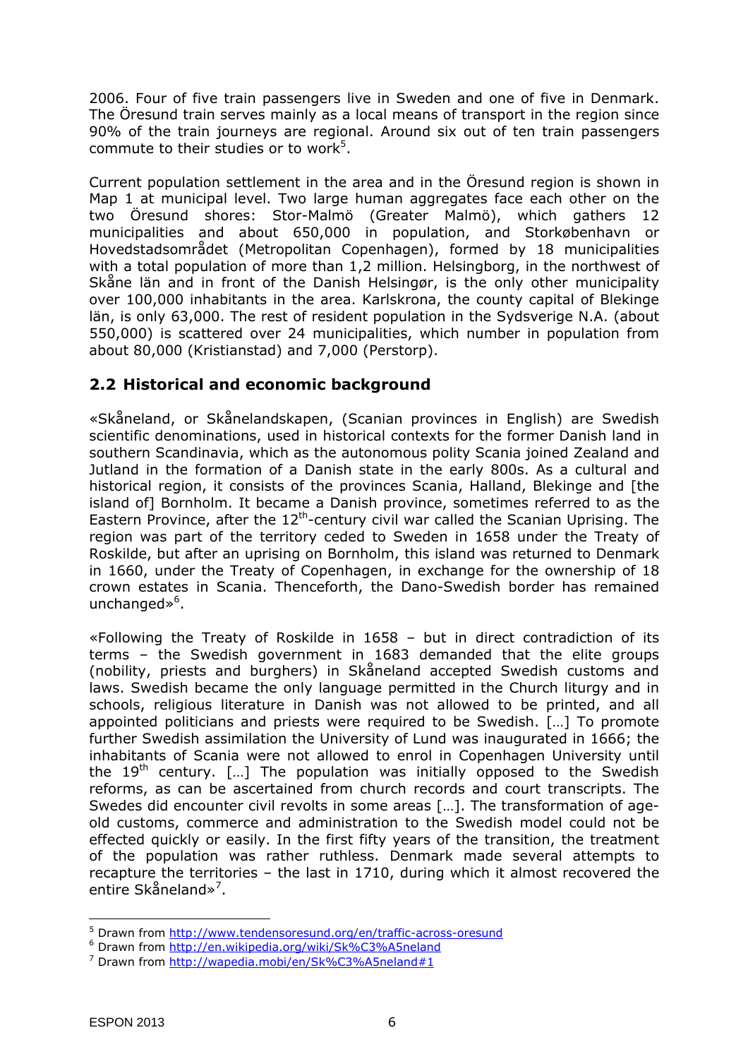2006. Four of five train passengers live in Sweden and one of five in Denmark. The Öresund train serves mainly as a local means of transport in the region since 90% of the train journeys are regional. Around six out of ten train passengers commute to their studies or to work[5].

Current population settlement in the area and in the Öresund region is shown in Map 1 at municipal level. Two large human aggregates face each other on the two Öresund shores: Stor-Malmö (Greater Malmö), which gathers 12 municipalities and about 650,000 in population, and Storkøbenhavn or Hovedstadsområdet (Metropolitan Copenhagen), formed by 18 municipalities with a total population of more than 1,2 million. Helsingborg, in the northwest of Skåne län and in front of the Danish Helsingør, is the only other municipality over 100,000 inhabitants in the area. Karlskrona, the county capital of Blekinge län, is only 63,000. The rest of resident population in the Sydsverige N.A. (about 550,000) is scattered over 24 municipalities, which number in population from about 80,000 (Kristianstad) and 7,000 (Perstorp).

## 2.2 Historical and economic background

«Skåneland, or Skånelandskapen, (Scanian provinces in English) are Swedish scientific denominations, used in historical contexts for the former Danish land in southern Scandinavia, which as the autonomous polity Scania joined Zealand and Jutland in the formation of a Danish state in the early 800s. As a cultural and historical region, it consists of the provinces Scania, Halland, Blekinge and [the island of] Bornholm. It became a Danish province, sometimes referred to as the Eastern Province, after the 12th-century civil war called the Scanian Uprising. The region was part of the territory ceded to Sweden in 1658 under the Treaty of Roskilde, but after an uprising on Bornholm, this island was returned to Denmark in 1660, under the Treaty of Copenhagen, in exchange for the ownership of 18 crown estates in Scania. Thenceforth, the Dano-Swedish border has remained unchanged»[6].

«Following the Treaty of Roskilde in 1658 – but in direct contradiction of its terms – the Swedish government in 1683 demanded that the elite groups (nobility, priests and burghers) in Skåneland accepted Swedish customs and laws. Swedish became the only language permitted in the Church liturgy and in schools, religious literature in Danish was not allowed to be printed, and all appointed politicians and priests were required to be Swedish. […] To promote further Swedish assimilation the University of Lund was inaugurated in 1666; the inhabitants of Scania were not allowed to enrol in Copenhagen University until the 19th century. […] The population was initially opposed to the Swedish reforms, as can be ascertained from church records and court transcripts. The Swedes did encounter civil revolts in some areas […]. The transformation of age-old customs, commerce and administration to the Swedish model could not be effected quickly or easily. In the first fifty years of the transition, the treatment of the population was rather ruthless. Denmark made several attempts to recapture the territories – the last in 1710, during which it almost recovered the entire Skåneland»[7].

[5] Drawn from http://www.tendensoresund.org/en/traffic-across-oresund

[6] Drawn from http://en.wikipedia.org/wiki/Sk%C3%A5neland

[7] Drawn from http://wapedia.mobi/en/Sk%C3%A5neland#1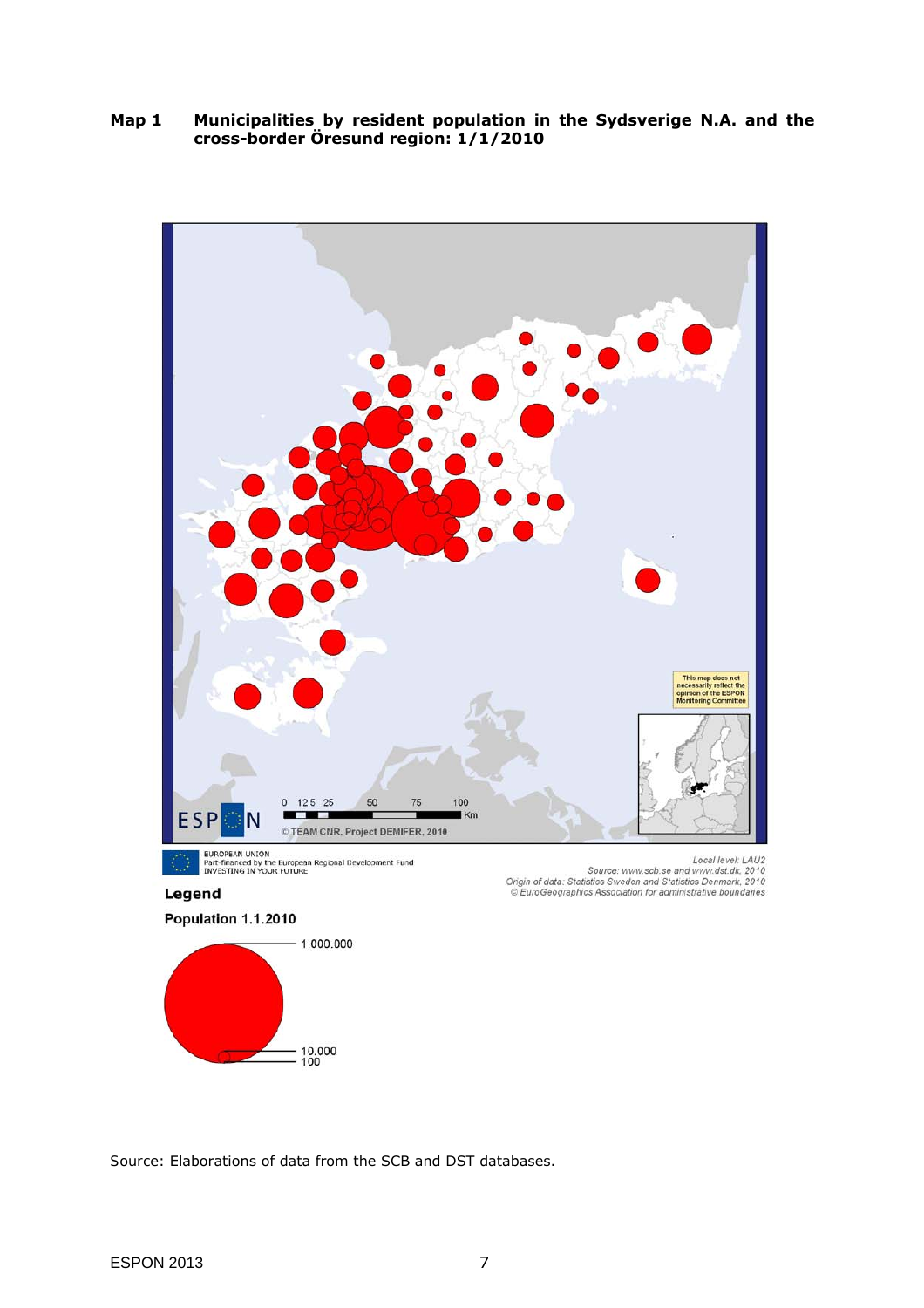**Map 1 Municipalities by resident population in the Sydsverige N.A. and the cross-border Öresund region: 1/1/2010**

0 12.5 25 50 75 100 Km

© TEAM CNR, Project DEMIFER, 2010

This map does not necessarily reflect the opinion of the ESPON Monitoring Committee

EUROPEAN UNION
Part-financed by the European Regional Development Fund
INVESTING IN YOUR FUTURE

*Local level: LAU2*
*Source: www.scb.se and www.dst.dk, 2010*
*Origin of data: Statistics Sweden and Statistics Denmark, 2010*
*© EuroGeographics Association for administrative boundaries*

**Legend**

**Population 1.1.2010**

1.000.000
10.000
100

Source: Elaborations of data from the SCB and DST databases.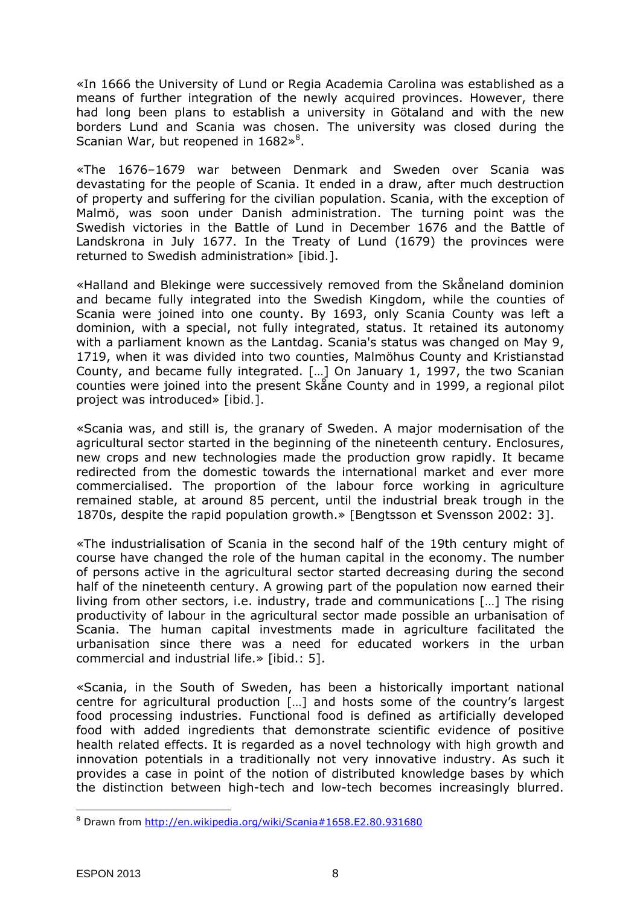«In 1666 the University of Lund or Regia Academia Carolina was established as a means of further integration of the newly acquired provinces. However, there had long been plans to establish a university in Götaland and with the new borders Lund and Scania was chosen. The university was closed during the Scanian War, but reopened in 1682»[8].

«The 1676–1679 war between Denmark and Sweden over Scania was devastating for the people of Scania. It ended in a draw, after much destruction of property and suffering for the civilian population. Scania, with the exception of Malmö, was soon under Danish administration. The turning point was the Swedish victories in the Battle of Lund in December 1676 and the Battle of Landskrona in July 1677. In the Treaty of Lund (1679) the provinces were returned to Swedish administration» [ibid.].

«Halland and Blekinge were successively removed from the Skåneland dominion and became fully integrated into the Swedish Kingdom, while the counties of Scania were joined into one county. By 1693, only Scania County was left a dominion, with a special, not fully integrated, status. It retained its autonomy with a parliament known as the Lantdag. Scania's status was changed on May 9, 1719, when it was divided into two counties, Malmöhus County and Kristianstad County, and became fully integrated. […] On January 1, 1997, the two Scanian counties were joined into the present Skåne County and in 1999, a regional pilot project was introduced» [ibid.].

«Scania was, and still is, the granary of Sweden. A major modernisation of the agricultural sector started in the beginning of the nineteenth century. Enclosures, new crops and new technologies made the production grow rapidly. It became redirected from the domestic towards the international market and ever more commercialised. The proportion of the labour force working in agriculture remained stable, at around 85 percent, until the industrial break trough in the 1870s, despite the rapid population growth.» [Bengtsson et Svensson 2002: 3].

«The industrialisation of Scania in the second half of the 19th century might of course have changed the role of the human capital in the economy. The number of persons active in the agricultural sector started decreasing during the second half of the nineteenth century. A growing part of the population now earned their living from other sectors, i.e. industry, trade and communications […] The rising productivity of labour in the agricultural sector made possible an urbanisation of Scania. The human capital investments made in agriculture facilitated the urbanisation since there was a need for educated workers in the urban commercial and industrial life.» [ibid.: 5].

«Scania, in the South of Sweden, has been a historically important national centre for agricultural production […] and hosts some of the country's largest food processing industries. Functional food is defined as artificially developed food with added ingredients that demonstrate scientific evidence of positive health related effects. It is regarded as a novel technology with high growth and innovation potentials in a traditionally not very innovative industry. As such it provides a case in point of the notion of distributed knowledge bases by which the distinction between high-tech and low-tech becomes increasingly blurred.

[8] Drawn from http://en.wikipedia.org/wiki/Scania#1658.E2.80.931680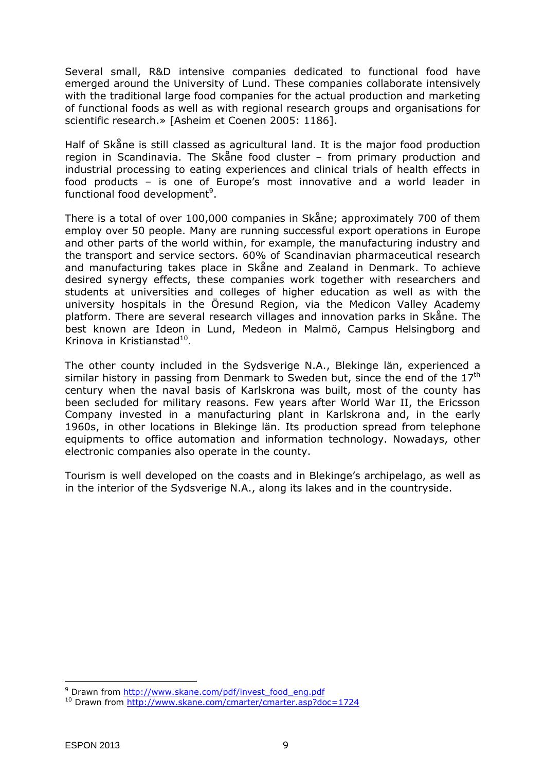Several small, R&D intensive companies dedicated to functional food have emerged around the University of Lund. These companies collaborate intensively with the traditional large food companies for the actual production and marketing of functional foods as well as with regional research groups and organisations for scientific research.» [Asheim et Coenen 2005: 1186].

Half of Skåne is still classed as agricultural land. It is the major food production region in Scandinavia. The Skåne food cluster – from primary production and industrial processing to eating experiences and clinical trials of health effects in food products – is one of Europe's most innovative and a world leader in functional food development[9].

There is a total of over 100,000 companies in Skåne; approximately 700 of them employ over 50 people. Many are running successful export operations in Europe and other parts of the world within, for example, the manufacturing industry and the transport and service sectors. 60% of Scandinavian pharmaceutical research and manufacturing takes place in Skåne and Zealand in Denmark. To achieve desired synergy effects, these companies work together with researchers and students at universities and colleges of higher education as well as with the university hospitals in the Öresund Region, via the Medicon Valley Academy platform. There are several research villages and innovation parks in Skåne. The best known are Ideon in Lund, Medeon in Malmö, Campus Helsingborg and Krinova in Kristianstad[10].

The other county included in the Sydsverige N.A., Blekinge län, experienced a similar history in passing from Denmark to Sweden but, since the end of the 17th century when the naval basis of Karlskrona was built, most of the county has been secluded for military reasons. Few years after World War II, the Ericsson Company invested in a manufacturing plant in Karlskrona and, in the early 1960s, in other locations in Blekinge län. Its production spread from telephone equipments to office automation and information technology. Nowadays, other electronic companies also operate in the county.

Tourism is well developed on the coasts and in Blekinge's archipelago, as well as in the interior of the Sydsverige N.A., along its lakes and in the countryside.

---

[9] Drawn from http://www.skane.com/pdf/invest_food_eng.pdf

[10] Drawn from http://www.skane.com/cmarter/cmarter.asp?doc=1724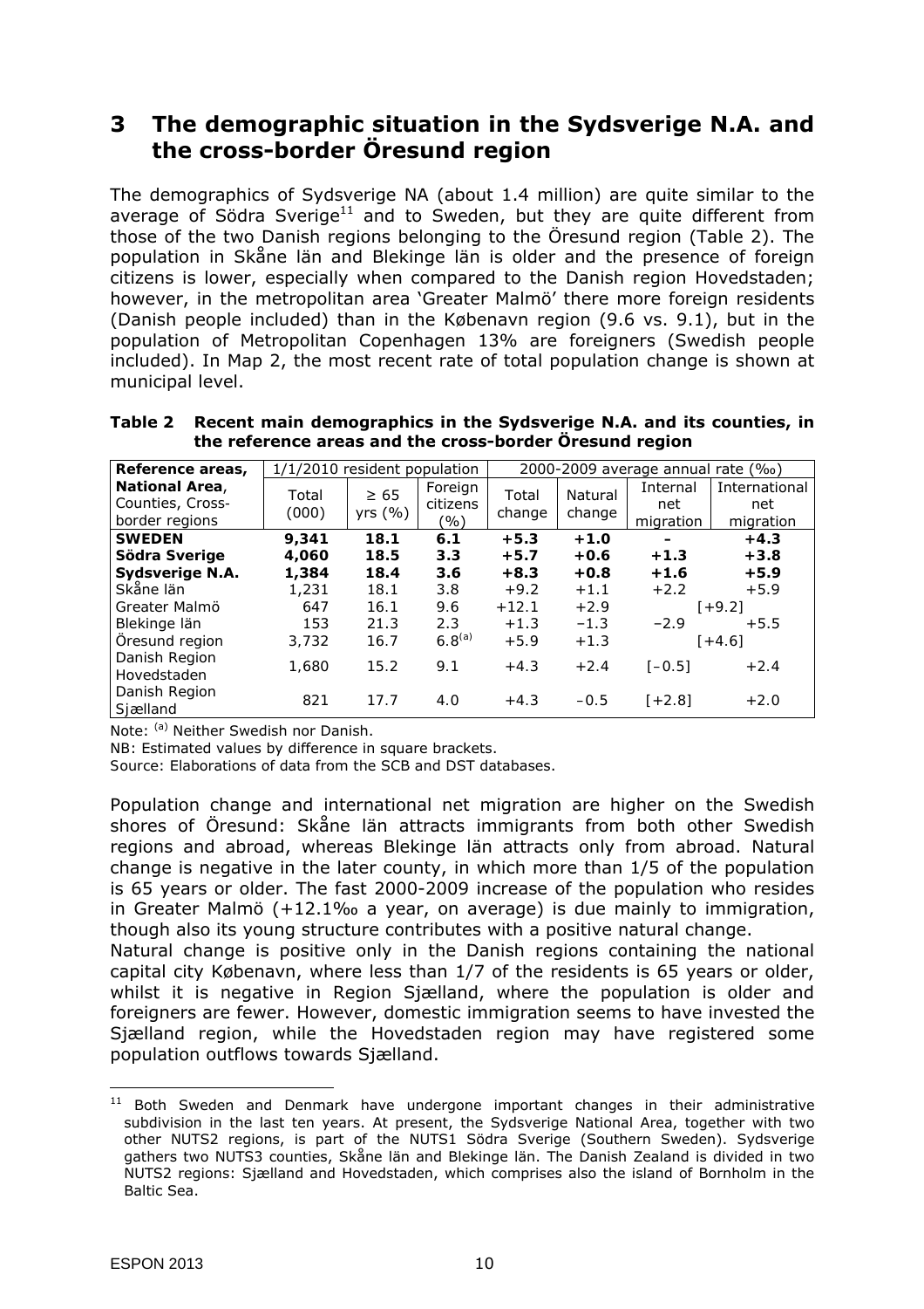# 3 The demographic situation in the Sydsverige N.A. and the cross-border Öresund region

The demographics of Sydsverige NA (about 1.4 million) are quite similar to the average of Södra Sverige[11] and to Sweden, but they are quite different from those of the two Danish regions belonging to the Öresund region (Table 2). The population in Skåne län and Blekinge län is older and the presence of foreign citizens is lower, especially when compared to the Danish region Hovedstaden; however, in the metropolitan area 'Greater Malmö' there more foreign residents (Danish people included) than in the København region (9.6 vs. 9.1), but in the population of Metropolitan Copenhagen 13% are foreigners (Swedish people included). In Map 2, the most recent rate of total population change is shown at municipal level.

**Table 2 Recent main demographics in the Sydsverige N.A. and its counties, in the reference areas and the cross-border Öresund region**

| Reference areas, **National Area**, Counties, Cross-border regions | 1/1/2010 resident population | | | 2000-2009 average annual rate (‰) | | | |
|---|---|---|---|---|---|---|---|
| | Total (000) | ≥ 65 yrs (%) | Foreign citizens (%) | Total change | Natural change | Internal net migration | International net migration |
| **SWEDEN** | **9,341** | **18.1** | **6.1** | **+5.3** | **+1.0** | **-** | **+4.3** |
| **Södra Sverige** | **4,060** | **18.5** | **3.3** | **+5.7** | **+0.6** | **+1.3** | **+3.8** |
| **Sydsverige N.A.** | **1,384** | **18.4** | **3.6** | **+8.3** | **+0.8** | **+1.6** | **+5.9** |
| Skåne län | 1,231 | 18.1 | 3.8 | +9.2 | +1.1 | +2.2 | +5.9 |
| Greater Malmö | 647 | 16.1 | 9.6 | +12.1 | +2.9 | [+9.2] | |
| Blekinge län | 153 | 21.3 | 2.3 | +1.3 | −1.3 | −2.9 | +5.5 |
| Öresund region | 3,732 | 16.7 | $6.8^{(a)}$ | +5.9 | +1.3 | [+4.6] | |
| Danish Region Hovedstaden | 1,680 | 15.2 | 9.1 | +4.3 | +2.4 | [−0.5] | +2.4 |
| Danish Region Sjælland | 821 | 17.7 | 4.0 | +4.3 | −0.5 | [+2.8] | +2.0 |

Note: (a) Neither Swedish nor Danish.

NB: Estimated values by difference in square brackets.

Source: Elaborations of data from the SCB and DST databases.

Population change and international net migration are higher on the Swedish shores of Öresund: Skåne län attracts immigrants from both other Swedish regions and abroad, whereas Blekinge län attracts only from abroad. Natural change is negative in the later county, in which more than 1/5 of the population is 65 years or older. The fast 2000-2009 increase of the population who resides in Greater Malmö (+12.1‰ a year, on average) is due mainly to immigration, though also its young structure contributes with a positive natural change.

Natural change is positive only in the Danish regions containing the national capital city København, where less than 1/7 of the residents is 65 years or older, whilst it is negative in Region Sjælland, where the population is older and foreigners are fewer. However, domestic immigration seems to have invested the Sjælland region, while the Hovedstaden region may have registered some population outflows towards Sjælland.

[11] Both Sweden and Denmark have undergone important changes in their administrative subdivision in the last ten years. At present, the Sydsverige National Area, together with two other NUTS2 regions, is part of the NUTS1 Södra Sverige (Southern Sweden). Sydsverige gathers two NUTS3 counties, Skåne län and Blekinge län. The Danish Zealand is divided in two NUTS2 regions: Sjælland and Hovedstaden, which comprises also the island of Bornholm in the Baltic Sea.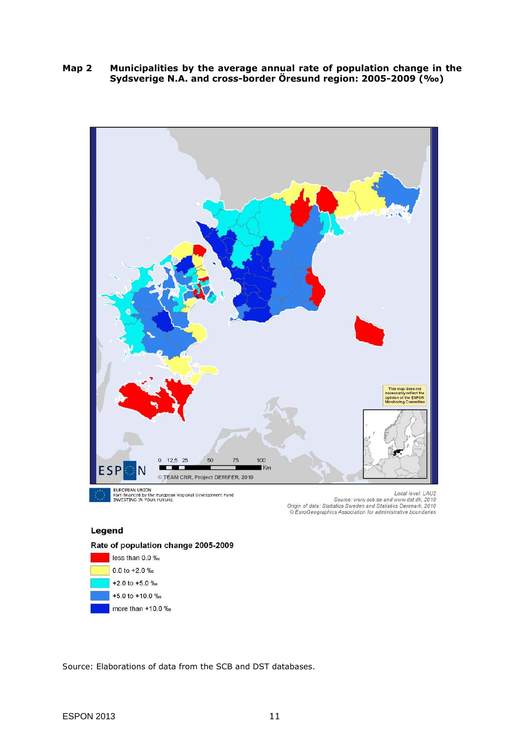**Map 2 Municipalities by the average annual rate of population change in the Sydsverige N.A. and cross-border Öresund region: 2005-2009 (‰)**

This map does not necessarily reflect the opinion of the ESPON Monitoring Committee

0 12,5 25 50 75 100 Km

© TEAM CNR, Project DEMIFER, 2010

EUROPEAN UNION
Part-financed by the European Regional Development Fund
INVESTING IN YOUR FUTURE

*Local level: LAU2*
*Source: www.scb.se and www.dst.dk, 2010*
*Origin of data: Statistics Sweden and Statistics Denmark, 2010*
*© EuroGeographics Association for administrative boundaries*

**Legend**

**Rate of population change 2005-2009**

- less than 0.0 ‰
- 0.0 to +2.0 ‰
- +2.0 to +5.0 ‰
- +5.0 to +10.0 ‰
- more than +10.0 ‰

Source: Elaborations of data from the SCB and DST databases.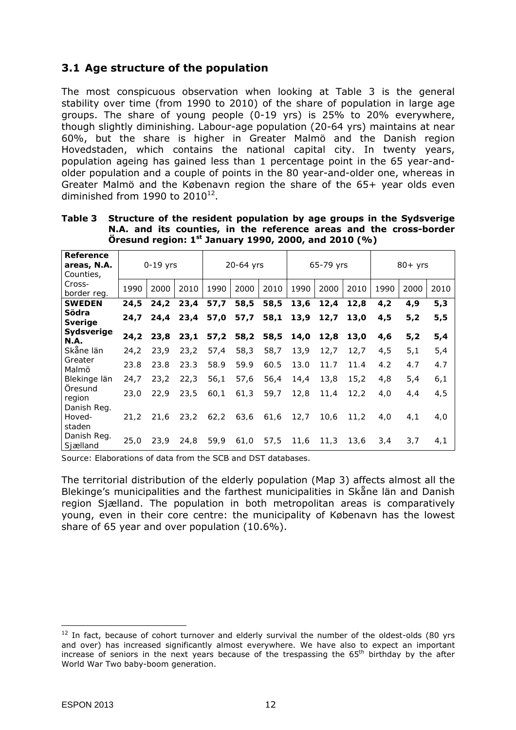## 3.1 Age structure of the population

The most conspicuous observation when looking at Table 3 is the general stability over time (from 1990 to 2010) of the share of population in large age groups. The share of young people (0-19 yrs) is 25% to 20% everywhere, though slightly diminishing. Labour-age population (20-64 yrs) maintains at near 60%, but the share is higher in Greater Malmö and the Danish region Hovedstaden, which contains the national capital city. In twenty years, population ageing has gained less than 1 percentage point in the 65 year-and-older population and a couple of points in the 80 year-and-older one, whereas in Greater Malmö and the København region the share of the 65+ year olds even diminished from 1990 to 2010[12].

**Table 3 Structure of the resident population by age groups in the Sydsverige N.A. and its counties, in the reference areas and the cross-border Öresund region: 1st January 1990, 2000, and 2010 (%)**

| **Reference areas, N.A.** Counties, Cross-border reg. | 0-19 yrs | | | 20-64 yrs | | | 65-79 yrs | | | 80+ yrs | | |
|---|---|---|---|---|---|---|---|---|---|---|---|---|
| | 1990 | 2000 | 2010 | 1990 | 2000 | 2010 | 1990 | 2000 | 2010 | 1990 | 2000 | 2010 |
| **SWEDEN** | **24,5** | **24,2** | **23,4** | **57,7** | **58,5** | **58,5** | **13,6** | **12,4** | **12,8** | **4,2** | **4,9** | **5,3** |
| **Södra Sverige** | **24,7** | **24,4** | **23,4** | **57,0** | **57,7** | **58,1** | **13,9** | **12,7** | **13,0** | **4,5** | **5,2** | **5,5** |
| **Sydsverige N.A.** | **24,2** | **23,8** | **23,1** | **57,2** | **58,2** | **58,5** | **14,0** | **12,8** | **13,0** | **4,6** | **5,2** | **5,4** |
| Skåne län | 24,2 | 23,9 | 23,2 | 57,4 | 58,3 | 58,7 | 13,9 | 12,7 | 12,7 | 4,5 | 5,1 | 5,4 |
| Greater Malmö | 23.8 | 23.8 | 23.3 | 58.9 | 59.9 | 60.5 | 13.0 | 11.7 | 11.4 | 4.2 | 4.7 | 4.7 |
| Blekinge län | 24,7 | 23,2 | 22,3 | 56,1 | 57,6 | 56,4 | 14,4 | 13,8 | 15,2 | 4,8 | 5,4 | 6,1 |
| Öresund region | 23,0 | 22,9 | 23,5 | 60,1 | 61,3 | 59,7 | 12,8 | 11,4 | 12,2 | 4,0 | 4,4 | 4,5 |
| Danish Reg. Hoved-staden | 21,2 | 21,6 | 23,2 | 62,2 | 63,6 | 61,6 | 12,7 | 10,6 | 11,2 | 4,0 | 4,1 | 4,0 |
| Danish Reg. Sjælland | 25,0 | 23,9 | 24,8 | 59,9 | 61,0 | 57,5 | 11,6 | 11,3 | 13,6 | 3,4 | 3,7 | 4,1 |

Source: Elaborations of data from the SCB and DST databases.

The territorial distribution of the elderly population (Map 3) affects almost all the Blekinge's municipalities and the farthest municipalities in Skåne län and Danish region Sjælland. The population in both metropolitan areas is comparatively young, even in their core centre: the municipality of København has the lowest share of 65 year and over population (10.6%).

---

[12] In fact, because of cohort turnover and elderly survival the number of the oldest-olds (80 yrs and over) has increased significantly almost everywhere. We have also to expect an important increase of seniors in the next years because of the trespassing the 65th birthday by the after World War Two baby-boom generation.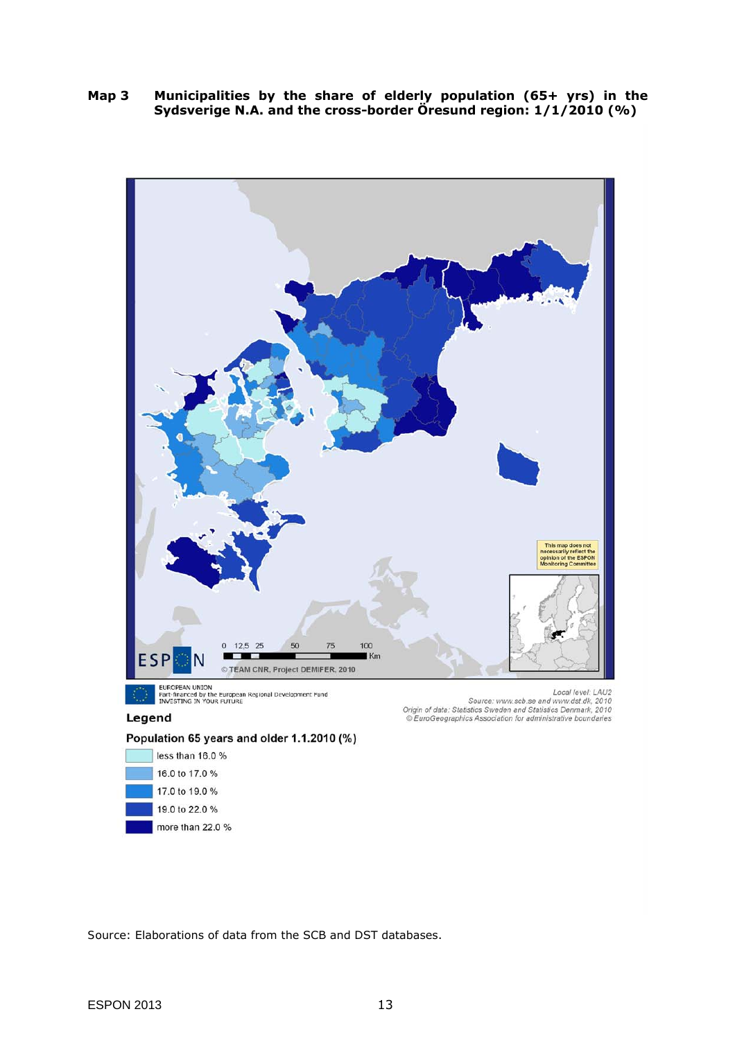**Map 3 Municipalities by the share of elderly population (65+ yrs) in the Sydsverige N.A. and the cross-border Öresund region: 1/1/2010 (%)**

This map does not necessarily reflect the opinion of the ESPON Monitoring Committee

0 12,5 25 50 75 100 Km

© TEAM CNR, Project DEMIFER, 2010

EUROPEAN UNION
Part-financed by the European Regional Development Fund
INVESTING IN YOUR FUTURE

*Local level: LAU2*
*Source: www.scb.se and www.dst.dk, 2010*
*Origin of data: Statistics Sweden and Statistics Denmark, 2010*
*© EuroGeographics Association for administrative bounderies*

**Legend**

**Population 65 years and older 1.1.2010 (%)**

- less than 16.0 %
- 16.0 to 17.0 %
- 17.0 to 19.0 %
- 19.0 to 22.0 %
- more than 22.0 %

Source: Elaborations of data from the SCB and DST databases.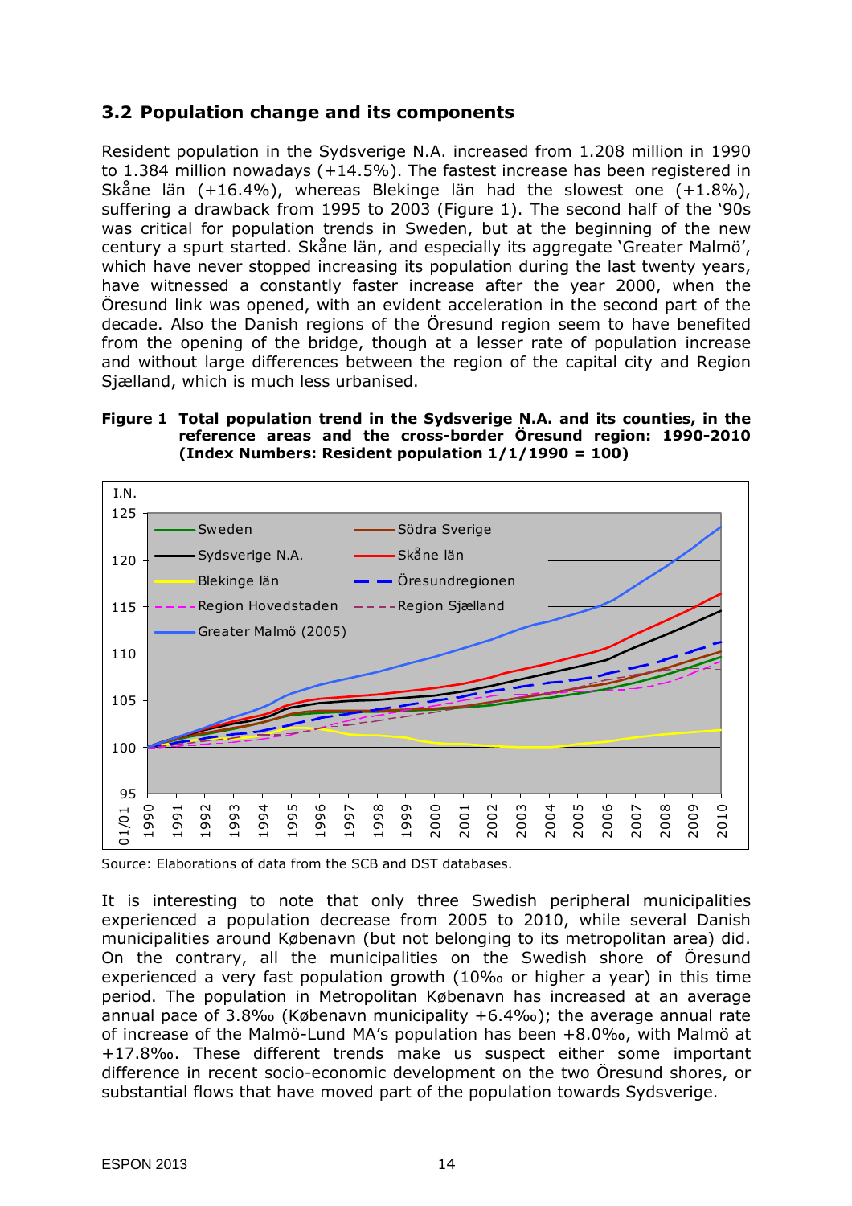## 3.2 Population change and its components

Resident population in the Sydsverige N.A. increased from 1.208 million in 1990 to 1.384 million nowadays (+14.5%). The fastest increase has been registered in Skåne län (+16.4%), whereas Blekinge län had the slowest one (+1.8%), suffering a drawback from 1995 to 2003 (Figure 1). The second half of the '90s was critical for population trends in Sweden, but at the beginning of the new century a spurt started. Skåne län, and especially its aggregate 'Greater Malmö', which have never stopped increasing its population during the last twenty years, have witnessed a constantly faster increase after the year 2000, when the Öresund link was opened, with an evident acceleration in the second part of the decade. Also the Danish regions of the Öresund region seem to have benefited from the opening of the bridge, though at a lesser rate of population increase and without large differences between the region of the capital city and Region Sjælland, which is much less urbanised.

**Figure 1 Total population trend in the Sydsverige N.A. and its counties, in the reference areas and the cross-border Öresund region: 1990-2010 (Index Numbers: Resident population 1/1/1990 = 100)**

Source: Elaborations of data from the SCB and DST databases.

It is interesting to note that only three Swedish peripheral municipalities experienced a population decrease from 2005 to 2010, while several Danish municipalities around København (but not belonging to its metropolitan area) did. On the contrary, all the municipalities on the Swedish shore of Öresund experienced a very fast population growth (10‰ or higher a year) in this time period. The population in Metropolitan København has increased at an average annual pace of 3.8‰ (København municipality +6.4‰); the average annual rate of increase of the Malmö-Lund MA's population has been +8.0‰, with Malmö at +17.8‰. These different trends make us suspect either some important difference in recent socio-economic development on the two Öresund shores, or substantial flows that have moved part of the population towards Sydsverige.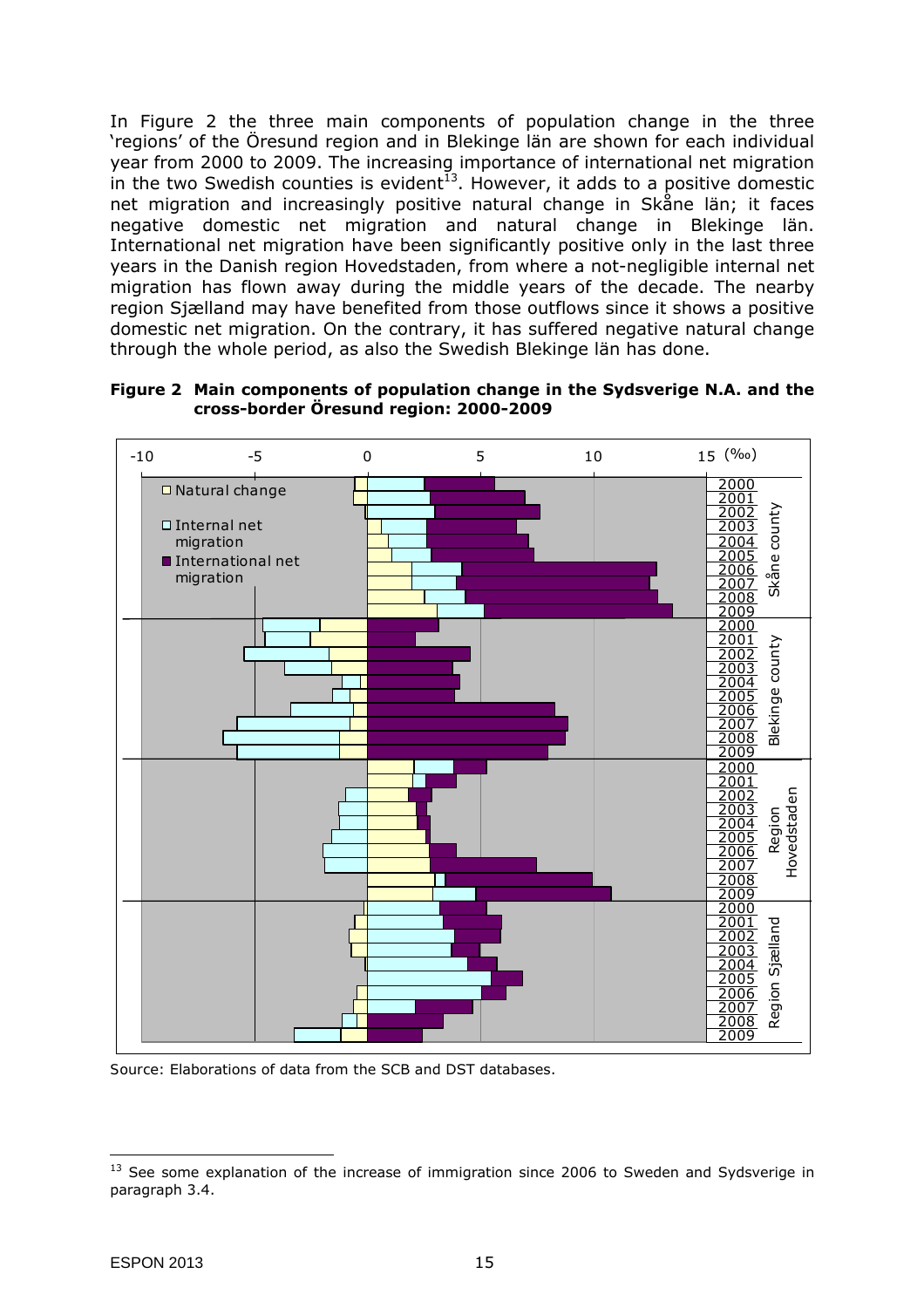In Figure 2 the three main components of population change in the three 'regions' of the Öresund region and in Blekinge län are shown for each individual year from 2000 to 2009. The increasing importance of international net migration in the two Swedish counties is evident[13]. However, it adds to a positive domestic net migration and increasingly positive natural change in Skåne län; it faces negative domestic net migration and natural change in Blekinge län. International net migration have been significantly positive only in the last three years in the Danish region Hovedstaden, from where a not-negligible internal net migration has flown away during the middle years of the decade. The nearby region Sjælland may have benefited from those outflows since it shows a positive domestic net migration. On the contrary, it has suffered negative natural change through the whole period, as also the Swedish Blekinge län has done.

**Figure 2 Main components of population change in the Sydsverige N.A. and the cross-border Öresund region: 2000-2009**

Source: Elaborations of data from the SCB and DST databases.

---

[13] See some explanation of the increase of immigration since 2006 to Sweden and Sydsverige in paragraph 3.4.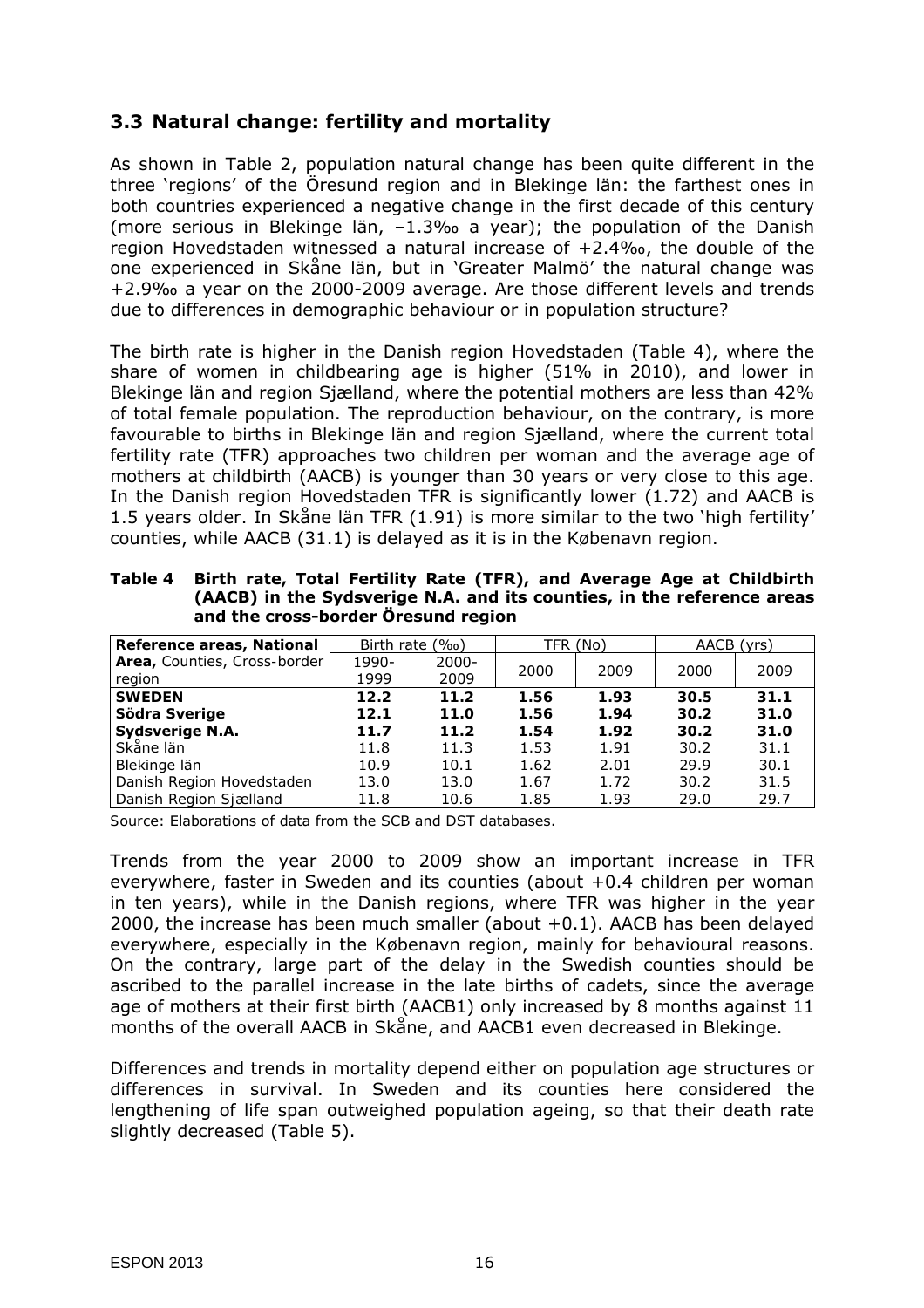## 3.3 Natural change: fertility and mortality

As shown in Table 2, population natural change has been quite different in the three 'regions' of the Öresund region and in Blekinge län: the farthest ones in both countries experienced a negative change in the first decade of this century (more serious in Blekinge län, –1.3‰ a year); the population of the Danish region Hovedstaden witnessed a natural increase of +2.4‰, the double of the one experienced in Skåne län, but in 'Greater Malmö' the natural change was +2.9‰ a year on the 2000-2009 average. Are those different levels and trends due to differences in demographic behaviour or in population structure?

The birth rate is higher in the Danish region Hovedstaden (Table 4), where the share of women in childbearing age is higher (51% in 2010), and lower in Blekinge län and region Sjælland, where the potential mothers are less than 42% of total female population. The reproduction behaviour, on the contrary, is more favourable to births in Blekinge län and region Sjælland, where the current total fertility rate (TFR) approaches two children per woman and the average age of mothers at childbirth (AACB) is younger than 30 years or very close to this age. In the Danish region Hovedstaden TFR is significantly lower (1.72) and AACB is 1.5 years older. In Skåne län TFR (1.91) is more similar to the two 'high fertility' counties, while AACB (31.1) is delayed as it is in the København region.

**Table 4 Birth rate, Total Fertility Rate (TFR), and Average Age at Childbirth (AACB) in the Sydsverige N.A. and its counties, in the reference areas and the cross-border Öresund region**

| **Reference areas, National** | Birth rate (‰) | | TFR (No) | | AACB (yrs) | |
|---|---|---|---|---|---|---|
| **Area,** Counties, Cross-border region | 1990-1999 | 2000-2009 | 2000 | 2009 | 2000 | 2009 |
| **SWEDEN** | **12.2** | **11.2** | **1.56** | **1.93** | **30.5** | **31.1** |
| **Södra Sverige** | **12.1** | **11.0** | **1.56** | **1.94** | **30.2** | **31.0** |
| **Sydsverige N.A.** | **11.7** | **11.2** | **1.54** | **1.92** | **30.2** | **31.0** |
| Skåne län | 11.8 | 11.3 | 1.53 | 1.91 | 30.2 | 31.1 |
| Blekinge län | 10.9 | 10.1 | 1.62 | 2.01 | 29.9 | 30.1 |
| Danish Region Hovedstaden | 13.0 | 13.0 | 1.67 | 1.72 | 30.2 | 31.5 |
| Danish Region Sjælland | 11.8 | 10.6 | 1.85 | 1.93 | 29.0 | 29.7 |

Source: Elaborations of data from the SCB and DST databases.

Trends from the year 2000 to 2009 show an important increase in TFR everywhere, faster in Sweden and its counties (about +0.4 children per woman in ten years), while in the Danish regions, where TFR was higher in the year 2000, the increase has been much smaller (about +0.1). AACB has been delayed everywhere, especially in the København region, mainly for behavioural reasons. On the contrary, large part of the delay in the Swedish counties should be ascribed to the parallel increase in the late births of cadets, since the average age of mothers at their first birth (AACB1) only increased by 8 months against 11 months of the overall AACB in Skåne, and AACB1 even decreased in Blekinge.

Differences and trends in mortality depend either on population age structures or differences in survival. In Sweden and its counties here considered the lengthening of life span outweighed population ageing, so that their death rate slightly decreased (Table 5).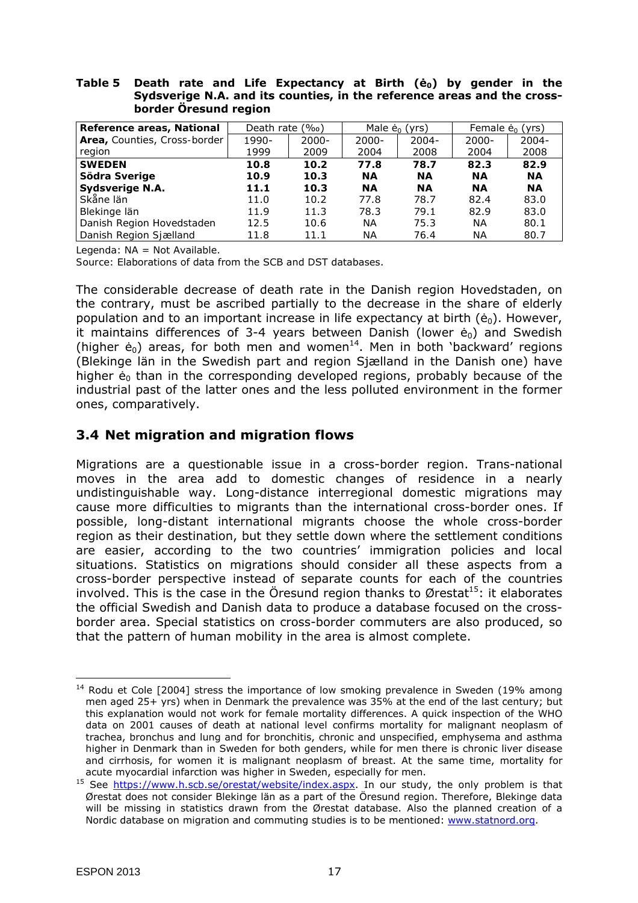**Table 5 Death rate and Life Expectancy at Birth ($\dot{e}_0$) by gender in the Sydsverige N.A. and its counties, in the reference areas and the cross-border Öresund region**

| Reference areas, National **Area,** Counties, Cross-border region | Death rate (‰) | | Male $\dot{e}_0$ (yrs) | | Female $\dot{e}_0$ (yrs) | |
|---|---|---|---|---|---|---|
| | 1990-1999 | 2000-2009 | 2000-2004 | 2004-2008 | 2000-2004 | 2004-2008 |
| **SWEDEN** | **10.8** | **10.2** | **77.8** | **78.7** | **82.3** | **82.9** |
| **Södra Sverige** | **10.9** | **10.3** | **NA** | **NA** | **NA** | **NA** |
| **Sydsverige N.A.** | **11.1** | **10.3** | **NA** | **NA** | **NA** | **NA** |
| Skåne län | 11.0 | 10.2 | 77.8 | 78.7 | 82.4 | 83.0 |
| Blekinge län | 11.9 | 11.3 | 78.3 | 79.1 | 82.9 | 83.0 |
| Danish Region Hovedstaden | 12.5 | 10.6 | NA | 75.3 | NA | 80.1 |
| Danish Region Sjælland | 11.8 | 11.1 | NA | 76.4 | NA | 80.7 |

Legenda: NA = Not Available.

Source: Elaborations of data from the SCB and DST databases.

The considerable decrease of death rate in the Danish region Hovedstaden, on the contrary, must be ascribed partially to the decrease in the share of elderly population and to an important increase in life expectancy at birth ($\dot{e}_0$). However, it maintains differences of 3-4 years between Danish (lower $\dot{e}_0$) and Swedish (higher $\dot{e}_0$) areas, for both men and women[14]. Men in both 'backward' regions (Blekinge län in the Swedish part and region Sjælland in the Danish one) have higher $\dot{e}_0$ than in the corresponding developed regions, probably because of the industrial past of the latter ones and the less polluted environment in the former ones, comparatively.

## 3.4 Net migration and migration flows

Migrations are a questionable issue in a cross-border region. Trans-national moves in the area add to domestic changes of residence in a nearly undistinguishable way. Long-distance interregional domestic migrations may cause more difficulties to migrants than the international cross-border ones. If possible, long-distant international migrants choose the whole cross-border region as their destination, but they settle down where the settlement conditions are easier, according to the two countries' immigration policies and local situations. Statistics on migrations should consider all these aspects from a cross-border perspective instead of separate counts for each of the countries involved. This is the case in the Öresund region thanks to Ørestat[15]: it elaborates the official Swedish and Danish data to produce a database focused on the cross-border area. Special statistics on cross-border commuters are also produced, so that the pattern of human mobility in the area is almost complete.

---

[14] Rodu et Cole [2004] stress the importance of low smoking prevalence in Sweden (19% among men aged 25+ yrs) when in Denmark the prevalence was 35% at the end of the last century; but this explanation would not work for female mortality differences. A quick inspection of the WHO data on 2001 causes of death at national level confirms mortality for malignant neoplasm of trachea, bronchus and lung and for bronchitis, chronic and unspecified, emphysema and asthma higher in Denmark than in Sweden for both genders, while for men there is chronic liver disease and cirrhosis, for women it is malignant neoplasm of breast. At the same time, mortality for acute myocardial infarction was higher in Sweden, especially for men.

[15] See https://www.h.scb.se/orestat/website/index.aspx. In our study, the only problem is that Ørestat does not consider Blekinge län as a part of the Öresund region. Therefore, Blekinge data will be missing in statistics drawn from the Ørestat database. Also the planned creation of a Nordic database on migration and commuting studies is to be mentioned: www.statnord.org.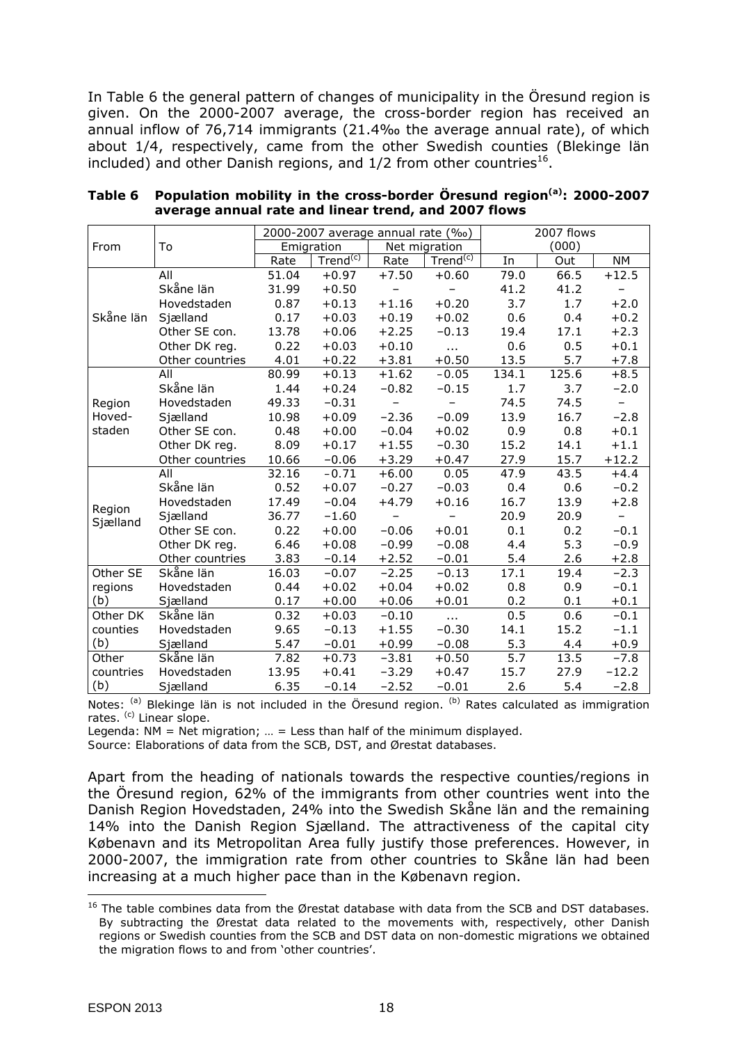In Table 6 the general pattern of changes of municipality in the Öresund region is given. On the 2000-2007 average, the cross-border region has received an annual inflow of 76,714 immigrants (21.4‰ the average annual rate), of which about 1/4, respectively, came from the other Swedish counties (Blekinge län included) and other Danish regions, and 1/2 from other countries[16].

**Table 6 Population mobility in the cross-border Öresund region[(a)]: 2000-2007 average annual rate and linear trend, and 2007 flows**

| From | To | 2000-2007 average annual rate (‰) | | | | 2007 flows (000) | | |
|---|---|---|---|---|---|---|---|---|
| | | Emigration | | Net migration | | | | |
| | | Rate | Trend[(c)] | Rate | Trend[(c)] | In | Out | NM |
| Skåne län | All | 51.04 | +0.97 | +7.50 | +0.60 | 79.0 | 66.5 | +12.5 |
| | Skåne län | 31.99 | +0.50 | – | – | 41.2 | 41.2 | – |
| | Hovedstaden | 0.87 | +0.13 | +1.16 | +0.20 | 3.7 | 1.7 | +2.0 |
| | Sjælland | 0.17 | +0.03 | +0.19 | +0.02 | 0.6 | 0.4 | +0.2 |
| | Other SE con. | 13.78 | +0.06 | +2.25 | −0.13 | 19.4 | 17.1 | +2.3 |
| | Other DK reg. | 0.22 | +0.03 | +0.10 | ... | 0.6 | 0.5 | +0.1 |
| | Other countries | 4.01 | +0.22 | +3.81 | +0.50 | 13.5 | 5.7 | +7.8 |
| Region Hoved-staden | All | 80.99 | +0.13 | +1.62 | −0.05 | 134.1 | 125.6 | +8.5 |
| | Skåne län | 1.44 | +0.24 | −0.82 | −0.15 | 1.7 | 3.7 | −2.0 |
| | Hovedstaden | 49.33 | −0.31 | – | – | 74.5 | 74.5 | – |
| | Sjælland | 10.98 | +0.09 | −2.36 | −0.09 | 13.9 | 16.7 | −2.8 |
| | Other SE con. | 0.48 | +0.00 | −0.04 | +0.02 | 0.9 | 0.8 | +0.1 |
| | Other DK reg. | 8.09 | +0.17 | +1.55 | −0.30 | 15.2 | 14.1 | +1.1 |
| | Other countries | 10.66 | −0.06 | +3.29 | +0.47 | 27.9 | 15.7 | +12.2 |
| Region Sjælland | All | 32.16 | −0.71 | +6.00 | 0.05 | 47.9 | 43.5 | +4.4 |
| | Skåne län | 0.52 | +0.07 | −0.27 | −0.03 | 0.4 | 0.6 | −0.2 |
| | Hovedstaden | 17.49 | −0.04 | +4.79 | +0.16 | 16.7 | 13.9 | +2.8 |
| | Sjælland | 36.77 | −1.60 | – | – | 20.9 | 20.9 | – |
| | Other SE con. | 0.22 | +0.00 | −0.06 | +0.01 | 0.1 | 0.2 | −0.1 |
| | Other DK reg. | 6.46 | +0.08 | −0.99 | −0.08 | 4.4 | 5.3 | −0.9 |
| | Other countries | 3.83 | −0.14 | +2.52 | −0.01 | 5.4 | 2.6 | +2.8 |
| Other SE regions (b) | Skåne län | 16.03 | −0.07 | −2.25 | −0.13 | 17.1 | 19.4 | −2.3 |
| | Hovedstaden | 0.44 | +0.02 | +0.04 | +0.02 | 0.8 | 0.9 | −0.1 |
| | Sjælland | 0.17 | +0.00 | +0.06 | +0.01 | 0.2 | 0.1 | +0.1 |
| Other DK counties (b) | Skåne län | 0.32 | +0.03 | −0.10 | ... | 0.5 | 0.6 | −0.1 |
| | Hovedstaden | 9.65 | −0.13 | +1.55 | −0.30 | 14.1 | 15.2 | −1.1 |
| | Sjælland | 5.47 | −0.01 | +0.99 | −0.08 | 5.3 | 4.4 | +0.9 |
| Other countries (b) | Skåne län | 7.82 | +0.73 | −3.81 | +0.50 | 5.7 | 13.5 | −7.8 |
| | Hovedstaden | 13.95 | +0.41 | −3.29 | +0.47 | 15.7 | 27.9 | −12.2 |
| | Sjælland | 6.35 | −0.14 | −2.52 | −0.01 | 2.6 | 5.4 | −2.8 |

Notes: [(a)] Blekinge län is not included in the Öresund region. [(b)] Rates calculated as immigration rates. [(c)] Linear slope.

Legenda: NM = Net migration; … = Less than half of the minimum displayed.

Source: Elaborations of data from the SCB, DST, and Ørestat databases.

Apart from the heading of nationals towards the respective counties/regions in the Öresund region, 62% of the immigrants from other countries went into the Danish Region Hovedstaden, 24% into the Swedish Skåne län and the remaining 14% into the Danish Region Sjælland. The attractiveness of the capital city København and its Metropolitan Area fully justify those preferences. However, in 2000-2007, the immigration rate from other countries to Skåne län had been increasing at a much higher pace than in the København region.

[16] The table combines data from the Ørestat database with data from the SCB and DST databases. By subtracting the Ørestat data related to the movements with, respectively, other Danish regions or Swedish counties from the SCB and DST data on non-domestic migrations we obtained the migration flows to and from 'other countries'.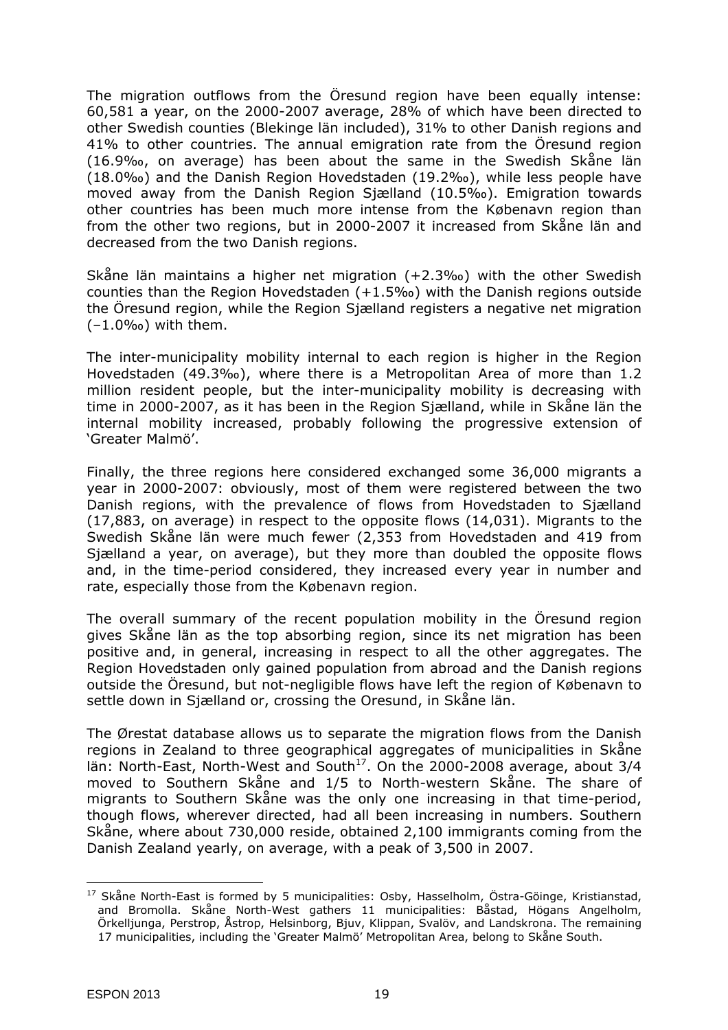The migration outflows from the Öresund region have been equally intense: 60,581 a year, on the 2000-2007 average, 28% of which have been directed to other Swedish counties (Blekinge län included), 31% to other Danish regions and 41% to other countries. The annual emigration rate from the Öresund region (16.9‰, on average) has been about the same in the Swedish Skåne län (18.0‰) and the Danish Region Hovedstaden (19.2‰), while less people have moved away from the Danish Region Sjælland (10.5‰). Emigration towards other countries has been much more intense from the København region than from the other two regions, but in 2000-2007 it increased from Skåne län and decreased from the two Danish regions.

Skåne län maintains a higher net migration (+2.3‰) with the other Swedish counties than the Region Hovedstaden (+1.5‰) with the Danish regions outside the Öresund region, while the Region Sjælland registers a negative net migration (–1.0‰) with them.

The inter-municipality mobility internal to each region is higher in the Region Hovedstaden (49.3‰), where there is a Metropolitan Area of more than 1.2 million resident people, but the inter-municipality mobility is decreasing with time in 2000-2007, as it has been in the Region Sjælland, while in Skåne län the internal mobility increased, probably following the progressive extension of 'Greater Malmö'.

Finally, the three regions here considered exchanged some 36,000 migrants a year in 2000-2007: obviously, most of them were registered between the two Danish regions, with the prevalence of flows from Hovedstaden to Sjælland (17,883, on average) in respect to the opposite flows (14,031). Migrants to the Swedish Skåne län were much fewer (2,353 from Hovedstaden and 419 from Sjælland a year, on average), but they more than doubled the opposite flows and, in the time-period considered, they increased every year in number and rate, especially those from the København region.

The overall summary of the recent population mobility in the Öresund region gives Skåne län as the top absorbing region, since its net migration has been positive and, in general, increasing in respect to all the other aggregates. The Region Hovedstaden only gained population from abroad and the Danish regions outside the Öresund, but not-negligible flows have left the region of København to settle down in Sjælland or, crossing the Oresund, in Skåne län.

The Ørestat database allows us to separate the migration flows from the Danish regions in Zealand to three geographical aggregates of municipalities in Skåne län: North-East, North-West and South[17]. On the 2000-2008 average, about 3/4 moved to Southern Skåne and 1/5 to North-western Skåne. The share of migrants to Southern Skåne was the only one increasing in that time-period, though flows, wherever directed, had all been increasing in numbers. Southern Skåne, where about 730,000 reside, obtained 2,100 immigrants coming from the Danish Zealand yearly, on average, with a peak of 3,500 in 2007.

---

[17] Skåne North-East is formed by 5 municipalities: Osby, Hasselholm, Östra-Göinge, Kristianstad, and Bromolla. Skåne North-West gathers 11 municipalities: Båstad, Högans Angelholm, Örkelljunga, Perstrop, Åstrop, Helsinborg, Bjuv, Klippan, Svalöv, and Landskrona. The remaining 17 municipalities, including the 'Greater Malmö' Metropolitan Area, belong to Skåne South.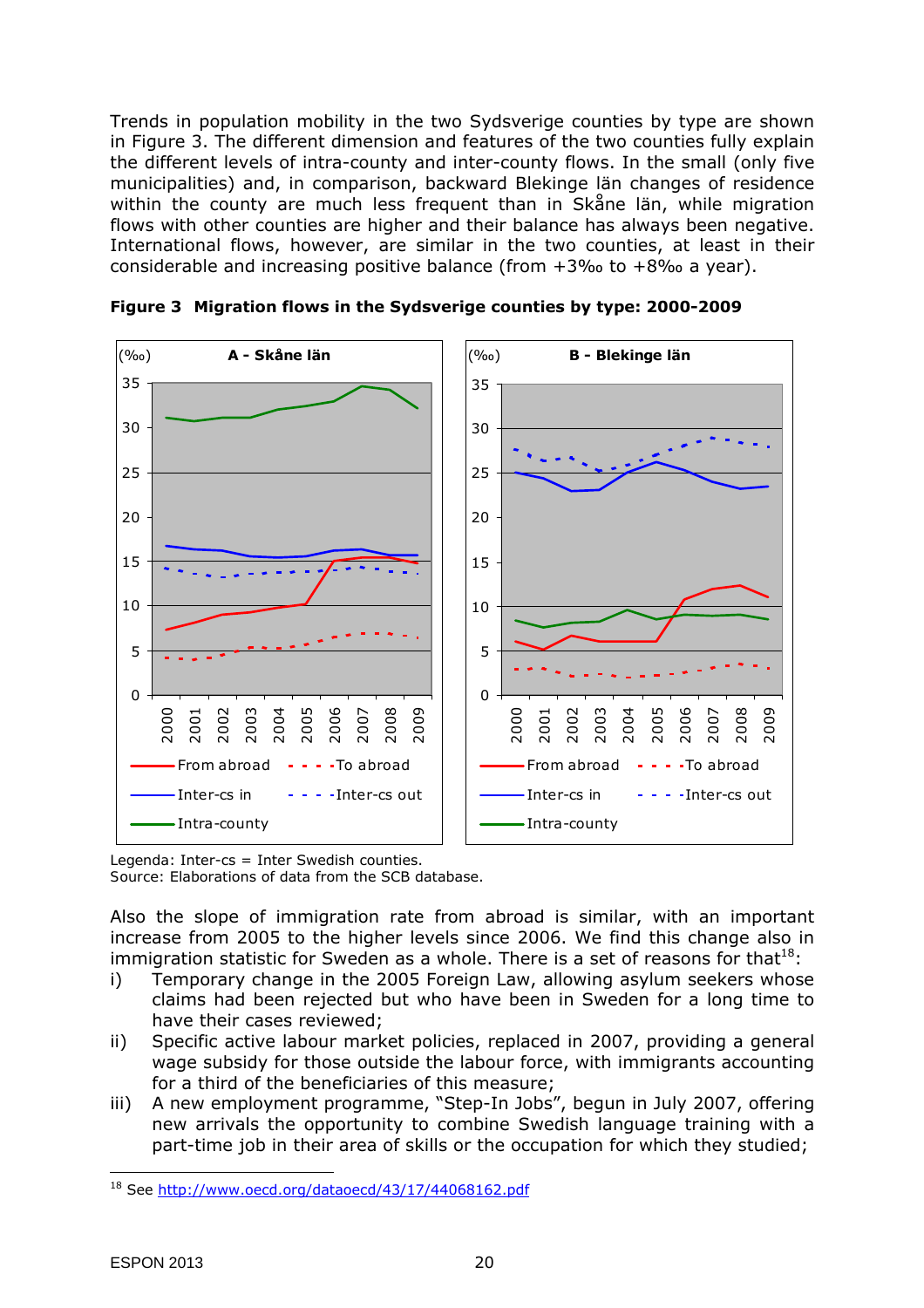Trends in population mobility in the two Sydsverige counties by type are shown in Figure 3. The different dimension and features of the two counties fully explain the different levels of intra-county and inter-county flows. In the small (only five municipalities) and, in comparison, backward Blekinge län changes of residence within the county are much less frequent than in Skåne län, while migration flows with other counties are higher and their balance has always been negative. International flows, however, are similar in the two counties, at least in their considerable and increasing positive balance (from +3‰ to +8‰ a year).

**Figure 3 Migration flows in the Sydsverige counties by type: 2000-2009**

Legenda: Inter-cs = Inter Swedish counties.
Source: Elaborations of data from the SCB database.

Also the slope of immigration rate from abroad is similar, with an important increase from 2005 to the higher levels since 2006. We find this change also in immigration statistic for Sweden as a whole. There is a set of reasons for that[18]:

i) Temporary change in the 2005 Foreign Law, allowing asylum seekers whose claims had been rejected but who have been in Sweden for a long time to have their cases reviewed;

ii) Specific active labour market policies, replaced in 2007, providing a general wage subsidy for those outside the labour force, with immigrants accounting for a third of the beneficiaries of this measure;

iii) A new employment programme, "Step-In Jobs", begun in July 2007, offering new arrivals the opportunity to combine Swedish language training with a part-time job in their area of skills or the occupation for which they studied;

[18] See http://www.oecd.org/dataoecd/43/17/44068162.pdf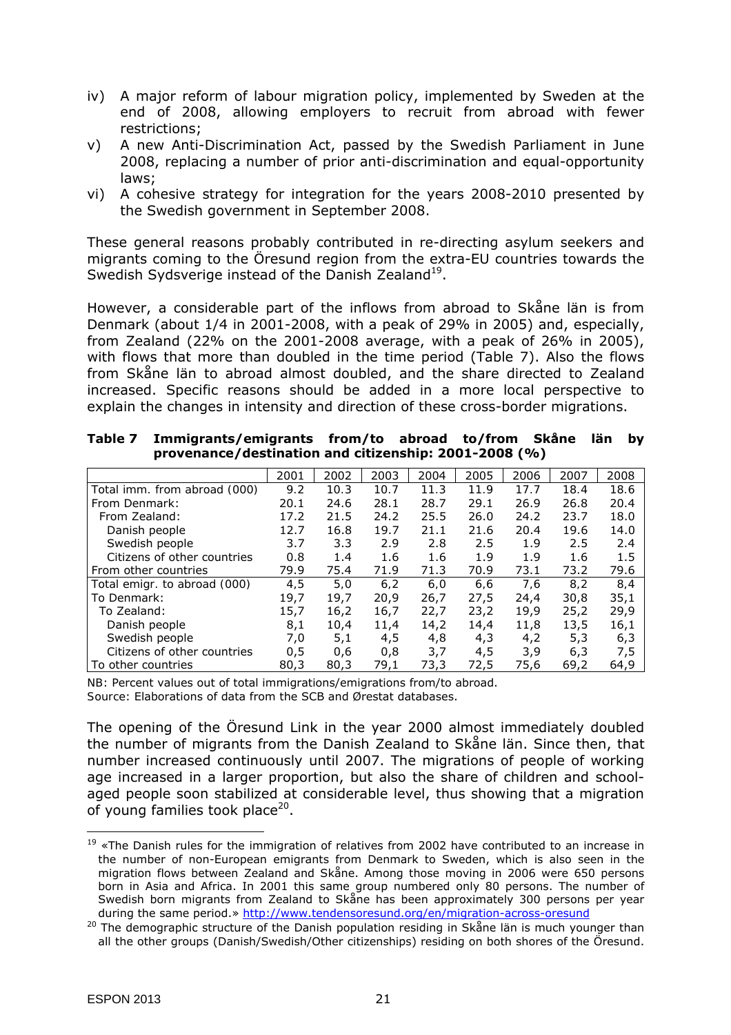iv) A major reform of labour migration policy, implemented by Sweden at the end of 2008, allowing employers to recruit from abroad with fewer restrictions;
v) A new Anti-Discrimination Act, passed by the Swedish Parliament in June 2008, replacing a number of prior anti-discrimination and equal-opportunity laws;
vi) A cohesive strategy for integration for the years 2008-2010 presented by the Swedish government in September 2008.

These general reasons probably contributed in re-directing asylum seekers and migrants coming to the Öresund region from the extra-EU countries towards the Swedish Sydsverige instead of the Danish Zealand[19].

However, a considerable part of the inflows from abroad to Skåne län is from Denmark (about 1/4 in 2001-2008, with a peak of 29% in 2005) and, especially, from Zealand (22% on the 2001-2008 average, with a peak of 26% in 2005), with flows that more than doubled in the time period (Table 7). Also the flows from Skåne län to abroad almost doubled, and the share directed to Zealand increased. Specific reasons should be added in a more local perspective to explain the changes in intensity and direction of these cross-border migrations.

**Table 7 Immigrants/emigrants from/to abroad to/from Skåne län by provenance/destination and citizenship: 2001-2008 (%)**

| | 2001 | 2002 | 2003 | 2004 | 2005 | 2006 | 2007 | 2008 |
|---|---|---|---|---|---|---|---|---|
| Total imm. from abroad (000) | 9.2 | 10.3 | 10.7 | 11.3 | 11.9 | 17.7 | 18.4 | 18.6 |
| From Denmark: | 20.1 | 24.6 | 28.1 | 28.7 | 29.1 | 26.9 | 26.8 | 20.4 |
| From Zealand: | 17.2 | 21.5 | 24.2 | 25.5 | 26.0 | 24.2 | 23.7 | 18.0 |
| Danish people | 12.7 | 16.8 | 19.7 | 21.1 | 21.6 | 20.4 | 19.6 | 14.0 |
| Swedish people | 3.7 | 3.3 | 2.9 | 2.8 | 2.5 | 1.9 | 2.5 | 2.4 |
| Citizens of other countries | 0.8 | 1.4 | 1.6 | 1.6 | 1.9 | 1.9 | 1.6 | 1.5 |
| From other countries | 79.9 | 75.4 | 71.9 | 71.3 | 70.9 | 73.1 | 73.2 | 79.6 |
| Total emigr. to abroad (000) | 4,5 | 5,0 | 6,2 | 6,0 | 6,6 | 7,6 | 8,2 | 8,4 |
| To Denmark: | 19,7 | 19,7 | 20,9 | 26,7 | 27,5 | 24,4 | 30,8 | 35,1 |
| To Zealand: | 15,7 | 16,2 | 16,7 | 22,7 | 23,2 | 19,9 | 25,2 | 29,9 |
| Danish people | 8,1 | 10,4 | 11,4 | 14,2 | 14,4 | 11,8 | 13,5 | 16,1 |
| Swedish people | 7,0 | 5,1 | 4,5 | 4,8 | 4,3 | 4,2 | 5,3 | 6,3 |
| Citizens of other countries | 0,5 | 0,6 | 0,8 | 3,7 | 4,5 | 3,9 | 6,3 | 7,5 |
| To other countries | 80,3 | 80,3 | 79,1 | 73,3 | 72,5 | 75,6 | 69,2 | 64,9 |

NB: Percent values out of total immigrations/emigrations from/to abroad.
Source: Elaborations of data from the SCB and Ørestat databases.

The opening of the Öresund Link in the year 2000 almost immediately doubled the number of migrants from the Danish Zealand to Skåne län. Since then, that number increased continuously until 2007. The migrations of people of working age increased in a larger proportion, but also the share of children and school-aged people soon stabilized at considerable level, thus showing that a migration of young families took place[20].

---

[19] «The Danish rules for the immigration of relatives from 2002 have contributed to an increase in the number of non-European emigrants from Denmark to Sweden, which is also seen in the migration flows between Zealand and Skåne. Among those moving in 2006 were 650 persons born in Asia and Africa. In 2001 this same group numbered only 80 persons. The number of Swedish born migrants from Zealand to Skåne has been approximately 300 persons per year during the same period.» http://www.tendensoresund.org/en/migration-across-oresund

[20] The demographic structure of the Danish population residing in Skåne län is much younger than all the other groups (Danish/Swedish/Other citizenships) residing on both shores of the Öresund.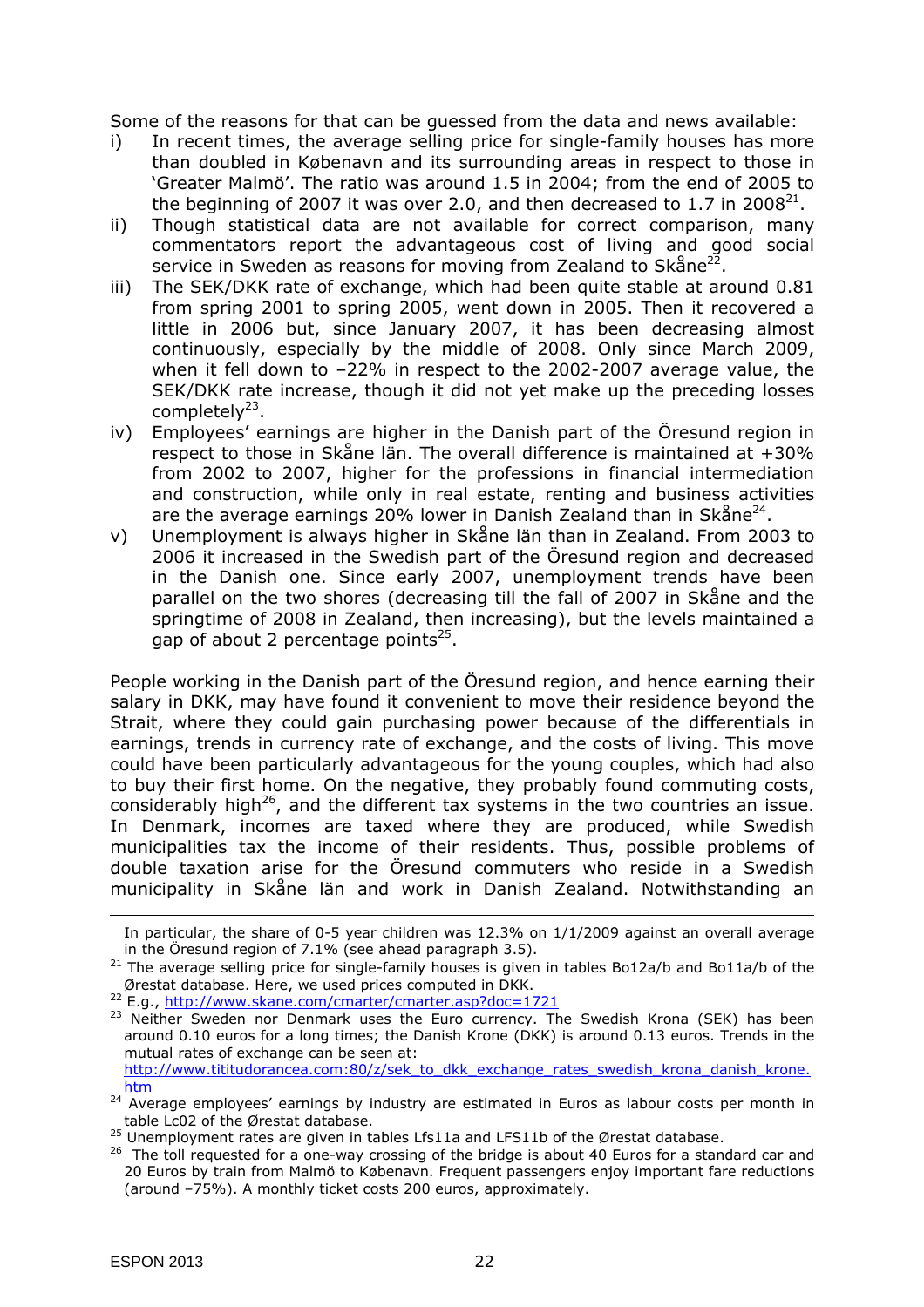Some of the reasons for that can be guessed from the data and news available:

i) In recent times, the average selling price for single-family houses has more than doubled in København and its surrounding areas in respect to those in 'Greater Malmö'. The ratio was around 1.5 in 2004; from the end of 2005 to the beginning of 2007 it was over 2.0, and then decreased to 1.7 in 2008[21].

ii) Though statistical data are not available for correct comparison, many commentators report the advantageous cost of living and good social service in Sweden as reasons for moving from Zealand to Skåne[22].

iii) The SEK/DKK rate of exchange, which had been quite stable at around 0.81 from spring 2001 to spring 2005, went down in 2005. Then it recovered a little in 2006 but, since January 2007, it has been decreasing almost continuously, especially by the middle of 2008. Only since March 2009, when it fell down to –22% in respect to the 2002-2007 average value, the SEK/DKK rate increase, though it did not yet make up the preceding losses completely[23].

iv) Employees' earnings are higher in the Danish part of the Öresund region in respect to those in Skåne län. The overall difference is maintained at +30% from 2002 to 2007, higher for the professions in financial intermediation and construction, while only in real estate, renting and business activities are the average earnings 20% lower in Danish Zealand than in Skåne[24].

v) Unemployment is always higher in Skåne län than in Zealand. From 2003 to 2006 it increased in the Swedish part of the Öresund region and decreased in the Danish one. Since early 2007, unemployment trends have been parallel on the two shores (decreasing till the fall of 2007 in Skåne and the springtime of 2008 in Zealand, then increasing), but the levels maintained a gap of about 2 percentage points[25].

People working in the Danish part of the Öresund region, and hence earning their salary in DKK, may have found it convenient to move their residence beyond the Strait, where they could gain purchasing power because of the differentials in earnings, trends in currency rate of exchange, and the costs of living. This move could have been particularly advantageous for the young couples, which had also to buy their first home. On the negative, they probably found commuting costs, considerably high[26], and the different tax systems in the two countries an issue. In Denmark, incomes are taxed where they are produced, while Swedish municipalities tax the income of their residents. Thus, possible problems of double taxation arise for the Öresund commuters who reside in a Swedish municipality in Skåne län and work in Danish Zealand. Notwithstanding an

---

In particular, the share of 0-5 year children was 12.3% on 1/1/2009 against an overall average in the Öresund region of 7.1% (see ahead paragraph 3.5).

[21] The average selling price for single-family houses is given in tables Bo12a/b and Bo11a/b of the Ørestat database. Here, we used prices computed in DKK.

[22] E.g., http://www.skane.com/cmarter/cmarter.asp?doc=1721

[23] Neither Sweden nor Denmark uses the Euro currency. The Swedish Krona (SEK) has been around 0.10 euros for a long times; the Danish Krone (DKK) is around 0.13 euros. Trends in the mutual rates of exchange can be seen at: http://www.tititudorancea.com:80/z/sek_to_dkk_exchange_rates_swedish_krona_danish_krone.htm

[24] Average employees' earnings by industry are estimated in Euros as labour costs per month in table Lc02 of the Ørestat database.

[25] Unemployment rates are given in tables Lfs11a and LFS11b of the Ørestat database.

[26] The toll requested for a one-way crossing of the bridge is about 40 Euros for a standard car and 20 Euros by train from Malmö to København. Frequent passengers enjoy important fare reductions (around –75%). A monthly ticket costs 200 euros, approximately.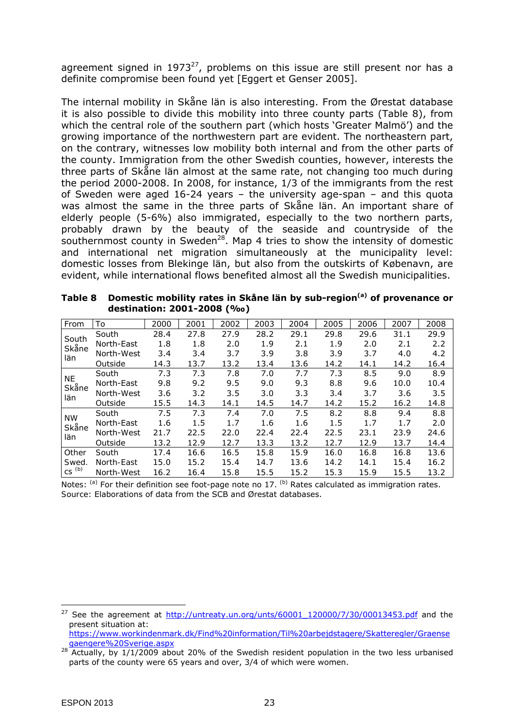agreement signed in 1973[27], problems on this issue are still present nor has a definite compromise been found yet [Eggert et Genser 2005].

The internal mobility in Skåne län is also interesting. From the Ørestat database it is also possible to divide this mobility into three county parts (Table 8), from which the central role of the southern part (which hosts 'Greater Malmö') and the growing importance of the northwestern part are evident. The northeastern part, on the contrary, witnesses low mobility both internal and from the other parts of the county. Immigration from the other Swedish counties, however, interests the three parts of Skåne län almost at the same rate, not changing too much during the period 2000-2008. In 2008, for instance, 1/3 of the immigrants from the rest of Sweden were aged 16-24 years – the university age-span – and this quota was almost the same in the three parts of Skåne län. An important share of elderly people (5-6%) also immigrated, especially to the two northern parts, probably drawn by the beauty of the seaside and countryside of the southernmost county in Sweden[28]. Map 4 tries to show the intensity of domestic and international net migration simultaneously at the municipality level: domestic losses from Blekinge län, but also from the outskirts of København, are evident, while international flows benefited almost all the Swedish municipalities.

**Table 8 Domestic mobility rates in Skåne län by sub-region[(a)] of provenance or destination: 2001-2008 (‰)**

| From | To | 2000 | 2001 | 2002 | 2003 | 2004 | 2005 | 2006 | 2007 | 2008 |
|---|---|---|---|---|---|---|---|---|---|---|
| South Skåne län | South | 28.4 | 27.8 | 27.9 | 28.2 | 29.1 | 29.8 | 29.6 | 31.1 | 29.9 |
| | North-East | 1.8 | 1.8 | 2.0 | 1.9 | 2.1 | 1.9 | 2.0 | 2.1 | 2.2 |
| | North-West | 3.4 | 3.4 | 3.7 | 3.9 | 3.8 | 3.9 | 3.7 | 4.0 | 4.2 |
| | Outside | 14.3 | 13.7 | 13.2 | 13.4 | 13.6 | 14.2 | 14.1 | 14.2 | 16.4 |
| NE Skåne län | South | 7.3 | 7.3 | 7.8 | 7.0 | 7.7 | 7.3 | 8.5 | 9.0 | 8.9 |
| | North-East | 9.8 | 9.2 | 9.5 | 9.0 | 9.3 | 8.8 | 9.6 | 10.0 | 10.4 |
| | North-West | 3.6 | 3.2 | 3.5 | 3.0 | 3.3 | 3.4 | 3.7 | 3.6 | 3.5 |
| | Outside | 15.5 | 14.3 | 14.1 | 14.5 | 14.7 | 14.2 | 15.2 | 16.2 | 14.8 |
| NW Skåne län | South | 7.5 | 7.3 | 7.4 | 7.0 | 7.5 | 8.2 | 8.8 | 9.4 | 8.8 |
| | North-East | 1.6 | 1.5 | 1.7 | 1.6 | 1.6 | 1.5 | 1.7 | 1.7 | 2.0 |
| | North-West | 21.7 | 22.5 | 22.0 | 22.4 | 22.4 | 22.5 | 23.1 | 23.9 | 24.6 |
| | Outside | 13.2 | 12.9 | 12.7 | 13.3 | 13.2 | 12.7 | 12.9 | 13.7 | 14.4 |
| Other Swed. cs [(b)] | South | 17.4 | 16.6 | 16.5 | 15.8 | 15.9 | 16.0 | 16.8 | 16.8 | 13.6 |
| | North-East | 15.0 | 15.2 | 15.4 | 14.7 | 13.6 | 14.2 | 14.1 | 15.4 | 16.2 |
| | North-West | 16.2 | 16.4 | 15.8 | 15.5 | 15.2 | 15.3 | 15.9 | 15.5 | 13.2 |

Notes: [(a)] For their definition see foot-page note no 17. [(b)] Rates calculated as immigration rates.
Source: Elaborations of data from the SCB and Ørestat databases.

---

[27] See the agreement at http://untreaty.un.org/unts/60001_120000/7/30/00013453.pdf and the present situation at: https://www.workindenmark.dk/Find%20information/Til%20arbejdstagere/Skatteregler/Graensegaengere%20Sverige.aspx

[28] Actually, by 1/1/2009 about 20% of the Swedish resident population in the two less urbanised parts of the county were 65 years and over, 3/4 of which were women.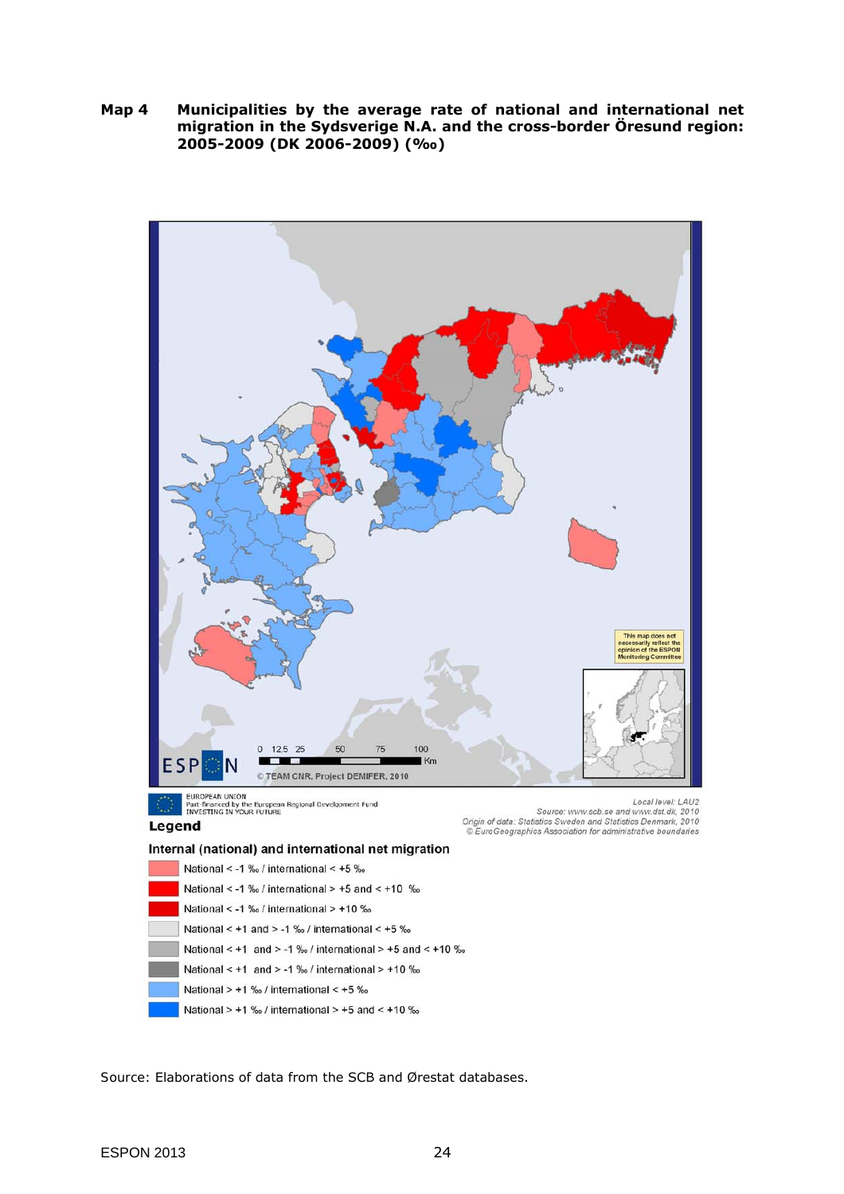**Map 4 Municipalities by the average rate of national and international net migration in the Sydsverige N.A. and the cross-border Öresund region: 2005-2009 (DK 2006-2009) (‰)**

This map does not necessarily reflect the opinion of the ESPON Monitoring Committee

0 12.5 25 50 75 100 Km

© TEAM CNR, Project DEMIFER, 2010

EUROPEAN UNION
Part-financed by the European Regional Development Fund
INVESTING IN YOUR FUTURE

Local level: LAU2
Source: www.scb.se and www.dst.dk, 2010
Origin of data: Statistics Sweden and Statistics Denmark, 2010
© EuroGeographics Association for administrative boundaries

**Legend**

**Internal (national) and international net migration**

- National < -1 ‰ / international < +5 ‰
- National < -1 ‰ / international > +5 and < +10 ‰
- National < -1 ‰ / international > +10 ‰
- National < +1 and > -1 ‰ / international < +5 ‰
- National < +1 and > -1 ‰ / international > +5 and < +10 ‰
- National < +1 and > -1 ‰ / international > +10 ‰
- National > +1 ‰ / international < +5 ‰
- National > +1 ‰ / international > +5 and < +10 ‰

Source: Elaborations of data from the SCB and Ørestat databases.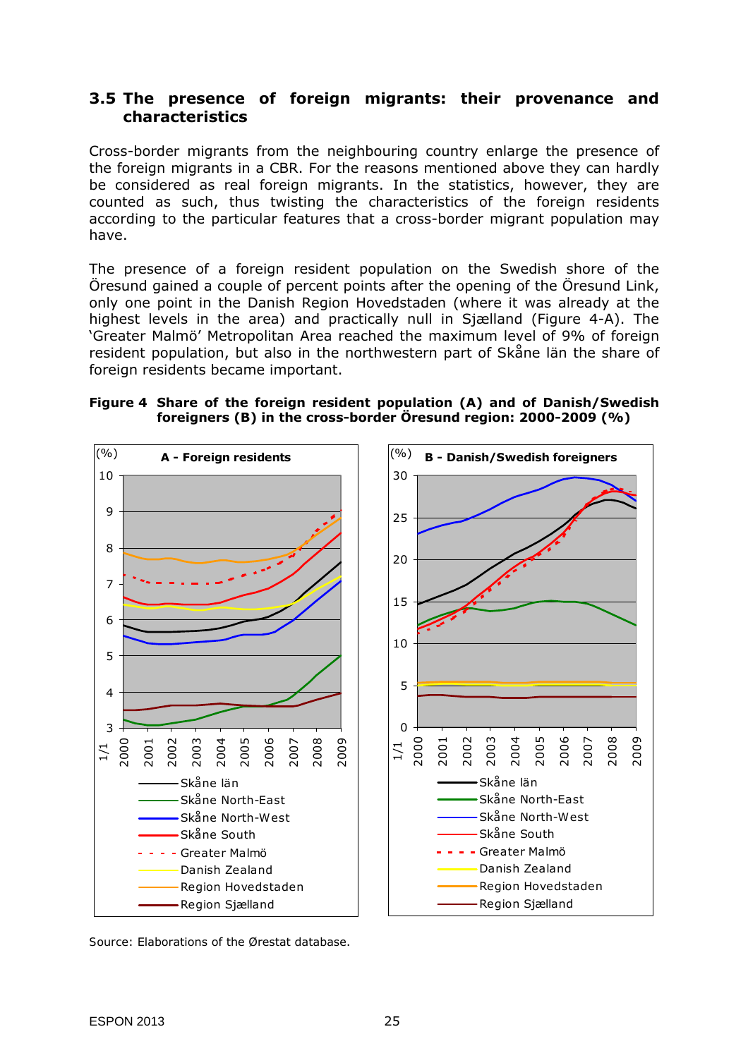## 3.5 The presence of foreign migrants: their provenance and characteristics

Cross-border migrants from the neighbouring country enlarge the presence of the foreign migrants in a CBR. For the reasons mentioned above they can hardly be considered as real foreign migrants. In the statistics, however, they are counted as such, thus twisting the characteristics of the foreign residents according to the particular features that a cross-border migrant population may have.

The presence of a foreign resident population on the Swedish shore of the Öresund gained a couple of percent points after the opening of the Öresund Link, only one point in the Danish Region Hovedstaden (where it was already at the highest levels in the area) and practically null in Sjælland (Figure 4-A). The 'Greater Malmö' Metropolitan Area reached the maximum level of 9% of foreign resident population, but also in the northwestern part of Skåne län the share of foreign residents became important.

**Figure 4 Share of the foreign resident population (A) and of Danish/Swedish foreigners (B) in the cross-border Öresund region: 2000-2009 (%)**

Source: Elaborations of the Ørestat database.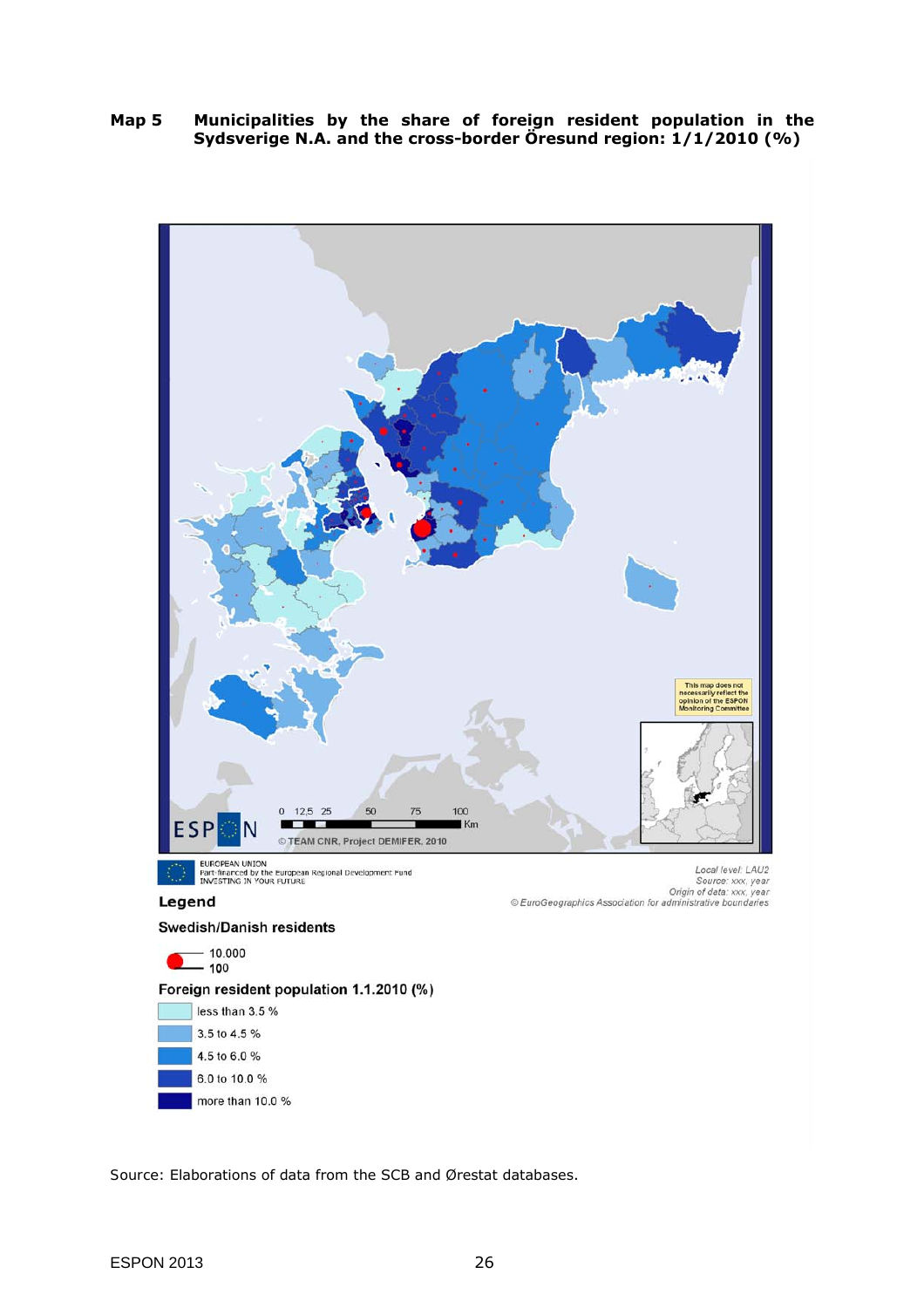**Map 5 Municipalities by the share of foreign resident population in the Sydsverige N.A. and the cross-border Öresund region: 1/1/2010 (%)**

This map does not necessarily reflect the opinion of the ESPON Monitoring Committee

0 12,5 25 50 75 100 Km

© TEAM CNR, Project DEMIFER, 2010

EUROPEAN UNION
Part-financed by the European Regional Development Fund
INVESTING IN YOUR FUTURE

*Local level: LAU2*
*Source: xxx, year*
*Origin of data: xxx, year*
*© EuroGeographics Association for administrative boundaries*

**Legend**

**Swedish/Danish residents**

10.000
100

**Foreign resident population 1.1.2010 (%)**

- less than 3.5 %
- 3.5 to 4.5 %
- 4.5 to 6.0 %
- 6.0 to 10.0 %
- more than 10.0 %

Source: Elaborations of data from the SCB and Ørestat databases.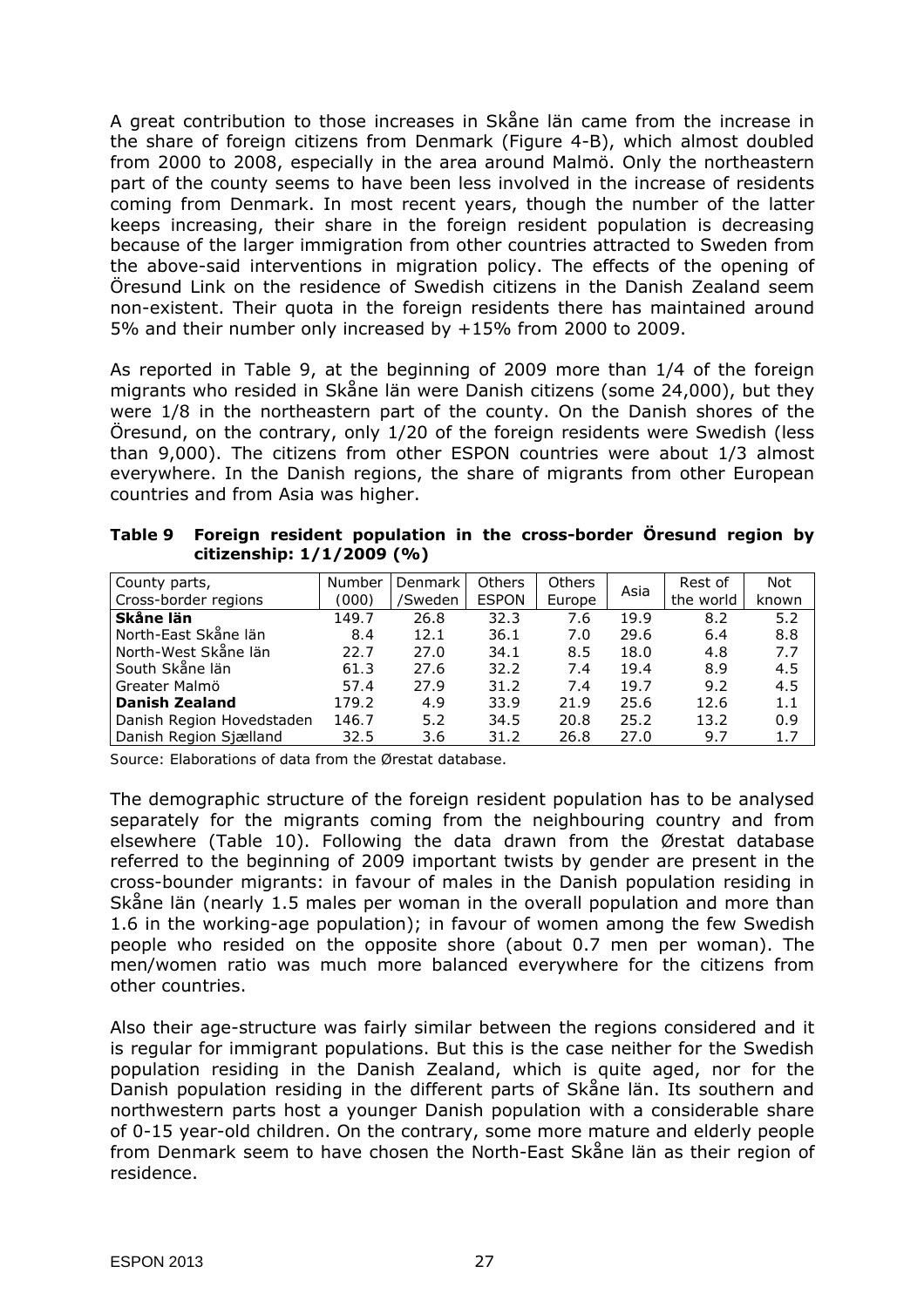A great contribution to those increases in Skåne län came from the increase in the share of foreign citizens from Denmark (Figure 4-B), which almost doubled from 2000 to 2008, especially in the area around Malmö. Only the northeastern part of the county seems to have been less involved in the increase of residents coming from Denmark. In most recent years, though the number of the latter keeps increasing, their share in the foreign resident population is decreasing because of the larger immigration from other countries attracted to Sweden from the above-said interventions in migration policy. The effects of the opening of Öresund Link on the residence of Swedish citizens in the Danish Zealand seem non-existent. Their quota in the foreign residents there has maintained around 5% and their number only increased by +15% from 2000 to 2009.

As reported in Table 9, at the beginning of 2009 more than 1/4 of the foreign migrants who resided in Skåne län were Danish citizens (some 24,000), but they were 1/8 in the northeastern part of the county. On the Danish shores of the Öresund, on the contrary, only 1/20 of the foreign residents were Swedish (less than 9,000). The citizens from other ESPON countries were about 1/3 almost everywhere. In the Danish regions, the share of migrants from other European countries and from Asia was higher.

**Table 9 Foreign resident population in the cross-border Öresund region by citizenship: 1/1/2009 (%)**

| County parts, Cross-border regions | Number (000) | Denmark /Sweden | Others ESPON | Others Europe | Asia | Rest of the world | Not known |
|---|---|---|---|---|---|---|---|
| **Skåne län** | 149.7 | 26.8 | 32.3 | 7.6 | 19.9 | 8.2 | 5.2 |
| North-East Skåne län | 8.4 | 12.1 | 36.1 | 7.0 | 29.6 | 6.4 | 8.8 |
| North-West Skåne län | 22.7 | 27.0 | 34.1 | 8.5 | 18.0 | 4.8 | 7.7 |
| South Skåne län | 61.3 | 27.6 | 32.2 | 7.4 | 19.4 | 8.9 | 4.5 |
| Greater Malmö | 57.4 | 27.9 | 31.2 | 7.4 | 19.7 | 9.2 | 4.5 |
| **Danish Zealand** | 179.2 | 4.9 | 33.9 | 21.9 | 25.6 | 12.6 | 1.1 |
| Danish Region Hovedstaden | 146.7 | 5.2 | 34.5 | 20.8 | 25.2 | 13.2 | 0.9 |
| Danish Region Sjælland | 32.5 | 3.6 | 31.2 | 26.8 | 27.0 | 9.7 | 1.7 |

Source: Elaborations of data from the Ørestat database.

The demographic structure of the foreign resident population has to be analysed separately for the migrants coming from the neighbouring country and from elsewhere (Table 10). Following the data drawn from the Ørestat database referred to the beginning of 2009 important twists by gender are present in the cross-bounder migrants: in favour of males in the Danish population residing in Skåne län (nearly 1.5 males per woman in the overall population and more than 1.6 in the working-age population); in favour of women among the few Swedish people who resided on the opposite shore (about 0.7 men per woman). The men/women ratio was much more balanced everywhere for the citizens from other countries.

Also their age-structure was fairly similar between the regions considered and it is regular for immigrant populations. But this is the case neither for the Swedish population residing in the Danish Zealand, which is quite aged, nor for the Danish population residing in the different parts of Skåne län. Its southern and northwestern parts host a younger Danish population with a considerable share of 0-15 year-old children. On the contrary, some more mature and elderly people from Denmark seem to have chosen the North-East Skåne län as their region of residence.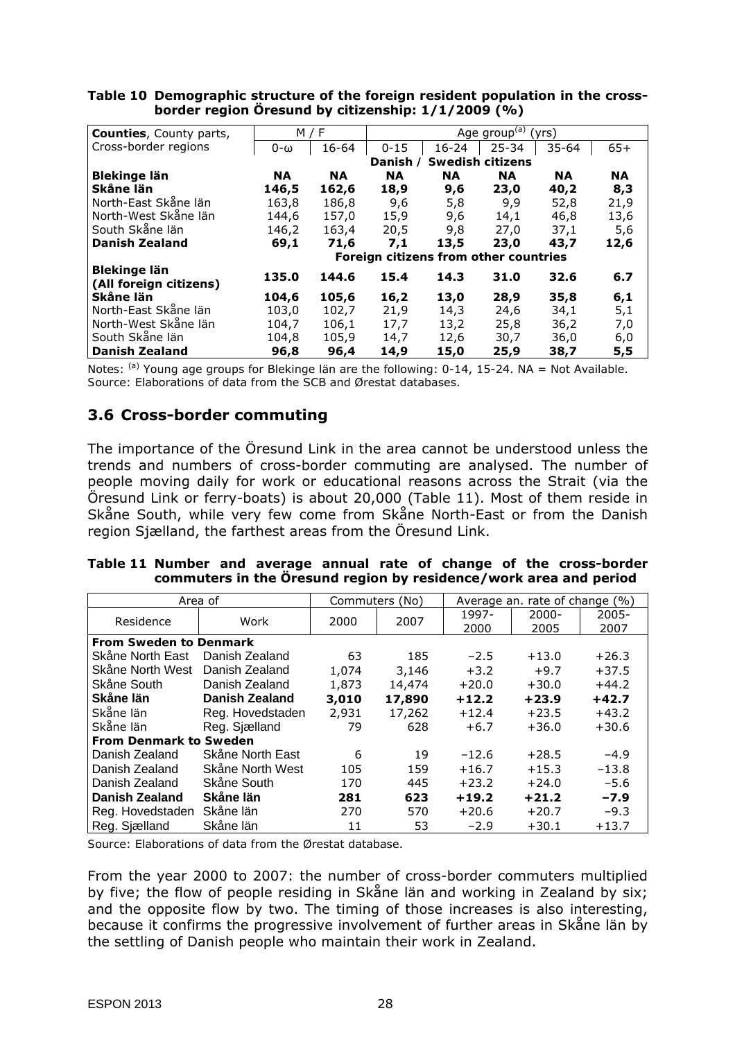**Table 10 Demographic structure of the foreign resident population in the cross-border region Öresund by citizenship: 1/1/2009 (%)**

| **Counties**, County parts, Cross-border regions | M / F | | Age group[(a)] (yrs) | | | | |
|---|---|---|---|---|---|---|---|
| | 0-ω | 16-64 | 0-15 | 16-24 | 25-34 | 35-64 | 65+ |
| | **Danish / Swedish citizens** | | | | | | |
| **Blekinge län** | **NA** | **NA** | **NA** | **NA** | **NA** | **NA** | **NA** |
| **Skåne län** | **146,5** | **162,6** | **18,9** | **9,6** | **23,0** | **40,2** | **8,3** |
| North-East Skåne län | 163,8 | 186,8 | 9,6 | 5,8 | 9,9 | 52,8 | 21,9 |
| North-West Skåne län | 144,6 | 157,0 | 15,9 | 9,6 | 14,1 | 46,8 | 13,6 |
| South Skåne län | 146,2 | 163,4 | 20,5 | 9,8 | 27,0 | 37,1 | 5,6 |
| **Danish Zealand** | **69,1** | **71,6** | **7,1** | **13,5** | **23,0** | **43,7** | **12,6** |
| | **Foreign citizens from other countries** | | | | | | |
| **Blekinge län (All foreign citizens)** | **135.0** | **144.6** | **15.4** | **14.3** | **31.0** | **32.6** | **6.7** |
| **Skåne län** | **104,6** | **105,6** | **16,2** | **13,0** | **28,9** | **35,8** | **6,1** |
| North-East Skåne län | 103,0 | 102,7 | 21,9 | 14,3 | 24,6 | 34,1 | 5,1 |
| North-West Skåne län | 104,7 | 106,1 | 17,7 | 13,2 | 25,8 | 36,2 | 7,0 |
| South Skåne län | 104,8 | 105,9 | 14,7 | 12,6 | 30,7 | 36,0 | 6,0 |
| **Danish Zealand** | **96,8** | **96,4** | **14,9** | **15,0** | **25,9** | **38,7** | **5,5** |

Notes: [(a)] Young age groups for Blekinge län are the following: 0-14, 15-24. NA = Not Available.
Source: Elaborations of data from the SCB and Ørestat databases.

## 3.6 Cross-border commuting

The importance of the Öresund Link in the area cannot be understood unless the trends and numbers of cross-border commuting are analysed. The number of people moving daily for work or educational reasons across the Strait (via the Öresund Link or ferry-boats) is about 20,000 (Table 11). Most of them reside in Skåne South, while very few come from Skåne North-East or from the Danish region Sjælland, the farthest areas from the Öresund Link.

**Table 11 Number and average annual rate of change of the cross-border commuters in the Öresund region by residence/work area and period**

| Area of | | Commuters (No) | | Average an. rate of change (%) | | |
|---|---|---|---|---|---|---|
| Residence | Work | 2000 | 2007 | 1997-2000 | 2000-2005 | 2005-2007 |
| **From Sweden to Denmark** | | | | | | |
| Skåne North East | Danish Zealand | 63 | 185 | −2.5 | +13.0 | +26.3 |
| Skåne North West | Danish Zealand | 1,074 | 3,146 | +3.2 | +9.7 | +37.5 |
| Skåne South | Danish Zealand | 1,873 | 14,474 | +20.0 | +30.0 | +44.2 |
| **Skåne län** | **Danish Zealand** | **3,010** | **17,890** | **+12.2** | **+23.9** | **+42.7** |
| Skåne län | Reg. Hovedstaden | 2,931 | 17,262 | +12.4 | +23.5 | +43.2 |
| Skåne län | Reg. Sjælland | 79 | 628 | +6.7 | +36.0 | +30.6 |
| **From Denmark to Sweden** | | | | | | |
| Danish Zealand | Skåne North East | 6 | 19 | −12.6 | +28.5 | −4.9 |
| Danish Zealand | Skåne North West | 105 | 159 | +16.7 | +15.3 | −13.8 |
| Danish Zealand | Skåne South | 170 | 445 | +23.2 | +24.0 | −5.6 |
| **Danish Zealand** | **Skåne län** | **281** | **623** | **+19.2** | **+21.2** | **−7.9** |
| Reg. Hovedstaden | Skåne län | 270 | 570 | +20.6 | +20.7 | −9.3 |
| Reg. Sjælland | Skåne län | 11 | 53 | −2.9 | +30.1 | +13.7 |

Source: Elaborations of data from the Ørestat database.

From the year 2000 to 2007: the number of cross-border commuters multiplied by five; the flow of people residing in Skåne län and working in Zealand by six; and the opposite flow by two. The timing of those increases is also interesting, because it confirms the progressive involvement of further areas in Skåne län by the settling of Danish people who maintain their work in Zealand.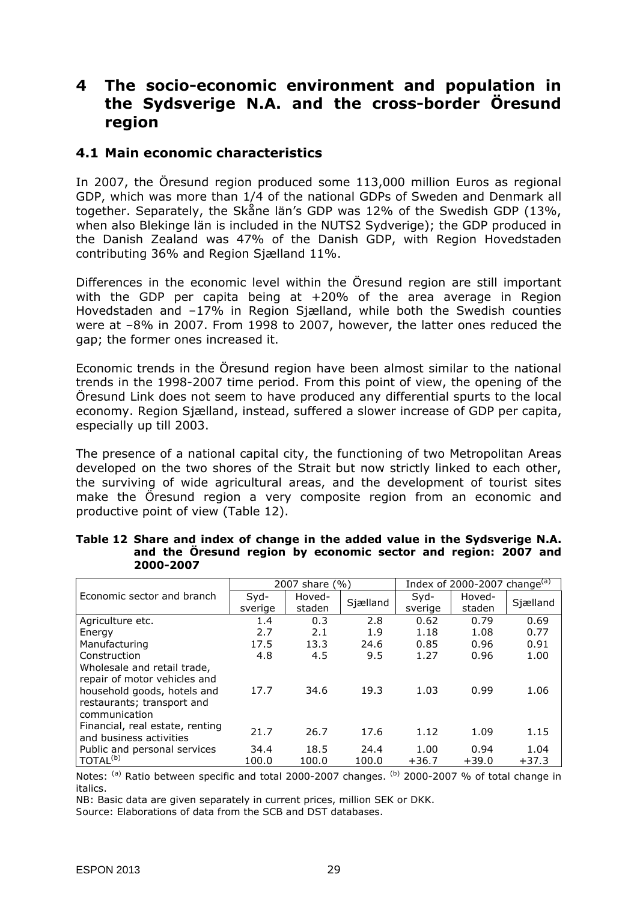# 4 The socio-economic environment and population in the Sydsverige N.A. and the cross-border Öresund region

## 4.1 Main economic characteristics

In 2007, the Öresund region produced some 113,000 million Euros as regional GDP, which was more than 1/4 of the national GDPs of Sweden and Denmark all together. Separately, the Skåne län's GDP was 12% of the Swedish GDP (13%, when also Blekinge län is included in the NUTS2 Sydverige); the GDP produced in the Danish Zealand was 47% of the Danish GDP, with Region Hovedstaden contributing 36% and Region Sjælland 11%.

Differences in the economic level within the Öresund region are still important with the GDP per capita being at +20% of the area average in Region Hovedstaden and –17% in Region Sjælland, while both the Swedish counties were at –8% in 2007. From 1998 to 2007, however, the latter ones reduced the gap; the former ones increased it.

Economic trends in the Öresund region have been almost similar to the national trends in the 1998-2007 time period. From this point of view, the opening of the Öresund Link does not seem to have produced any differential spurts to the local economy. Region Sjælland, instead, suffered a slower increase of GDP per capita, especially up till 2003.

The presence of a national capital city, the functioning of two Metropolitan Areas developed on the two shores of the Strait but now strictly linked to each other, the surviving of wide agricultural areas, and the development of tourist sites make the Öresund region a very composite region from an economic and productive point of view (Table 12).

**Table 12 Share and index of change in the added value in the Sydsverige N.A. and the Öresund region by economic sector and region: 2007 and 2000-2007**

| Economic sector and branch | 2007 share (%) | | | Index of 2000-2007 change[a] | | |
|---|---|---|---|---|---|---|
| | Syd-sverige | Hoved-staden | Sjælland | Syd-sverige | Hoved-staden | Sjælland |
| Agriculture etc. | 1.4 | 0.3 | 2.8 | 0.62 | 0.79 | 0.69 |
| Energy | 2.7 | 2.1 | 1.9 | 1.18 | 1.08 | 0.77 |
| Manufacturing | 17.5 | 13.3 | 24.6 | 0.85 | 0.96 | 0.91 |
| Construction | 4.8 | 4.5 | 9.5 | 1.27 | 0.96 | 1.00 |
| Wholesale and retail trade, repair of motor vehicles and household goods, hotels and restaurants; transport and communication | 17.7 | 34.6 | 19.3 | 1.03 | 0.99 | 1.06 |
| Financial, real estate, renting and business activities | 21.7 | 26.7 | 17.6 | 1.12 | 1.09 | 1.15 |
| Public and personal services | 34.4 | 18.5 | 24.4 | 1.00 | 0.94 | 1.04 |
| TOTAL[b] | 100.0 | 100.0 | 100.0 | *+36.7* | *+39.0* | *+37.3* |

Notes: [a] Ratio between specific and total 2000-2007 changes. [b] 2000-2007 % of total change in italics.

NB: Basic data are given separately in current prices, million SEK or DKK.

Source: Elaborations of data from the SCB and DST databases.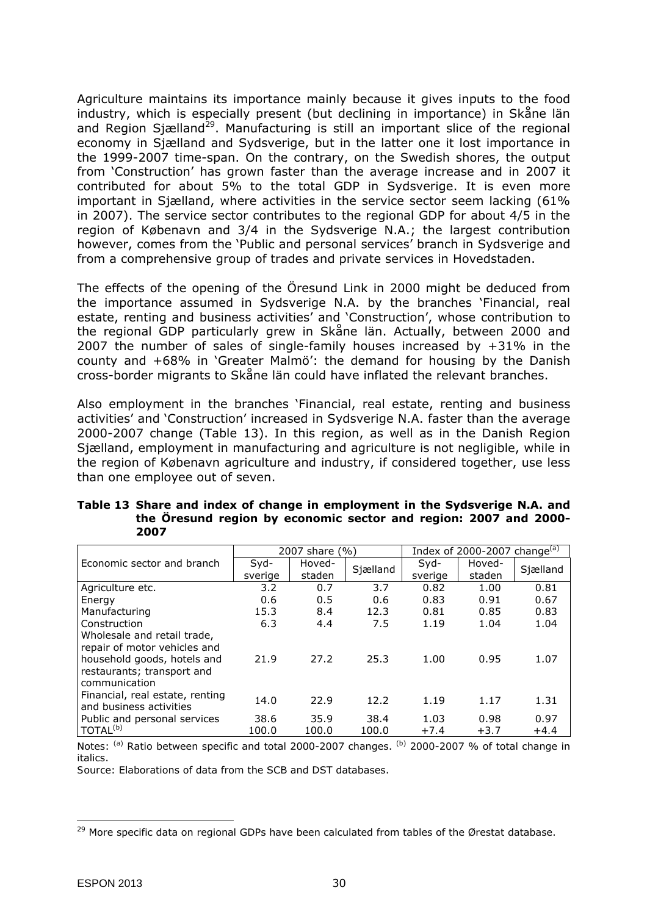Agriculture maintains its importance mainly because it gives inputs to the food industry, which is especially present (but declining in importance) in Skåne län and Region Sjælland[29]. Manufacturing is still an important slice of the regional economy in Sjælland and Sydsverige, but in the latter one it lost importance in the 1999-2007 time-span. On the contrary, on the Swedish shores, the output from 'Construction' has grown faster than the average increase and in 2007 it contributed for about 5% to the total GDP in Sydsverige. It is even more important in Sjælland, where activities in the service sector seem lacking (61% in 2007). The service sector contributes to the regional GDP for about 4/5 in the region of København and 3/4 in the Sydsverige N.A.; the largest contribution however, comes from the 'Public and personal services' branch in Sydsverige and from a comprehensive group of trades and private services in Hovedstaden.

The effects of the opening of the Öresund Link in 2000 might be deduced from the importance assumed in Sydsverige N.A. by the branches 'Financial, real estate, renting and business activities' and 'Construction', whose contribution to the regional GDP particularly grew in Skåne län. Actually, between 2000 and 2007 the number of sales of single-family houses increased by +31% in the county and +68% in 'Greater Malmö': the demand for housing by the Danish cross-border migrants to Skåne län could have inflated the relevant branches.

Also employment in the branches 'Financial, real estate, renting and business activities' and 'Construction' increased in Sydsverige N.A. faster than the average 2000-2007 change (Table 13). In this region, as well as in the Danish Region Sjælland, employment in manufacturing and agriculture is not negligible, while in the region of København agriculture and industry, if considered together, use less than one employee out of seven.

**Table 13 Share and index of change in employment in the Sydsverige N.A. and the Öresund region by economic sector and region: 2007 and 2000-2007**

| Economic sector and branch | 2007 share (%) | | | Index of 2000-2007 change[(a)] | | |
|---|---|---|---|---|---|---|
| | Syd-sverige | Hoved-staden | Sjælland | Syd-sverige | Hoved-staden | Sjælland |
| Agriculture etc. | 3.2 | 0.7 | 3.7 | 0.82 | 1.00 | 0.81 |
| Energy | 0.6 | 0.5 | 0.6 | 0.83 | 0.91 | 0.67 |
| Manufacturing | 15.3 | 8.4 | 12.3 | 0.81 | 0.85 | 0.83 |
| Construction | 6.3 | 4.4 | 7.5 | 1.19 | 1.04 | 1.04 |
| Wholesale and retail trade, repair of motor vehicles and household goods, hotels and restaurants; transport and communication | 21.9 | 27.2 | 25.3 | 1.00 | 0.95 | 1.07 |
| Financial, real estate, renting and business activities | 14.0 | 22.9 | 12.2 | 1.19 | 1.17 | 1.31 |
| Public and personal services | 38.6 | 35.9 | 38.4 | 1.03 | 0.98 | 0.97 |
| TOTAL[(b)] | 100.0 | 100.0 | 100.0 | +7.4 | +3.7 | +4.4 |

Notes: [(a)] Ratio between specific and total 2000-2007 changes. [(b)] 2000-2007 % of total change in italics.

Source: Elaborations of data from the SCB and DST databases.

[29] More specific data on regional GDPs have been calculated from tables of the Ørestat database.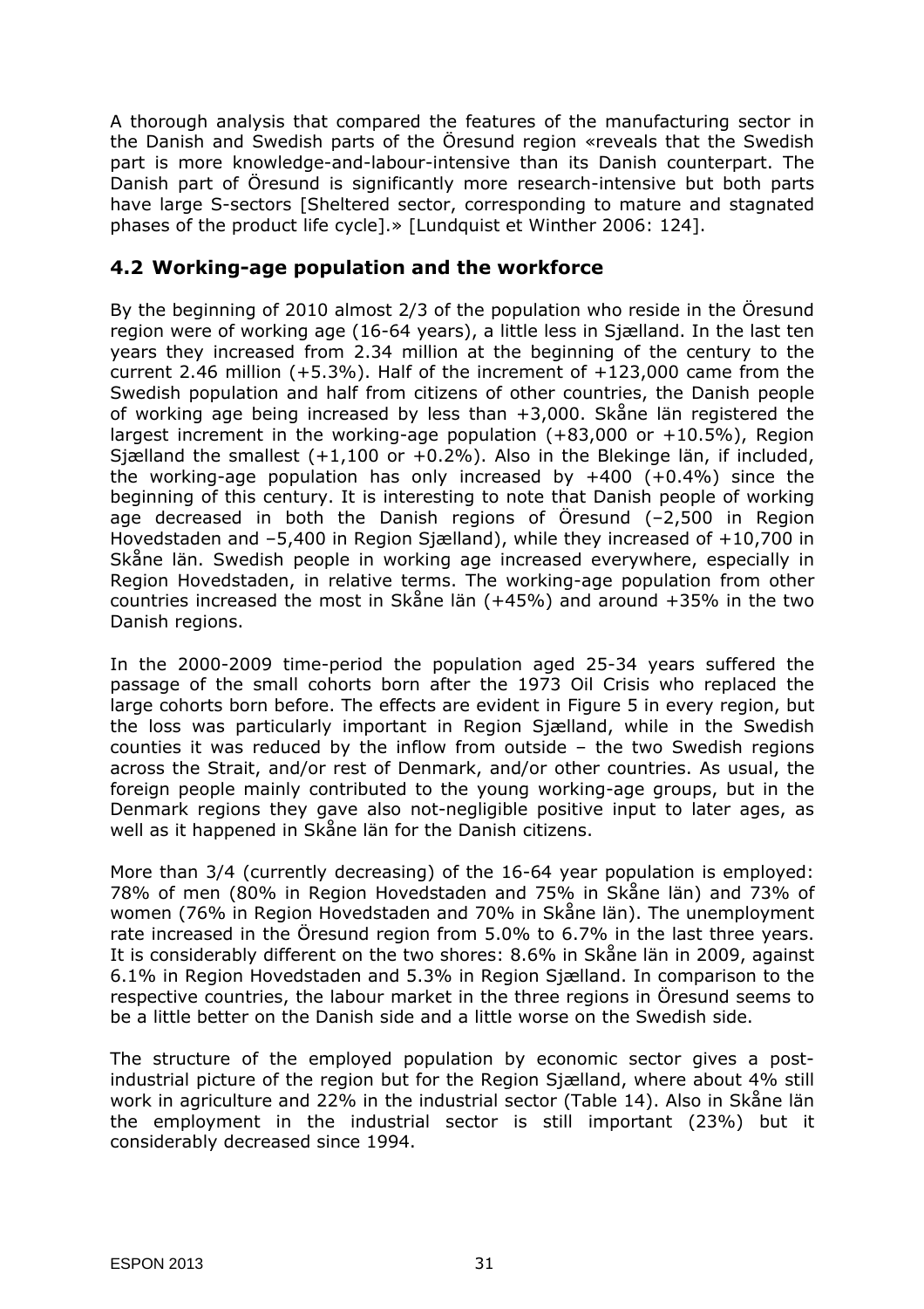A thorough analysis that compared the features of the manufacturing sector in the Danish and Swedish parts of the Öresund region «reveals that the Swedish part is more knowledge-and-labour-intensive than its Danish counterpart. The Danish part of Öresund is significantly more research-intensive but both parts have large S-sectors [Sheltered sector, corresponding to mature and stagnated phases of the product life cycle].» [Lundquist et Winther 2006: 124].

## 4.2 Working-age population and the workforce

By the beginning of 2010 almost 2/3 of the population who reside in the Öresund region were of working age (16-64 years), a little less in Sjælland. In the last ten years they increased from 2.34 million at the beginning of the century to the current 2.46 million (+5.3%). Half of the increment of +123,000 came from the Swedish population and half from citizens of other countries, the Danish people of working age being increased by less than +3,000. Skåne län registered the largest increment in the working-age population (+83,000 or +10.5%), Region Sjælland the smallest (+1,100 or +0.2%). Also in the Blekinge län, if included, the working-age population has only increased by +400 (+0.4%) since the beginning of this century. It is interesting to note that Danish people of working age decreased in both the Danish regions of Öresund (–2,500 in Region Hovedstaden and –5,400 in Region Sjælland), while they increased of +10,700 in Skåne län. Swedish people in working age increased everywhere, especially in Region Hovedstaden, in relative terms. The working-age population from other countries increased the most in Skåne län (+45%) and around +35% in the two Danish regions.

In the 2000-2009 time-period the population aged 25-34 years suffered the passage of the small cohorts born after the 1973 Oil Crisis who replaced the large cohorts born before. The effects are evident in Figure 5 in every region, but the loss was particularly important in Region Sjælland, while in the Swedish counties it was reduced by the inflow from outside – the two Swedish regions across the Strait, and/or rest of Denmark, and/or other countries. As usual, the foreign people mainly contributed to the young working-age groups, but in the Denmark regions they gave also not-negligible positive input to later ages, as well as it happened in Skåne län for the Danish citizens.

More than 3/4 (currently decreasing) of the 16-64 year population is employed: 78% of men (80% in Region Hovedstaden and 75% in Skåne län) and 73% of women (76% in Region Hovedstaden and 70% in Skåne län). The unemployment rate increased in the Öresund region from 5.0% to 6.7% in the last three years. It is considerably different on the two shores: 8.6% in Skåne län in 2009, against 6.1% in Region Hovedstaden and 5.3% in Region Sjælland. In comparison to the respective countries, the labour market in the three regions in Öresund seems to be a little better on the Danish side and a little worse on the Swedish side.

The structure of the employed population by economic sector gives a post-industrial picture of the region but for the Region Sjælland, where about 4% still work in agriculture and 22% in the industrial sector (Table 14). Also in Skåne län the employment in the industrial sector is still important (23%) but it considerably decreased since 1994.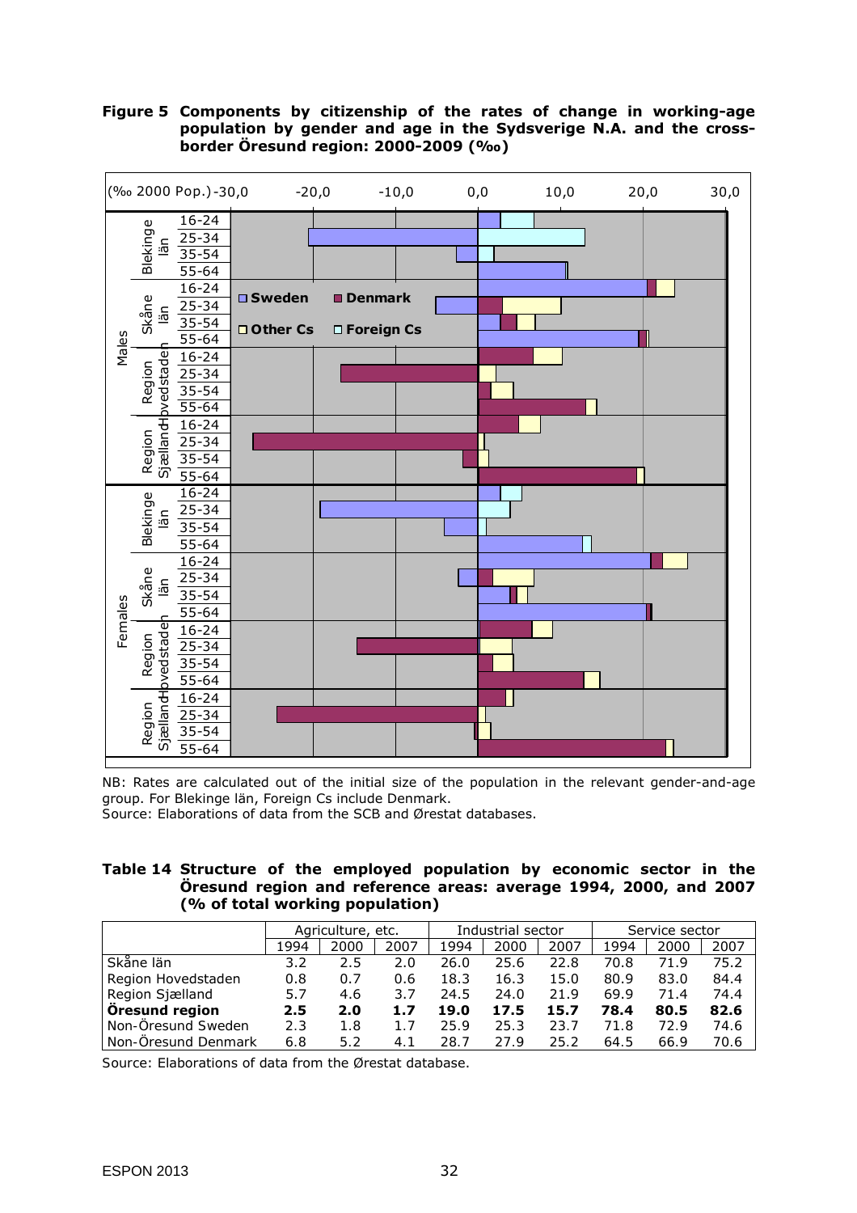**Figure 5 Components by citizenship of the rates of change in working-age population by gender and age in the Sydsverige N.A. and the cross-border Öresund region: 2000-2009 (‰)**

NB: Rates are calculated out of the initial size of the population in the relevant gender-and-age group. For Blekinge län, Foreign Cs include Denmark.
Source: Elaborations of data from the SCB and Ørestat databases.

**Table 14 Structure of the employed population by economic sector in the Öresund region and reference areas: average 1994, 2000, and 2007 (% of total working population)**

| | Agriculture, etc. | | | Industrial sector | | | Service sector | | |
|---|---|---|---|---|---|---|---|---|---|
| | 1994 | 2000 | 2007 | 1994 | 2000 | 2007 | 1994 | 2000 | 2007 |
| Skåne län | 3.2 | 2.5 | 2.0 | 26.0 | 25.6 | 22.8 | 70.8 | 71.9 | 75.2 |
| Region Hovedstaden | 0.8 | 0.7 | 0.6 | 18.3 | 16.3 | 15.0 | 80.9 | 83.0 | 84.4 |
| Region Sjælland | 5.7 | 4.6 | 3.7 | 24.5 | 24.0 | 21.9 | 69.9 | 71.4 | 74.4 |
| **Öresund region** | **2.5** | **2.0** | **1.7** | **19.0** | **17.5** | **15.7** | **78.4** | **80.5** | **82.6** |
| Non-Öresund Sweden | 2.3 | 1.8 | 1.7 | 25.9 | 25.3 | 23.7 | 71.8 | 72.9 | 74.6 |
| Non-Öresund Denmark | 6.8 | 5.2 | 4.1 | 28.7 | 27.9 | 25.2 | 64.5 | 66.9 | 70.6 |

Source: Elaborations of data from the Ørestat database.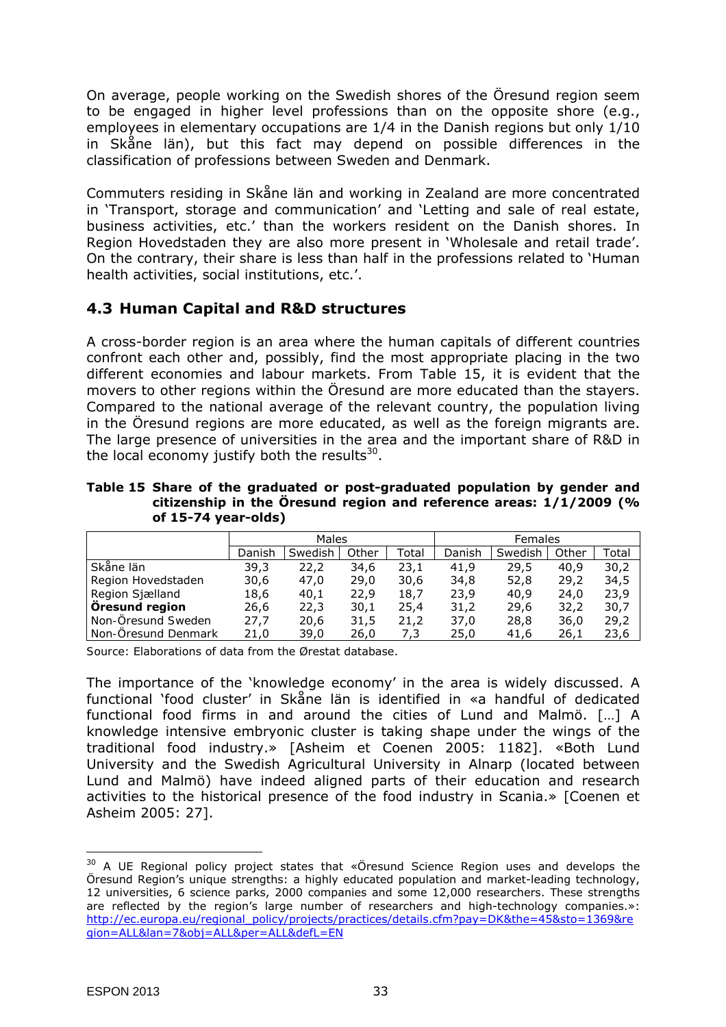On average, people working on the Swedish shores of the Öresund region seem to be engaged in higher level professions than on the opposite shore (e.g., employees in elementary occupations are 1/4 in the Danish regions but only 1/10 in Skåne län), but this fact may depend on possible differences in the classification of professions between Sweden and Denmark.

Commuters residing in Skåne län and working in Zealand are more concentrated in 'Transport, storage and communication' and 'Letting and sale of real estate, business activities, etc.' than the workers resident on the Danish shores. In Region Hovedstaden they are also more present in 'Wholesale and retail trade'. On the contrary, their share is less than half in the professions related to 'Human health activities, social institutions, etc.'.

## 4.3 Human Capital and R&D structures

A cross-border region is an area where the human capitals of different countries confront each other and, possibly, find the most appropriate placing in the two different economies and labour markets. From Table 15, it is evident that the movers to other regions within the Öresund are more educated than the stayers. Compared to the national average of the relevant country, the population living in the Öresund regions are more educated, as well as the foreign migrants are. The large presence of universities in the area and the important share of R&D in the local economy justify both the results[30].

**Table 15 Share of the graduated or post-graduated population by gender and citizenship in the Öresund region and reference areas: 1/1/2009 (% of 15-74 year-olds)**

| | Males | | | | Females | | | |
|---|---|---|---|---|---|---|---|---|
| | Danish | Swedish | Other | Total | Danish | Swedish | Other | Total |
| Skåne län | 39,3 | 22,2 | 34,6 | 23,1 | 41,9 | 29,5 | 40,9 | 30,2 |
| Region Hovedstaden | 30,6 | 47,0 | 29,0 | 30,6 | 34,8 | 52,8 | 29,2 | 34,5 |
| Region Sjælland | 18,6 | 40,1 | 22,9 | 18,7 | 23,9 | 40,9 | 24,0 | 23,9 |
| **Öresund region** | 26,6 | 22,3 | 30,1 | 25,4 | 31,2 | 29,6 | 32,2 | 30,7 |
| Non-Öresund Sweden | 27,7 | 20,6 | 31,5 | 21,2 | 37,0 | 28,8 | 36,0 | 29,2 |
| Non-Öresund Denmark | 21,0 | 39,0 | 26,0 | 7,3 | 25,0 | 41,6 | 26,1 | 23,6 |

Source: Elaborations of data from the Ørestat database.

The importance of the 'knowledge economy' in the area is widely discussed. A functional 'food cluster' in Skåne län is identified in «a handful of dedicated functional food firms in and around the cities of Lund and Malmö. […] A knowledge intensive embryonic cluster is taking shape under the wings of the traditional food industry.» [Asheim et Coenen 2005: 1182]. «Both Lund University and the Swedish Agricultural University in Alnarp (located between Lund and Malmö) have indeed aligned parts of their education and research activities to the historical presence of the food industry in Scania.» [Coenen et Asheim 2005: 27].

---

[30] A UE Regional policy project states that «Öresund Science Region uses and develops the Öresund Region's unique strengths: a highly educated population and market-leading technology, 12 universities, 6 science parks, 2000 companies and some 12,000 researchers. These strengths are reflected by the region's large number of researchers and high-technology companies.»: http://ec.europa.eu/regional_policy/projects/practices/details.cfm?pay=DK&the=45&sto=1369&region=ALL&lan=7&obj=ALL&per=ALL&defL=EN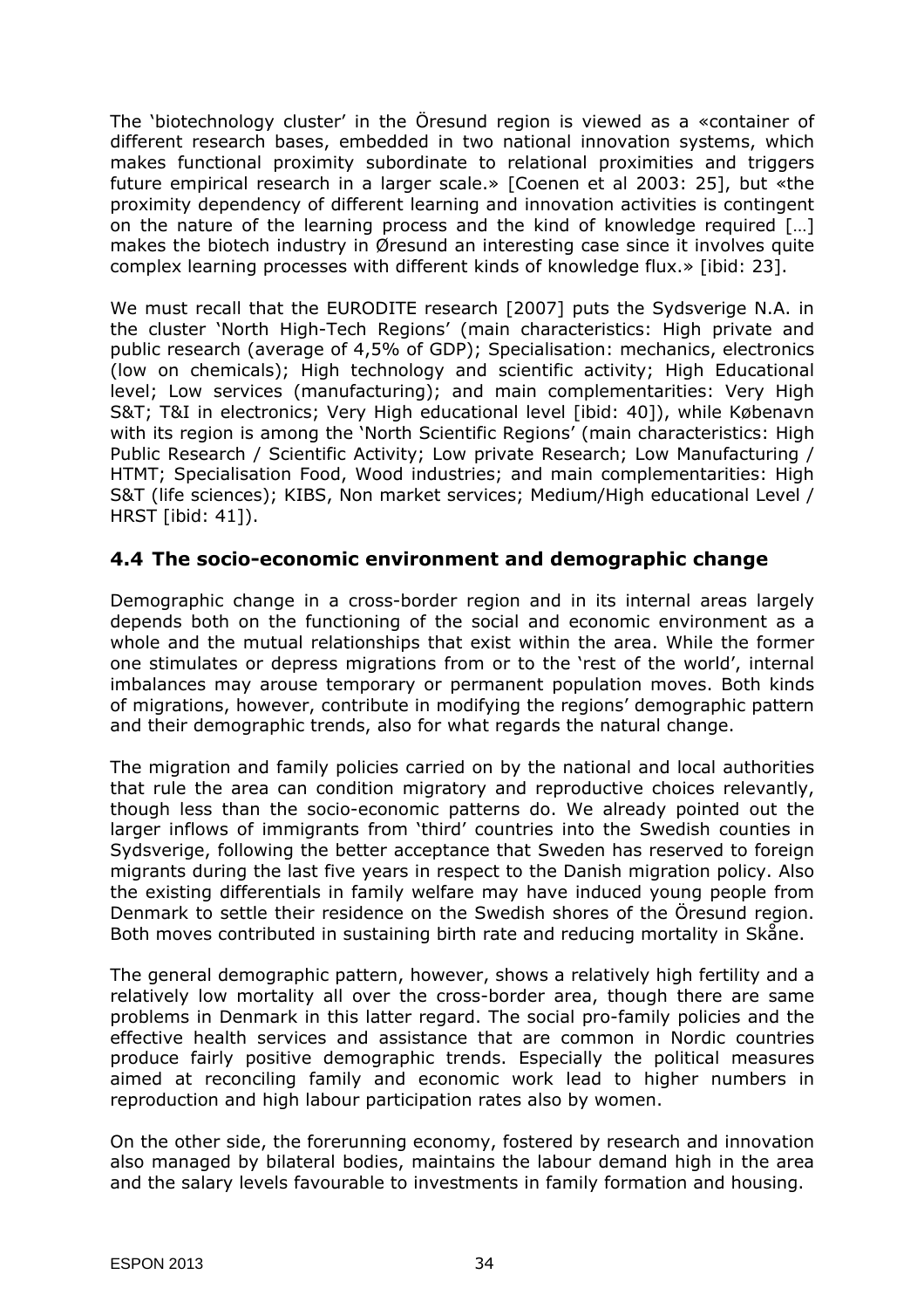The 'biotechnology cluster' in the Öresund region is viewed as a «container of different research bases, embedded in two national innovation systems, which makes functional proximity subordinate to relational proximities and triggers future empirical research in a larger scale.» [Coenen et al 2003: 25], but «the proximity dependency of different learning and innovation activities is contingent on the nature of the learning process and the kind of knowledge required […] makes the biotech industry in Øresund an interesting case since it involves quite complex learning processes with different kinds of knowledge flux.» [ibid: 23].

We must recall that the EURODITE research [2007] puts the Sydsverige N.A. in the cluster 'North High-Tech Regions' (main characteristics: High private and public research (average of 4,5% of GDP); Specialisation: mechanics, electronics (low on chemicals); High technology and scientific activity; High Educational level; Low services (manufacturing); and main complementarities: Very High S&T; T&I in electronics; Very High educational level [ibid: 40]), while København with its region is among the 'North Scientific Regions' (main characteristics: High Public Research / Scientific Activity; Low private Research; Low Manufacturing / HTMT; Specialisation Food, Wood industries; and main complementarities: High S&T (life sciences); KIBS, Non market services; Medium/High educational Level / HRST [ibid: 41]).

## 4.4 The socio-economic environment and demographic change

Demographic change in a cross-border region and in its internal areas largely depends both on the functioning of the social and economic environment as a whole and the mutual relationships that exist within the area. While the former one stimulates or depress migrations from or to the 'rest of the world', internal imbalances may arouse temporary or permanent population moves. Both kinds of migrations, however, contribute in modifying the regions' demographic pattern and their demographic trends, also for what regards the natural change.

The migration and family policies carried on by the national and local authorities that rule the area can condition migratory and reproductive choices relevantly, though less than the socio-economic patterns do. We already pointed out the larger inflows of immigrants from 'third' countries into the Swedish counties in Sydsverige, following the better acceptance that Sweden has reserved to foreign migrants during the last five years in respect to the Danish migration policy. Also the existing differentials in family welfare may have induced young people from Denmark to settle their residence on the Swedish shores of the Öresund region. Both moves contributed in sustaining birth rate and reducing mortality in Skåne.

The general demographic pattern, however, shows a relatively high fertility and a relatively low mortality all over the cross-border area, though there are same problems in Denmark in this latter regard. The social pro-family policies and the effective health services and assistance that are common in Nordic countries produce fairly positive demographic trends. Especially the political measures aimed at reconciling family and economic work lead to higher numbers in reproduction and high labour participation rates also by women.

On the other side, the forerunning economy, fostered by research and innovation also managed by bilateral bodies, maintains the labour demand high in the area and the salary levels favourable to investments in family formation and housing.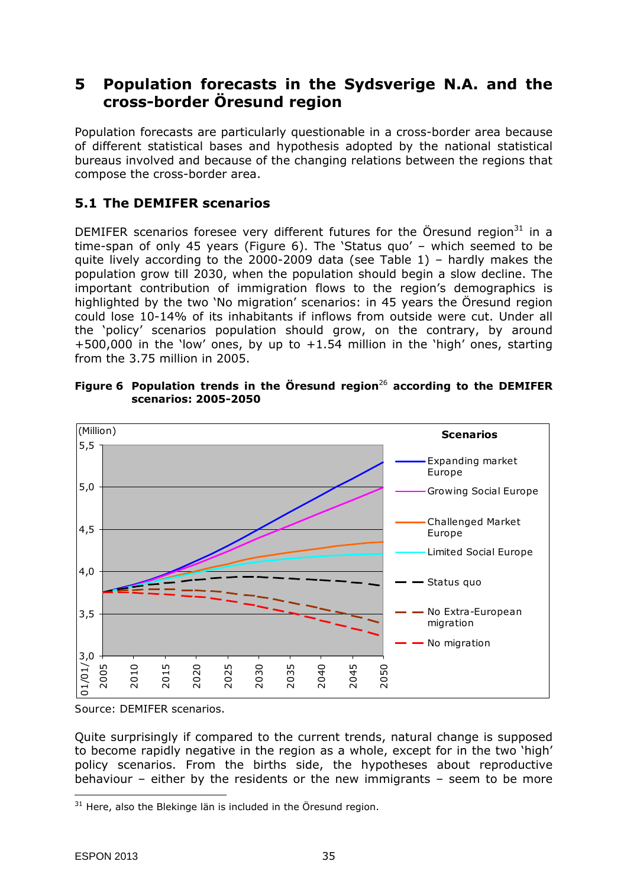# 5 Population forecasts in the Sydsverige N.A. and the cross-border Öresund region

Population forecasts are particularly questionable in a cross-border area because of different statistical bases and hypothesis adopted by the national statistical bureaus involved and because of the changing relations between the regions that compose the cross-border area.

## 5.1 The DEMIFER scenarios

DEMIFER scenarios foresee very different futures for the Öresund region[31] in a time-span of only 45 years (Figure 6). The 'Status quo' – which seemed to be quite lively according to the 2000-2009 data (see Table 1) – hardly makes the population grow till 2030, when the population should begin a slow decline. The important contribution of immigration flows to the region's demographics is highlighted by the two 'No migration' scenarios: in 45 years the Öresund region could lose 10-14% of its inhabitants if inflows from outside were cut. Under all the 'policy' scenarios population should grow, on the contrary, by around +500,000 in the 'low' ones, by up to +1.54 million in the 'high' ones, starting from the 3.75 million in 2005.

**Figure 6 Population trends in the Öresund region[26] according to the DEMIFER scenarios: 2005-2050**

Source: DEMIFER scenarios.

Quite surprisingly if compared to the current trends, natural change is supposed to become rapidly negative in the region as a whole, except for in the two 'high' policy scenarios. From the births side, the hypotheses about reproductive behaviour – either by the residents or the new immigrants – seem to be more

[31] Here, also the Blekinge län is included in the Öresund region.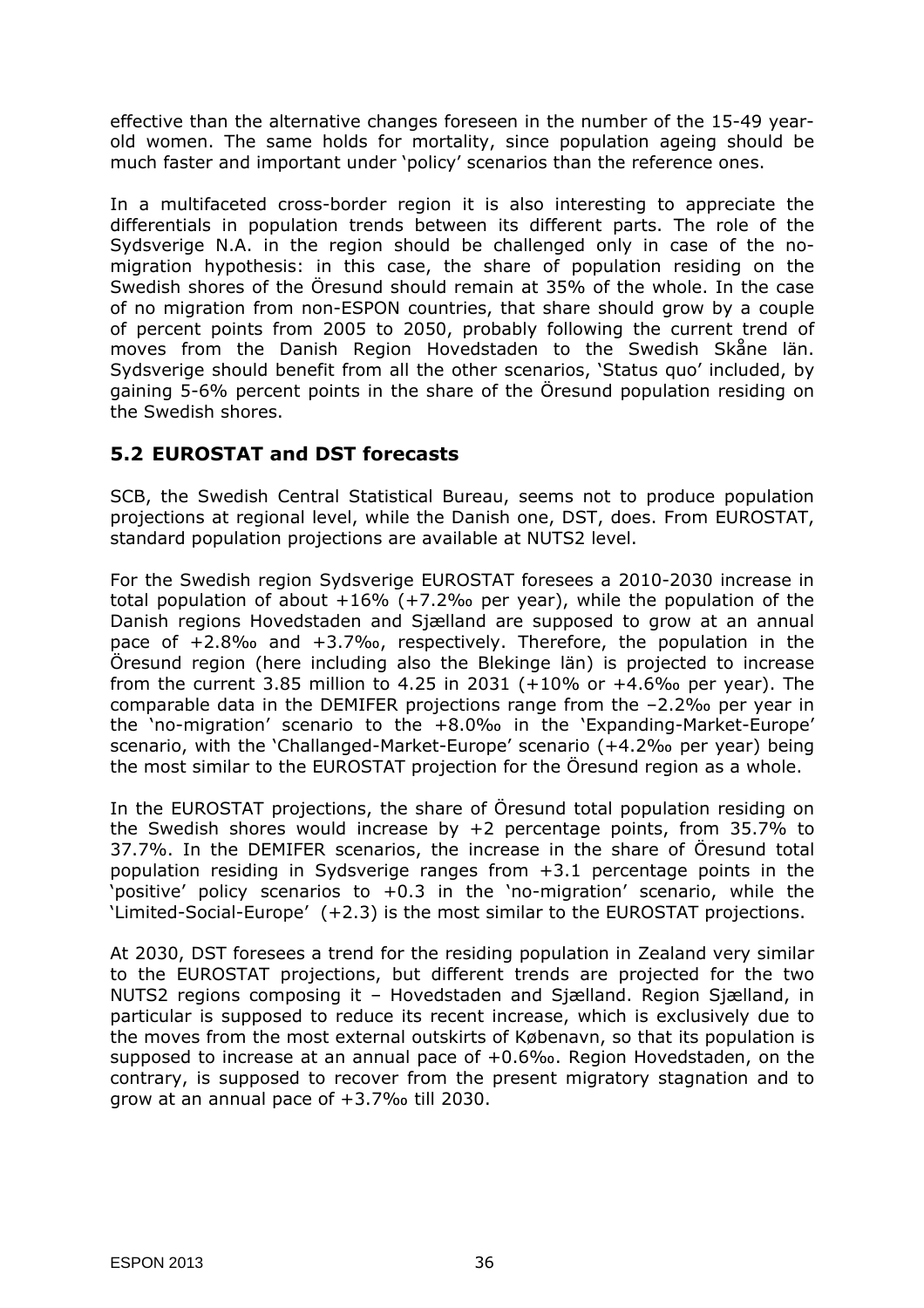effective than the alternative changes foreseen in the number of the 15-49 year-old women. The same holds for mortality, since population ageing should be much faster and important under 'policy' scenarios than the reference ones.

In a multifaceted cross-border region it is also interesting to appreciate the differentials in population trends between its different parts. The role of the Sydsverige N.A. in the region should be challenged only in case of the no-migration hypothesis: in this case, the share of population residing on the Swedish shores of the Öresund should remain at 35% of the whole. In the case of no migration from non-ESPON countries, that share should grow by a couple of percent points from 2005 to 2050, probably following the current trend of moves from the Danish Region Hovedstaden to the Swedish Skåne län. Sydsverige should benefit from all the other scenarios, 'Status quo' included, by gaining 5-6% percent points in the share of the Öresund population residing on the Swedish shores.

## 5.2 EUROSTAT and DST forecasts

SCB, the Swedish Central Statistical Bureau, seems not to produce population projections at regional level, while the Danish one, DST, does. From EUROSTAT, standard population projections are available at NUTS2 level.

For the Swedish region Sydsverige EUROSTAT foresees a 2010-2030 increase in total population of about +16% (+7.2‰ per year), while the population of the Danish regions Hovedstaden and Sjælland are supposed to grow at an annual pace of +2.8‰ and +3.7‰, respectively. Therefore, the population in the Öresund region (here including also the Blekinge län) is projected to increase from the current 3.85 million to 4.25 in 2031 (+10% or +4.6‰ per year). The comparable data in the DEMIFER projections range from the –2.2‰ per year in the 'no-migration' scenario to the +8.0‰ in the 'Expanding-Market-Europe' scenario, with the 'Challanged-Market-Europe' scenario (+4.2‰ per year) being the most similar to the EUROSTAT projection for the Öresund region as a whole.

In the EUROSTAT projections, the share of Öresund total population residing on the Swedish shores would increase by +2 percentage points, from 35.7% to 37.7%. In the DEMIFER scenarios, the increase in the share of Öresund total population residing in Sydsverige ranges from +3.1 percentage points in the 'positive' policy scenarios to +0.3 in the 'no-migration' scenario, while the 'Limited-Social-Europe' (+2.3) is the most similar to the EUROSTAT projections.

At 2030, DST foresees a trend for the residing population in Zealand very similar to the EUROSTAT projections, but different trends are projected for the two NUTS2 regions composing it – Hovedstaden and Sjælland. Region Sjælland, in particular is supposed to reduce its recent increase, which is exclusively due to the moves from the most external outskirts of København, so that its population is supposed to increase at an annual pace of +0.6‰. Region Hovedstaden, on the contrary, is supposed to recover from the present migratory stagnation and to grow at an annual pace of +3.7‰ till 2030.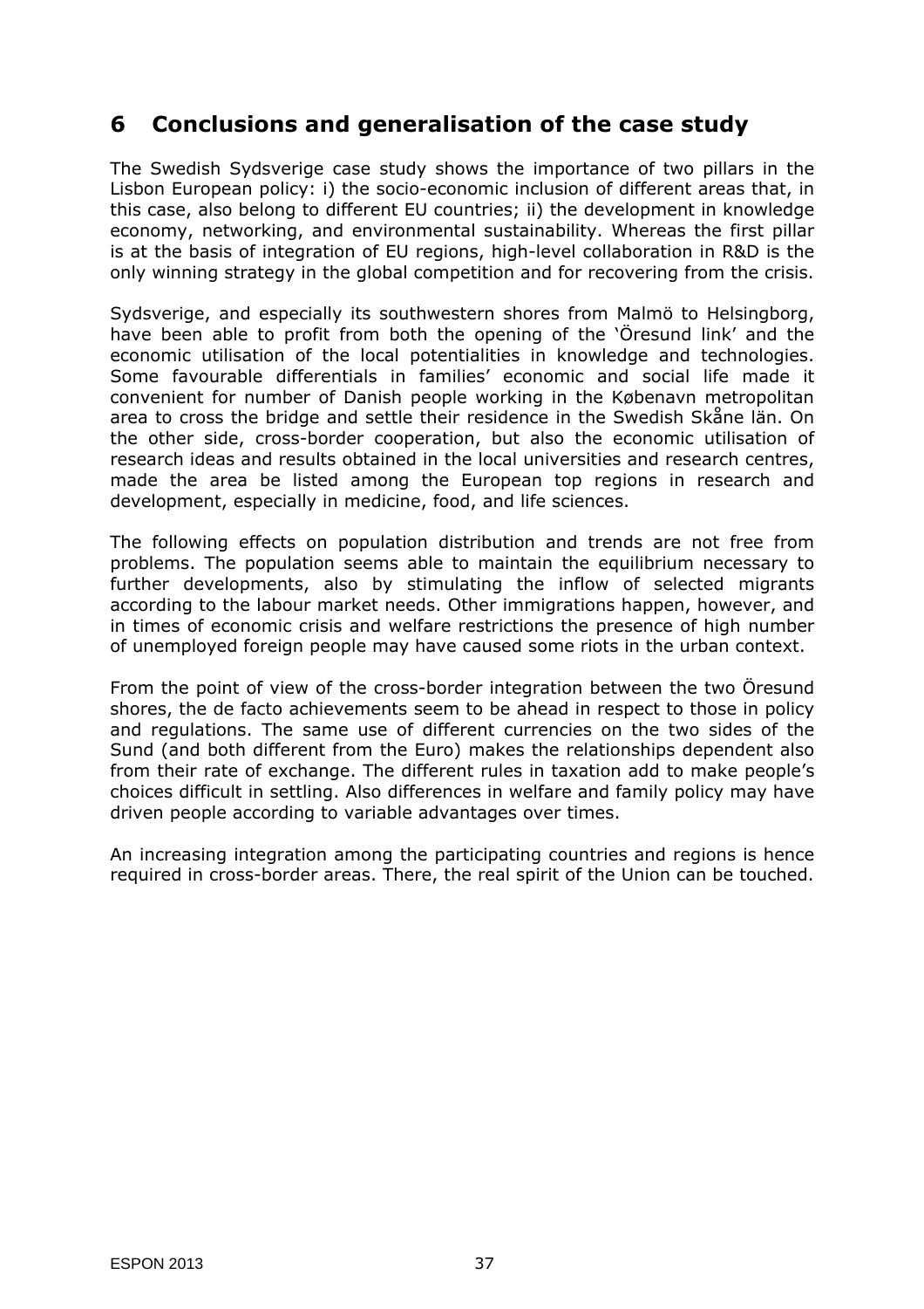## 6 Conclusions and generalisation of the case study

The Swedish Sydsverige case study shows the importance of two pillars in the Lisbon European policy: i) the socio-economic inclusion of different areas that, in this case, also belong to different EU countries; ii) the development in knowledge economy, networking, and environmental sustainability. Whereas the first pillar is at the basis of integration of EU regions, high-level collaboration in R&D is the only winning strategy in the global competition and for recovering from the crisis.

Sydsverige, and especially its southwestern shores from Malmö to Helsingborg, have been able to profit from both the opening of the 'Öresund link' and the economic utilisation of the local potentialities in knowledge and technologies. Some favourable differentials in families' economic and social life made it convenient for number of Danish people working in the København metropolitan area to cross the bridge and settle their residence in the Swedish Skåne län. On the other side, cross-border cooperation, but also the economic utilisation of research ideas and results obtained in the local universities and research centres, made the area be listed among the European top regions in research and development, especially in medicine, food, and life sciences.

The following effects on population distribution and trends are not free from problems. The population seems able to maintain the equilibrium necessary to further developments, also by stimulating the inflow of selected migrants according to the labour market needs. Other immigrations happen, however, and in times of economic crisis and welfare restrictions the presence of high number of unemployed foreign people may have caused some riots in the urban context.

From the point of view of the cross-border integration between the two Öresund shores, the de facto achievements seem to be ahead in respect to those in policy and regulations. The same use of different currencies on the two sides of the Sund (and both different from the Euro) makes the relationships dependent also from their rate of exchange. The different rules in taxation add to make people's choices difficult in settling. Also differences in welfare and family policy may have driven people according to variable advantages over times.

An increasing integration among the participating countries and regions is hence required in cross-border areas. There, the real spirit of the Union can be touched.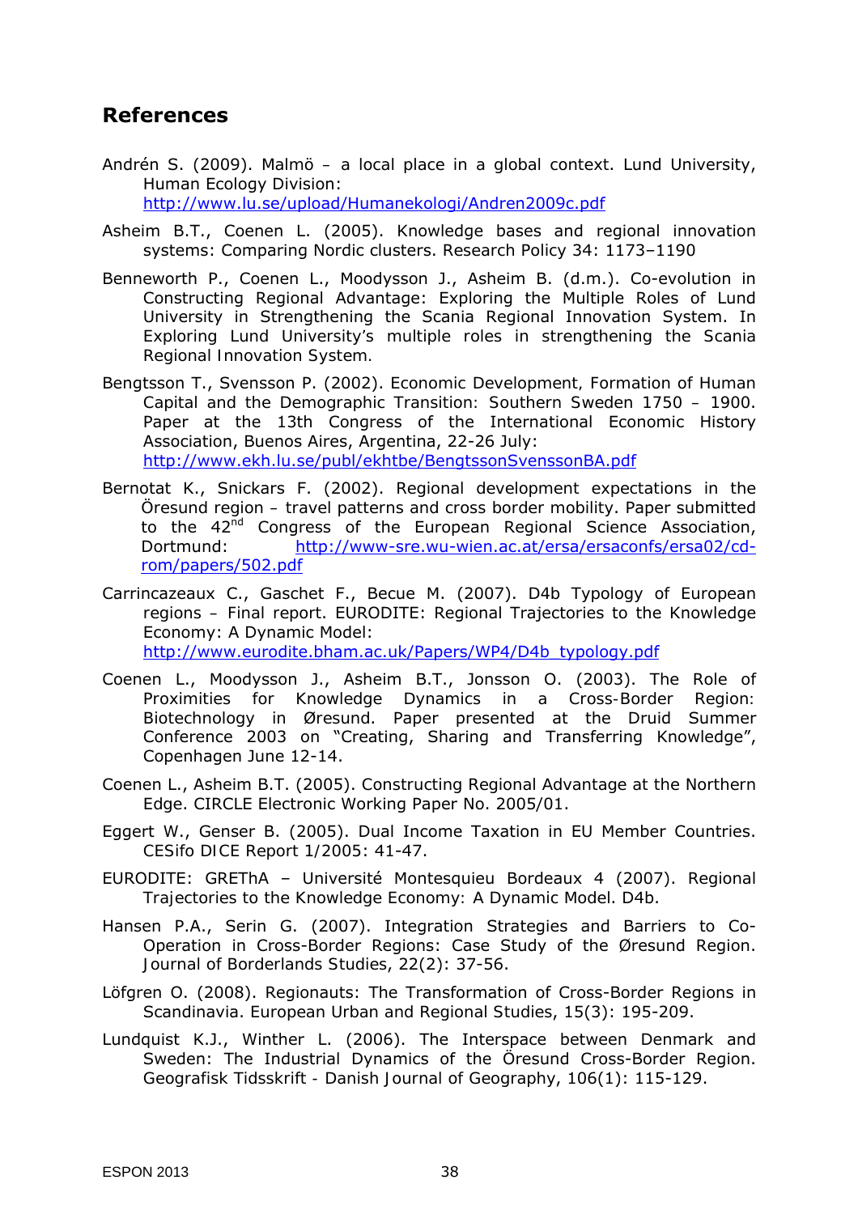## References

Andrén S. (2009). Malmö – a local place in a global context. Lund University, Human Ecology Division: http://www.lu.se/upload/Humanekologi/Andren2009c.pdf

Asheim B.T., Coenen L. (2005). Knowledge bases and regional innovation systems: Comparing Nordic clusters. Research Policy 34: 1173–1190

Benneworth P., Coenen L., Moodysson J., Asheim B. (d.m.). Co-evolution in Constructing Regional Advantage: Exploring the Multiple Roles of Lund University in Strengthening the Scania Regional Innovation System. In Exploring Lund University's multiple roles in strengthening the Scania Regional Innovation System.

Bengtsson T., Svensson P. (2002). Economic Development, Formation of Human Capital and the Demographic Transition: Southern Sweden 1750 – 1900. Paper at the 13th Congress of the International Economic History Association, Buenos Aires, Argentina, 22-26 July: http://www.ekh.lu.se/publ/ekhtbe/BengtssonSvenssonBA.pdf

Bernotat K., Snickars F. (2002). Regional development expectations in the Öresund region – travel patterns and cross border mobility. Paper submitted to the 42nd Congress of the European Regional Science Association, Dortmund: http://www-sre.wu-wien.ac.at/ersa/ersaconfs/ersa02/cd-rom/papers/502.pdf

Carrincazeaux C., Gaschet F., Becue M. (2007). D4b Typology of European regions – Final report. EURODITE: Regional Trajectories to the Knowledge Economy: A Dynamic Model: http://www.eurodite.bham.ac.uk/Papers/WP4/D4b_typology.pdf

Coenen L., Moodysson J., Asheim B.T., Jonsson O. (2003). The Role of Proximities for Knowledge Dynamics in a Cross-Border Region: Biotechnology in Øresund. Paper presented at the Druid Summer Conference 2003 on "Creating, Sharing and Transferring Knowledge", Copenhagen June 12-14.

Coenen L., Asheim B.T. (2005). Constructing Regional Advantage at the Northern Edge. CIRCLE Electronic Working Paper No. 2005/01.

Eggert W., Genser B. (2005). Dual Income Taxation in EU Member Countries. CESifo DICE Report 1/2005: 41-47.

EURODITE: GREThA – Université Montesquieu Bordeaux 4 (2007). Regional Trajectories to the Knowledge Economy: A Dynamic Model. D4b.

Hansen P.A., Serin G. (2007). Integration Strategies and Barriers to Co-Operation in Cross-Border Regions: Case Study of the Øresund Region. Journal of Borderlands Studies, 22(2): 37-56.

Löfgren O. (2008). Regionauts: The Transformation of Cross-Border Regions in Scandinavia. European Urban and Regional Studies, 15(3): 195-209.

Lundquist K.J., Winther L. (2006). The Interspace between Denmark and Sweden: The Industrial Dynamics of the Öresund Cross-Border Region. Geografisk Tidsskrift - Danish Journal of Geography, 106(1): 115-129.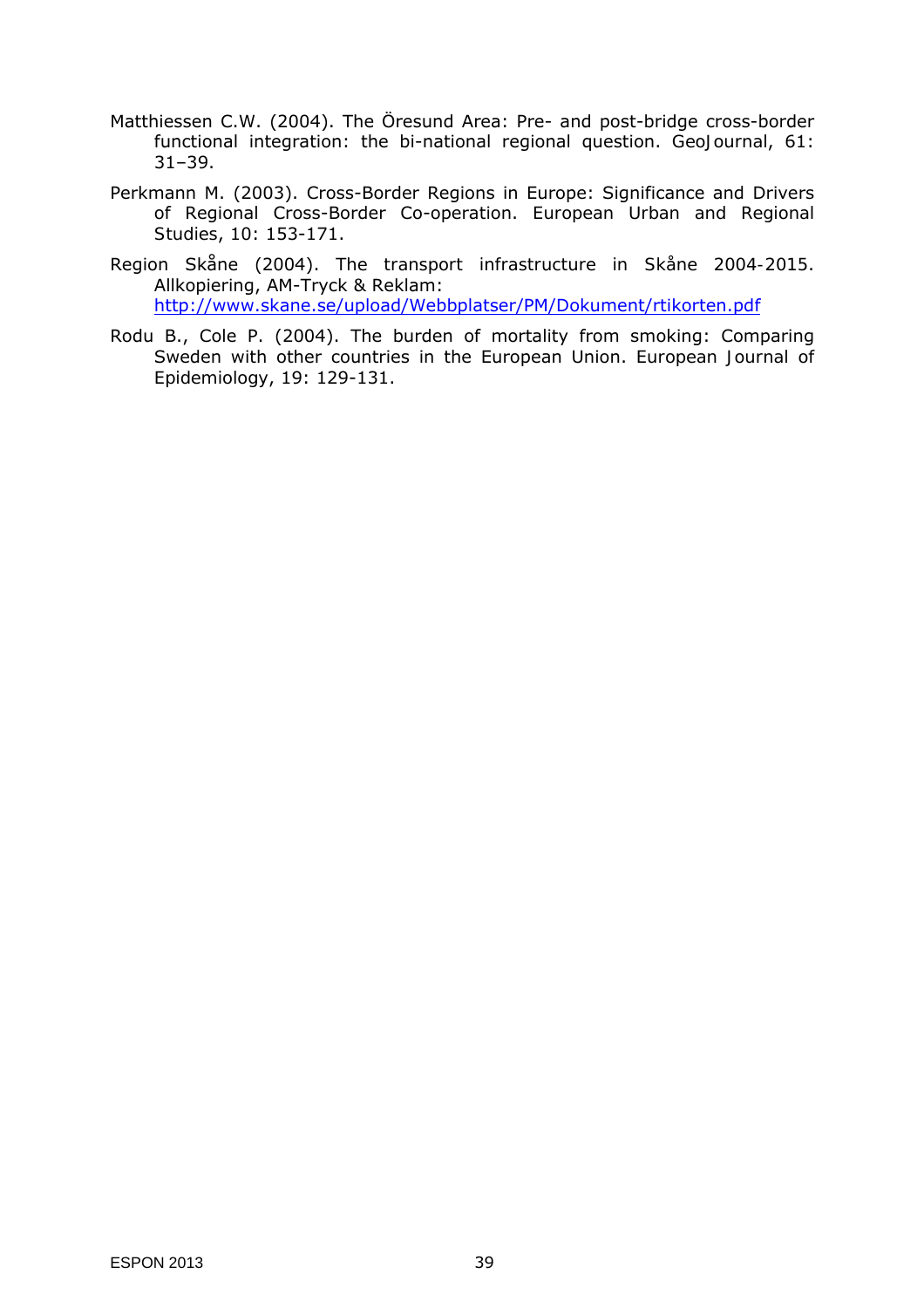Matthiessen C.W. (2004). The Öresund Area: Pre- and post-bridge cross-border functional integration: the bi-national regional question. GeoJournal, 61: 31–39.

Perkmann M. (2003). Cross-Border Regions in Europe: Significance and Drivers of Regional Cross-Border Co-operation. European Urban and Regional Studies, 10: 153-171.

Region Skåne (2004). The transport infrastructure in Skåne 2004-2015. Allkopiering, AM-Tryck & Reklam: http://www.skane.se/upload/Webbplatser/PM/Dokument/rtikorten.pdf

Rodu B., Cole P. (2004). The burden of mortality from smoking: Comparing Sweden with other countries in the European Union. European Journal of Epidemiology, 19: 129-131.